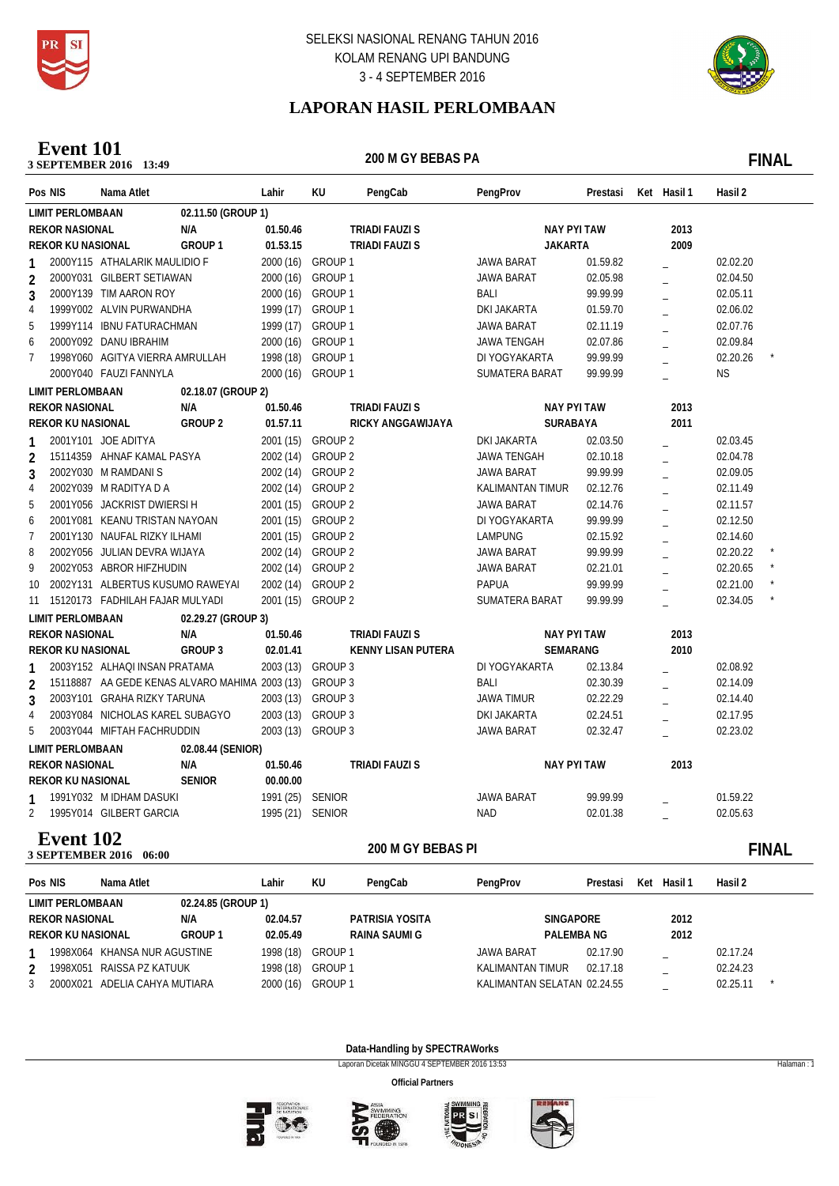SELEKSI NASIONAL RENANG TAHUN 2016
KOLAM RENANG UPI BANDUNG
3 - 4 SEPTEMBER 2016

## LAPORAN HASIL PERLOMBAAN

### Event 101
**3 SEPTEMBER 2016 13:49** — **200 M GY BEBAS PA** — **FINAL**

| Pos | NIS | Nama Atlet | Lahir | KU | PengCab | PengProv | Prestasi | Ket | Hasil 1 | Hasil 2 | |
|---|---|---|---|---|---|---|---|---|---|---|---|
| **LIMIT PERLOMBAAN** | | 02.11.50 (GROUP 1) | | | | | | | | | |
| **REKOR NASIONAL** | | N/A | 01.50.46 | | TRIADI FAUZI S | NAY PYI TAW | | | 2013 | | |
| **REKOR KU NASIONAL** | | GROUP 1 | 01.53.15 | | TRIADI FAUZI S | JAKARTA | | | 2009 | | |
| 1 | 2000Y115 | ATHALARIK MAULIDIO F | 2000 (16) | GROUP 1 | | JAWA BARAT | 01.59.82 | _ | | 02.02.20 | |
| 2 | 2000Y031 | GILBERT SETIAWAN | 2000 (16) | GROUP 1 | | JAWA BARAT | 02.05.98 | _ | | 02.04.50 | |
| 3 | 2000Y139 | TIM AARON ROY | 2000 (16) | GROUP 1 | | BALI | 99.99.99 | _ | | 02.05.11 | |
| 4 | 1999Y002 | ALVIN PURWANDHA | 1999 (17) | GROUP 1 | | DKI JAKARTA | 01.59.70 | _ | | 02.06.02 | |
| 5 | 1999Y114 | IBNU FATURACHMAN | 1999 (17) | GROUP 1 | | JAWA BARAT | 02.11.19 | _ | | 02.07.76 | |
| 6 | 2000Y092 | DANU IBRAHIM | 2000 (16) | GROUP 1 | | JAWA TENGAH | 02.07.86 | _ | | 02.09.84 | |
| 7 | 1998Y060 | AGITYA VIERRA AMRULLAH | 1998 (18) | GROUP 1 | | DI YOGYAKARTA | 99.99.99 | _ | | 02.20.26 | * |
| | 2000Y040 | FAUZI FANNYLA | 2000 (16) | GROUP 1 | | SUMATERA BARAT | 99.99.99 | _ | | NS | |
| **LIMIT PERLOMBAAN** | | 02.18.07 (GROUP 2) | | | | | | | | | |
| **REKOR NASIONAL** | | N/A | 01.50.46 | | TRIADI FAUZI S | NAY PYI TAW | | | 2013 | | |
| **REKOR KU NASIONAL** | | GROUP 2 | 01.57.11 | | RICKY ANGGAWIJAYA | SURABAYA | | | 2011 | | |
| 1 | 2001Y101 | JOE ADITYA | 2001 (15) | GROUP 2 | | DKI JAKARTA | 02.03.50 | _ | | 02.03.45 | |
| 2 | 15114359 | AHNAF KAMAL PASYA | 2002 (14) | GROUP 2 | | JAWA TENGAH | 02.10.18 | _ | | 02.04.78 | |
| 3 | 2002Y030 | M RAMDANI S | 2002 (14) | GROUP 2 | | JAWA BARAT | 99.99.99 | _ | | 02.09.05 | |
| 4 | 2002Y039 | M RADITYA D A | 2002 (14) | GROUP 2 | | KALIMANTAN TIMUR | 02.12.76 | _ | | 02.11.49 | |
| 5 | 2001Y056 | JACKRIST DWIERSI H | 2001 (15) | GROUP 2 | | JAWA BARAT | 02.14.76 | _ | | 02.11.57 | |
| 6 | 2001Y081 | KEANU TRISTAN NAYOAN | 2001 (15) | GROUP 2 | | DI YOGYAKARTA | 99.99.99 | _ | | 02.12.50 | |
| 7 | 2001Y130 | NAUFAL RIZKY ILHAMI | 2001 (15) | GROUP 2 | | LAMPUNG | 02.15.92 | _ | | 02.14.60 | |
| 8 | 2002Y056 | JULIAN DEVRA WIJAYA | 2002 (14) | GROUP 2 | | JAWA BARAT | 99.99.99 | _ | | 02.20.22 | * |
| 9 | 2002Y053 | ABROR HIFZHUDIN | 2002 (14) | GROUP 2 | | JAWA BARAT | 02.21.01 | _ | | 02.20.65 | * |
| 10 | 2002Y131 | ALBERTUS KUSUMO RAWEYAI | 2002 (14) | GROUP 2 | | PAPUA | 99.99.99 | _ | | 02.21.00 | * |
| 11 | 15120173 | FADHILAH FAJAR MULYADI | 2001 (15) | GROUP 2 | | SUMATERA BARAT | 99.99.99 | _ | | 02.34.05 | * |
| **LIMIT PERLOMBAAN** | | 02.29.27 (GROUP 3) | | | | | | | | | |
| **REKOR NASIONAL** | | N/A | 01.50.46 | | TRIADI FAUZI S | NAY PYI TAW | | | 2013 | | |
| **REKOR KU NASIONAL** | | GROUP 3 | 02.01.41 | | KENNY LISAN PUTERA | SEMARANG | | | 2010 | | |
| 1 | 2003Y152 | ALHAQI INSAN PRATAMA | 2003 (13) | GROUP 3 | | DI YOGYAKARTA | 02.13.84 | _ | | 02.08.92 | |
| 2 | 15118887 | AA GEDE KENAS ALVARO MAHIMA | 2003 (13) | GROUP 3 | | BALI | 02.30.39 | _ | | 02.14.09 | |
| 3 | 2003Y101 | GRAHA RIZKY TARUNA | 2003 (13) | GROUP 3 | | JAWA TIMUR | 02.22.29 | _ | | 02.14.40 | |
| 4 | 2003Y084 | NICHOLAS KAREL SUBAGYO | 2003 (13) | GROUP 3 | | DKI JAKARTA | 02.24.51 | _ | | 02.17.95 | |
| 5 | 2003Y044 | MIFTAH FACHRUDDIN | 2003 (13) | GROUP 3 | | JAWA BARAT | 02.32.47 | _ | | 02.23.02 | |
| **LIMIT PERLOMBAAN** | | 02.08.44 (SENIOR) | | | | | | | | | |
| **REKOR NASIONAL** | | N/A | 01.50.46 | | TRIADI FAUZI S | NAY PYI TAW | | | 2013 | | |
| **REKOR KU NASIONAL** | | SENIOR | 00.00.00 | | | | | | | | |
| 1 | 1991Y032 | M IDHAM DASUKI | 1991 (25) | SENIOR | | JAWA BARAT | 99.99.99 | _ | | 01.59.22 | |
| 2 | 1995Y014 | GILBERT GARCIA | 1995 (21) | SENIOR | | NAD | 02.01.38 | _ | | 02.05.63 | |

### Event 102
**3 SEPTEMBER 2016 06:00** — **200 M GY BEBAS PI** — **FINAL**

| Pos | NIS | Nama Atlet | Lahir | KU | PengCab | PengProv | Prestasi | Ket | Hasil 1 | Hasil 2 | |
|---|---|---|---|---|---|---|---|---|---|---|---|
| **LIMIT PERLOMBAAN** | | 02.24.85 (GROUP 1) | | | | | | | | | |
| **REKOR NASIONAL** | | N/A | 02.04.57 | | PATRISIA YOSITA | SINGAPORE | | | 2012 | | |
| **REKOR KU NASIONAL** | | GROUP 1 | 02.05.49 | | RAINA SAUMI G | PALEMBA NG | | | 2012 | | |
| 1 | 1998X064 | KHANSA NUR AGUSTINE | 1998 (18) | GROUP 1 | | JAWA BARAT | 02.17.90 | _ | | 02.17.24 | |
| 2 | 1998X051 | RAISSA PZ KATUUK | 1998 (18) | GROUP 1 | | KALIMANTAN TIMUR | 02.17.18 | _ | | 02.24.23 | |
| 3 | 2000X021 | ADELIA CAHYA MUTIARA | 2000 (16) | GROUP 1 | | KALIMANTAN SELATAN | 02.24.55 | _ | | 02.25.11 | * |

**Data-Handling by SPECTRAWorks**

Laporan Dicetak MINGGU 4 SEPTEMBER 2016 13:53

**Official Partners**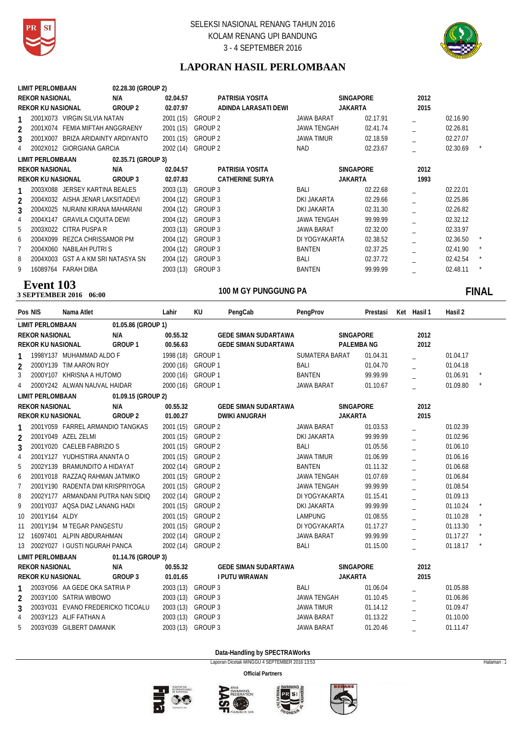SELEKSI NASIONAL RENANG TAHUN 2016
KOLAM RENANG UPI BANDUNG
3 - 4 SEPTEMBER 2016

## LAPORAN HASIL PERLOMBAAN

| Pos | NIS | Nama Atlet | Lahir | KU | PengCab | PengProv | Prestasi | Ket | Hasil 1 | Hasil 2 | |
|---|---|---|---|---|---|---|---|---|---|---|---|
| LIMIT PERLOMBAAN | | | 02.28.30 (GROUP 2) | | | | | | | | |
| REKOR NASIONAL | | | N/A | 02.04.57 | PATRISIA YOSITA | SINGAPORE | | | 2012 | | |
| REKOR KU NASIONAL | | | GROUP 2 | 02.07.97 | ADINDA LARASATI DEWI | JAKARTA | | | 2015 | | |
| 1 | 2001X073 | VIRGIN SILVIA NATAN | 2001 (15) | GROUP 2 | | JAWA BARAT | 02.17.91 | | _ | 02.16.90 | |
| 2 | 2001X074 | FEMIA MIFTAH ANGGRAENY | 2001 (15) | GROUP 2 | | JAWA TENGAH | 02.41.74 | | _ | 02.26.81 | |
| 3 | 2001X007 | BRIZA ARIDAINTY ARDIYANTO | 2001 (15) | GROUP 2 | | JAWA TIMUR | 02.18.59 | | _ | 02.27.07 | |
| 4 | 2002X012 | GIORGIANA GARCIA | 2002 (14) | GROUP 2 | | NAD | 02.23.67 | | _ | 02.30.69 | * |
| LIMIT PERLOMBAAN | | | 02.35.71 (GROUP 3) | | | | | | | | |
| REKOR NASIONAL | | | N/A | 02.04.57 | PATRISIA YOSITA | SINGAPORE | | | 2012 | | |
| REKOR KU NASIONAL | | | GROUP 3 | 02.07.83 | CATHERINE SURYA | JAKARTA | | | 1993 | | |
| 1 | 2003X088 | JERSEY KARTINA BEALES | 2003 (13) | GROUP 3 | | BALI | 02.22.68 | | _ | 02.22.01 | |
| 2 | 2004X032 | AISHA JENAR LAKSITADEVI | 2004 (12) | GROUP 3 | | DKI JAKARTA | 02.29.66 | | _ | 02.25.86 | |
| 3 | 2004X025 | NURAINI KIRANA MAHARANI | 2004 (12) | GROUP 3 | | DKI JAKARTA | 02.31.30 | | _ | 02.26.82 | |
| 4 | 2004X147 | GRAVILA CIQUITA DEWI | 2004 (12) | GROUP 3 | | JAWA TENGAH | 99.99.99 | | _ | 02.32.12 | |
| 5 | 2003X022 | CITRA PUSPA R | 2003 (13) | GROUP 3 | | JAWA BARAT | 02.32.00 | | _ | 02.33.97 | |
| 6 | 2004X099 | REZCA CHRISSAMOR PM | 2004 (12) | GROUP 3 | | DI YOGYAKARTA | 02.38.52 | | _ | 02.36.50 | * |
| 7 | 2004X060 | NABILAH PUTRI S | 2004 (12) | GROUP 3 | | BANTEN | 02.37.25 | | _ | 02.41.90 | * |
| 8 | 2004X003 | GST A A KM SRI NATASYA SN | 2004 (12) | GROUP 3 | | BALI | 02.37.72 | | _ | 02.42.54 | * |
| 9 | 16089764 | FARAH DIBA | 2003 (13) | GROUP 3 | | BANTEN | 99.99.99 | | _ | 02.48.11 | * |

## Event 103
**3 SEPTEMBER 2016 06:00** — **100 M GY PUNGGUNG PA** — **FINAL**

| Pos | NIS | Nama Atlet | Lahir | KU | PengCab | PengProv | Prestasi | Ket | Hasil 1 | Hasil 2 | |
|---|---|---|---|---|---|---|---|---|---|---|---|
| LIMIT PERLOMBAAN | | | 01.05.86 (GROUP 1) | | | | | | | | |
| REKOR NASIONAL | | | N/A | 00.55.32 | GEDE SIMAN SUDARTAWA | SINGAPORE | | | 2012 | | |
| REKOR KU NASIONAL | | | GROUP 1 | 00.56.63 | GEDE SIMAN SUDARTAWA | PALEMBA NG | | | 2012 | | |
| 1 | 1998Y137 | MUHAMMAD ALDO F | 1998 (18) | GROUP 1 | | SUMATERA BARAT | 01.04.31 | | _ | 01.04.17 | |
| 2 | 2000Y139 | TIM AARON ROY | 2000 (16) | GROUP 1 | | BALI | 01.04.70 | | _ | 01.04.18 | |
| 3 | 2000Y107 | KHRISNA A HUTOMO | 2000 (16) | GROUP 1 | | BANTEN | 99.99.99 | | _ | 01.06.91 | * |
| 4 | 2000Y242 | ALWAN NAUVAL HAIDAR | 2000 (16) | GROUP 1 | | JAWA BARAT | 01.10.67 | | _ | 01.09.80 | * |
| LIMIT PERLOMBAAN | | | 01.09.15 (GROUP 2) | | | | | | | | |
| REKOR NASIONAL | | | N/A | 00.55.32 | GEDE SIMAN SUDARTAWA | SINGAPORE | | | 2012 | | |
| REKOR KU NASIONAL | | | GROUP 2 | 01.00.27 | DWIKI ANUGRAH | JAKARTA | | | 2015 | | |
| 1 | 2001Y059 | FARREL ARMANDIO TANGKAS | 2001 (15) | GROUP 2 | | JAWA BARAT | 01.03.53 | | _ | 01.02.39 | |
| 2 | 2001Y049 | AZEL ZELMI | 2001 (15) | GROUP 2 | | DKI JAKARTA | 99.99.99 | | _ | 01.02.96 | |
| 3 | 2001Y020 | CAELEB FABRIZIO S | 2001 (15) | GROUP 2 | | BALI | 01.05.56 | | _ | 01.06.10 | |
| 4 | 2001Y127 | YUDHISTIRA ANANTA O | 2001 (15) | GROUP 2 | | JAWA TIMUR | 01.06.99 | | _ | 01.06.16 | |
| 5 | 2002Y139 | BRAMUNDITO A HIDAYAT | 2002 (14) | GROUP 2 | | BANTEN | 01.11.32 | | _ | 01.06.68 | |
| 6 | 2001Y018 | RAZZAQ RAHMAN JATMIKO | 2001 (15) | GROUP 2 | | JAWA TENGAH | 01.07.69 | | _ | 01.06.84 | |
| 7 | 2001Y190 | RADENTA DWI KRISPRIYOGA | 2001 (15) | GROUP 2 | | JAWA TENGAH | 99.99.99 | | _ | 01.08.54 | |
| 8 | 2002Y177 | ARMANDANI PUTRA NAN SIDIQ | 2002 (14) | GROUP 2 | | DI YOGYAKARTA | 01.15.41 | | _ | 01.09.13 | |
| 9 | 2001Y037 | AQSA DIAZ LANANG HADI | 2001 (15) | GROUP 2 | | DKI JAKARTA | 99.99.99 | | _ | 01.10.24 | * |
| 10 | 2001Y164 | ALDY | 2001 (15) | GROUP 2 | | LAMPUNG | 01.08.55 | | _ | 01.10.28 | * |
| 11 | 2001Y194 | M TEGAR PANGESTU | 2001 (15) | GROUP 2 | | DI YOGYAKARTA | 01.17.27 | | _ | 01.13.30 | * |
| 12 | 16097401 | ALPIN ABDURAHMAN | 2002 (14) | GROUP 2 | | JAWA BARAT | 99.99.99 | | _ | 01.17.27 | * |
| 13 | 2002Y027 | I GUSTI NGURAH PANCA | 2002 (14) | GROUP 2 | | BALI | 01.15.00 | | _ | 01.18.17 | * |
| LIMIT PERLOMBAAN | | | 01.14.76 (GROUP 3) | | | | | | | | |
| REKOR NASIONAL | | | N/A | 00.55.32 | GEDE SIMAN SUDARTAWA | SINGAPORE | | | 2012 | | |
| REKOR KU NASIONAL | | | GROUP 3 | 01.01.65 | I PUTU WIRAWAN | JAKARTA | | | 2015 | | |
| 1 | 2003Y056 | AA GEDE OKA SATRIA P | 2003 (13) | GROUP 3 | | BALI | 01.06.04 | | _ | 01.05.88 | |
| 2 | 2003Y100 | SATRIA WIBOWO | 2003 (13) | GROUP 3 | | JAWA TENGAH | 01.10.45 | | _ | 01.06.86 | |
| 3 | 2003Y031 | EVANO FREDERICKO TICOALU | 2003 (13) | GROUP 3 | | JAWA TIMUR | 01.14.12 | | _ | 01.09.47 | |
| 4 | 2003Y123 | ALIF FATHAN A | 2003 (13) | GROUP 3 | | JAWA BARAT | 01.13.22 | | _ | 01.10.00 | |
| 5 | 2003Y039 | GILBERT DAMANIK | 2003 (13) | GROUP 3 | | JAWA BARAT | 01.20.46 | | _ | 01.11.47 | |

Data-Handling by SPECTRAWorks

Laporan Dicetak MINGGU 4 SEPTEMBER 2016 13:53

Official Partners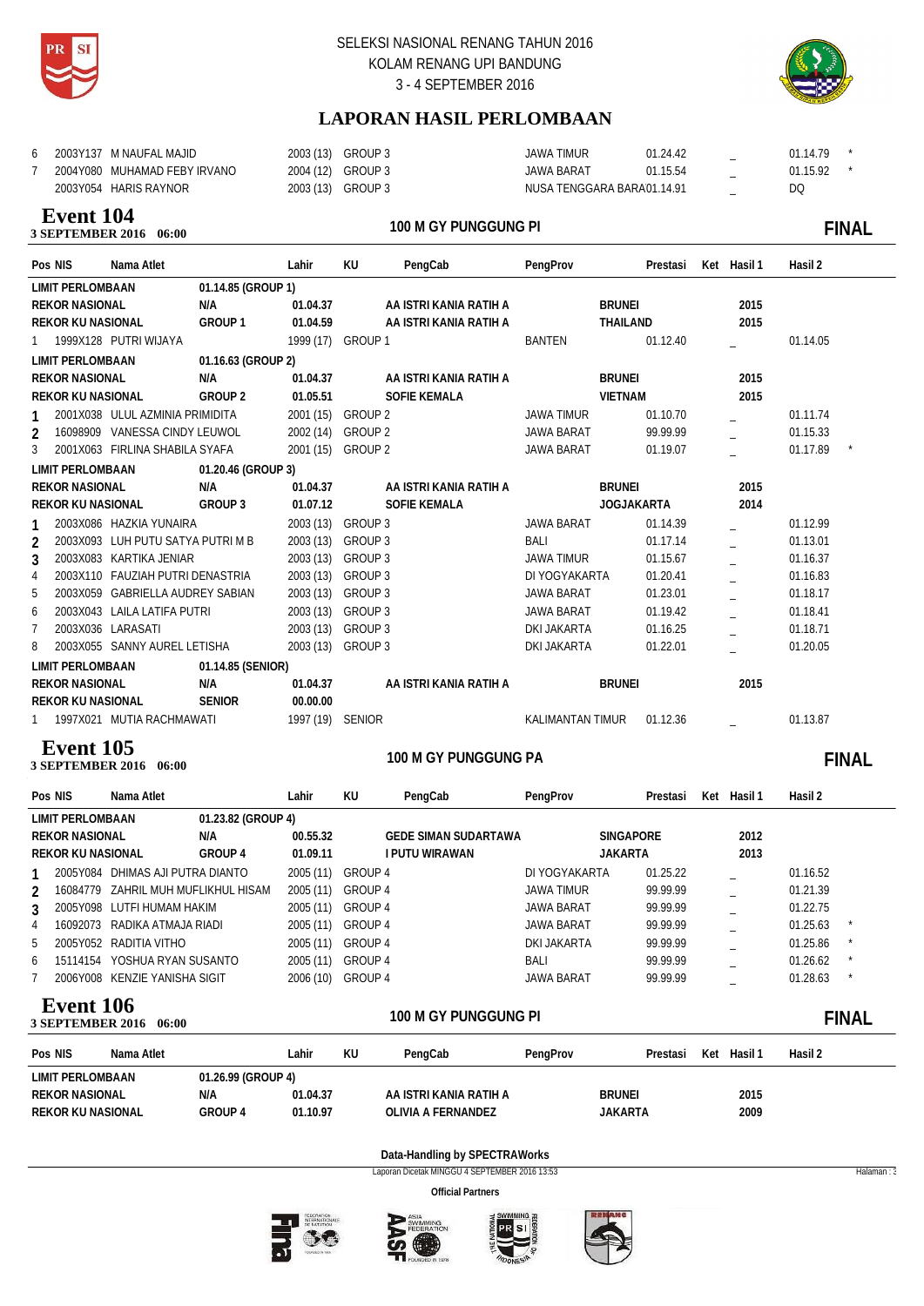| | | | | | | | | | |
|---|---|---|---|---|---|---|---|---|---|
| 6 | 2003Y137 M NAUFAL MAJID | 2003 (13) | GROUP 3 | | JAWA TIMUR | 01.24.42 | _ | 01.14.79 | * |
| 7 | 2004Y080 MUHAMAD FEBY IRVANO | 2004 (12) | GROUP 3 | | JAWA BARAT | 01.15.54 | _ | 01.15.92 | * |
| | 2003Y054 HARIS RAYNOR | 2003 (13) | GROUP 3 | | NUSA TENGGARA BARA | 01.14.91 | _ | DQ | |

## Event 104

**3 SEPTEMBER 2016 06:00** — **100 M GY PUNGGUNG PI** — **FINAL**

| Pos | NIS Nama Atlet | Lahir | KU | PengCab | PengProv | Prestasi | Ket Hasil 1 | Hasil 2 | |
|---|---|---|---|---|---|---|---|---|---|
| LIMIT PERLOMBAAN | 01.14.85 (GROUP 1) | | | | | | | | |
| REKOR NASIONAL | N/A | 01.04.37 | | AA ISTRI KANIA RATIH A | BRUNEI | | 2015 | | |
| REKOR KU NASIONAL | GROUP 1 | 01.04.59 | | AA ISTRI KANIA RATIH A | THAILAND | | 2015 | | |
| 1 | 1999X128 PUTRI WIJAYA | 1999 (17) | GROUP 1 | | BANTEN | 01.12.40 | _ | 01.14.05 | |
| LIMIT PERLOMBAAN | 01.16.63 (GROUP 2) | | | | | | | | |
| REKOR NASIONAL | N/A | 01.04.37 | | AA ISTRI KANIA RATIH A | BRUNEI | | 2015 | | |
| REKOR KU NASIONAL | GROUP 2 | 01.05.51 | | SOFIE KEMALA | VIETNAM | | 2015 | | |
| 1 | 2001X038 ULUL AZMINIA PRIMIDITA | 2001 (15) | GROUP 2 | | JAWA TIMUR | 01.10.70 | _ | 01.11.74 | |
| 2 | 16098909 VANESSA CINDY LEUWOL | 2002 (14) | GROUP 2 | | JAWA BARAT | 99.99.99 | _ | 01.15.33 | |
| 3 | 2001X063 FIRLINA SHABILA SYAFA | 2001 (15) | GROUP 2 | | JAWA BARAT | 01.19.07 | _ | 01.17.89 | * |
| LIMIT PERLOMBAAN | 01.20.46 (GROUP 3) | | | | | | | | |
| REKOR NASIONAL | N/A | 01.04.37 | | AA ISTRI KANIA RATIH A | BRUNEI | | 2015 | | |
| REKOR KU NASIONAL | GROUP 3 | 01.07.12 | | SOFIE KEMALA | JOGJAKARTA | | 2014 | | |
| 1 | 2003X086 HAZKIA YUNAIRA | 2003 (13) | GROUP 3 | | JAWA BARAT | 01.14.39 | _ | 01.12.99 | |
| 2 | 2003X093 LUH PUTU SATYA PUTRI M B | 2003 (13) | GROUP 3 | | BALI | 01.17.14 | _ | 01.13.01 | |
| 3 | 2003X083 KARTIKA JENIAR | 2003 (13) | GROUP 3 | | JAWA TIMUR | 01.15.67 | _ | 01.16.37 | |
| 4 | 2003X110 FAUZIAH PUTRI DENASTRIA | 2003 (13) | GROUP 3 | | DI YOGYAKARTA | 01.20.41 | _ | 01.16.83 | |
| 5 | 2003X059 GABRIELLA AUDREY SABIAN | 2003 (13) | GROUP 3 | | JAWA BARAT | 01.23.01 | _ | 01.18.17 | |
| 6 | 2003X043 LAILA LATIFA PUTRI | 2003 (13) | GROUP 3 | | JAWA BARAT | 01.19.42 | _ | 01.18.41 | |
| 7 | 2003X036 LARASATI | 2003 (13) | GROUP 3 | | DKI JAKARTA | 01.16.25 | _ | 01.18.71 | |
| 8 | 2003X055 SANNY AUREL LETISHA | 2003 (13) | GROUP 3 | | DKI JAKARTA | 01.22.01 | _ | 01.20.05 | |
| LIMIT PERLOMBAAN | 01.14.85 (SENIOR) | | | | | | | | |
| REKOR NASIONAL | N/A | 01.04.37 | | AA ISTRI KANIA RATIH A | BRUNEI | | 2015 | | |
| REKOR KU NASIONAL | SENIOR | 00.00.00 | | | | | | | |
| 1 | 1997X021 MUTIA RACHMAWATI | 1997 (19) | SENIOR | | KALIMANTAN TIMUR | 01.12.36 | _ | 01.13.87 | |

## Event 105

**3 SEPTEMBER 2016 06:00** — **100 M GY PUNGGUNG PA** — **FINAL**

| Pos | NIS Nama Atlet | Lahir | KU | PengCab | PengProv | Prestasi | Ket Hasil 1 | Hasil 2 | |
|---|---|---|---|---|---|---|---|---|---|
| LIMIT PERLOMBAAN | 01.23.82 (GROUP 4) | | | | | | | | |
| REKOR NASIONAL | N/A | 00.55.32 | | GEDE SIMAN SUDARTAWA | SINGAPORE | | 2012 | | |
| REKOR KU NASIONAL | GROUP 4 | 01.09.11 | | I PUTU WIRAWAN | JAKARTA | | 2013 | | |
| 1 | 2005Y084 DHIMAS AJI PUTRA DIANTO | 2005 (11) | GROUP 4 | | DI YOGYAKARTA | 01.25.22 | _ | 01.16.52 | |
| 2 | 16084779 ZAHRIL MUH MUFLIKHUL HISAM | 2005 (11) | GROUP 4 | | JAWA TIMUR | 99.99.99 | _ | 01.21.39 | |
| 3 | 2005Y098 LUTFI HUMAM HAKIM | 2005 (11) | GROUP 4 | | JAWA BARAT | 99.99.99 | _ | 01.22.75 | |
| 4 | 16092073 RADIKA ATMAJA RIADI | 2005 (11) | GROUP 4 | | JAWA BARAT | 99.99.99 | _ | 01.25.63 | * |
| 5 | 2005Y052 RADITIA VITHO | 2005 (11) | GROUP 4 | | DKI JAKARTA | 99.99.99 | _ | 01.25.86 | * |
| 6 | 15114154 YOSHUA RYAN SUSANTO | 2005 (11) | GROUP 4 | | BALI | 99.99.99 | _ | 01.26.62 | * |
| 7 | 2006Y008 KENZIE YANISHA SIGIT | 2006 (10) | GROUP 4 | | JAWA BARAT | 99.99.99 | _ | 01.28.63 | * |

## Event 106

**3 SEPTEMBER 2016 06:00** — **100 M GY PUNGGUNG PI** — **FINAL**

| Pos | NIS Nama Atlet | Lahir | KU | PengCab | PengProv | Prestasi | Ket Hasil 1 | Hasil 2 |
|---|---|---|---|---|---|---|---|---|
| LIMIT PERLOMBAAN | 01.26.99 (GROUP 4) | | | | | | | |
| REKOR NASIONAL | N/A | 01.04.37 | | AA ISTRI KANIA RATIH A | BRUNEI | | 2015 | |
| REKOR KU NASIONAL | GROUP 4 | 01.10.97 | | OLIVIA A FERNANDEZ | JAKARTA | | 2009 | |

Data-Handling by SPECTRAWorks

Laporan Dicetak MINGGU 4 SEPTEMBER 2016 13:53

Official Partners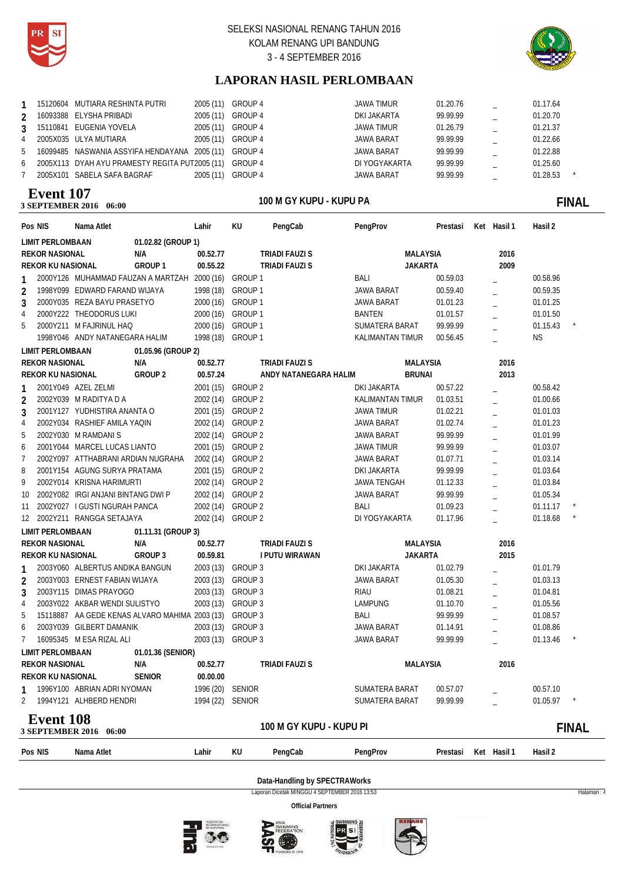# LAPORAN HASIL PERLOMBAAN

| Pos | NIS | Nama Atlet | Lahir | KU | PengCab | PengProv | Prestasi | Ket | Hasil 1 | Hasil 2 | |
|---|---|---|---|---|---|---|---|---|---|---|---|
| 1 | 15120604 | MUTIARA RESHINTA PUTRI | 2005 (11) | GROUP 4 | | JAWA TIMUR | 01.20.76 | | _ | 01.17.64 | |
| 2 | 16093388 | ELYSHA PRIBADI | 2005 (11) | GROUP 4 | | DKI JAKARTA | 99.99.99 | | _ | 01.20.70 | |
| 3 | 15110841 | EUGENIA YOVELA | 2005 (11) | GROUP 4 | | JAWA TIMUR | 01.26.79 | | _ | 01.21.37 | |
| 4 | 2005X035 | ULYA MUTIARA | 2005 (11) | GROUP 4 | | JAWA BARAT | 99.99.99 | | _ | 01.22.66 | |
| 5 | 16099485 | NASWANIA ASSYIFA HENDAYANA | 2005 (11) | GROUP 4 | | JAWA BARAT | 99.99.99 | | _ | 01.22.88 | |
| 6 | 2005X113 | DYAH AYU PRAMESTY REGITA PUT | 2005 (11) | GROUP 4 | | DI YOGYAKARTA | 99.99.99 | | _ | 01.25.60 | |
| 7 | 2005X101 | SABELA SAFA BAGRAF | 2005 (11) | GROUP 4 | | JAWA BARAT | 99.99.99 | | _ | 01.28.53 | * |

## Event 107
**3 SEPTEMBER 2016 06:00** — 100 M GY KUPU - KUPU PA — **FINAL**

| Pos | NIS | Nama Atlet | Lahir | KU | PengCab | PengProv | Prestasi | Ket | Hasil 1 | Hasil 2 | |
|---|---|---|---|---|---|---|---|---|---|---|---|
| LIMIT PERLOMBAAN | | 01.02.82 (GROUP 1) | | | | | | | | | |
| REKOR NASIONAL | | N/A | 00.52.77 | | TRIADI FAUZI S | MALAYSIA | | | 2016 | | |
| REKOR KU NASIONAL | | GROUP 1 | 00.55.22 | | TRIADI FAUZI S | JAKARTA | | | 2009 | | |
| 1 | 2000Y126 | MUHAMMAD FAUZAN A MARTZAH | 2000 (16) | GROUP 1 | | BALI | 00.59.03 | | _ | 00.58.96 | |
| 2 | 1998Y099 | EDWARD FARAND WIJAYA | 1998 (18) | GROUP 1 | | JAWA BARAT | 00.59.40 | | _ | 00.59.35 | |
| 3 | 2000Y035 | REZA BAYU PRASETYO | 2000 (16) | GROUP 1 | | JAWA BARAT | 01.01.23 | | _ | 01.01.25 | |
| 4 | 2000Y222 | THEODORUS LUKI | 2000 (16) | GROUP 1 | | BANTEN | 01.01.57 | | _ | 01.01.50 | |
| 5 | 2000Y211 | M FAJRINUL HAQ | 2000 (16) | GROUP 1 | | SUMATERA BARAT | 99.99.99 | | _ | 01.15.43 | * |
| | 1998Y046 | ANDY NATANEGARA HALIM | 1998 (18) | GROUP 1 | | KALIMANTAN TIMUR | 00.56.45 | | _ | NS | |
| LIMIT PERLOMBAAN | | 01.05.96 (GROUP 2) | | | | | | | | | |
| REKOR NASIONAL | | N/A | 00.52.77 | | TRIADI FAUZI S | MALAYSIA | | | 2016 | | |
| REKOR KU NASIONAL | | GROUP 2 | 00.57.24 | | ANDY NATANEGARA HALIM | BRUNAI | | | 2013 | | |
| 1 | 2001Y049 | AZEL ZELMI | 2001 (15) | GROUP 2 | | DKI JAKARTA | 00.57.22 | | _ | 00.58.42 | |
| 2 | 2002Y039 | M RADITYA D A | 2002 (14) | GROUP 2 | | KALIMANTAN TIMUR | 01.03.51 | | _ | 01.00.66 | |
| 3 | 2001Y127 | YUDHISTIRA ANANTA O | 2001 (15) | GROUP 2 | | JAWA TIMUR | 01.02.21 | | _ | 01.01.03 | |
| 4 | 2002Y034 | RASHIEF AMILA YAQIN | 2002 (14) | GROUP 2 | | JAWA BARAT | 01.02.74 | | _ | 01.01.23 | |
| 5 | 2002Y030 | M RAMDANI S | 2002 (14) | GROUP 2 | | JAWA BARAT | 99.99.99 | | _ | 01.01.99 | |
| 6 | 2001Y044 | MARCEL LUCAS LIANTO | 2001 (15) | GROUP 2 | | JAWA TIMUR | 99.99.99 | | _ | 01.03.07 | |
| 7 | 2002Y097 | ATTHABRANI ARDIAN NUGRAHA | 2002 (14) | GROUP 2 | | JAWA BARAT | 01.07.71 | | _ | 01.03.14 | |
| 8 | 2001Y154 | AGUNG SURYA PRATAMA | 2001 (15) | GROUP 2 | | DKI JAKARTA | 99.99.99 | | _ | 01.03.64 | |
| 9 | 2002Y014 | KRISNA HARIMURTI | 2002 (14) | GROUP 2 | | JAWA TENGAH | 01.12.33 | | _ | 01.03.84 | |
| 10 | 2002Y082 | IRGI ANJANI BINTANG DWI P | 2002 (14) | GROUP 2 | | JAWA BARAT | 99.99.99 | | _ | 01.05.34 | |
| 11 | 2002Y027 | I GUSTI NGURAH PANCA | 2002 (14) | GROUP 2 | | BALI | 01.09.23 | | _ | 01.11.17 | * |
| 12 | 2002Y211 | RANGGA SETAJAYA | 2002 (14) | GROUP 2 | | DI YOGYAKARTA | 01.17.96 | | _ | 01.18.68 | * |
| LIMIT PERLOMBAAN | | 01.11.31 (GROUP 3) | | | | | | | | | |
| REKOR NASIONAL | | N/A | 00.52.77 | | TRIADI FAUZI S | MALAYSIA | | | 2016 | | |
| REKOR KU NASIONAL | | GROUP 3 | 00.59.81 | | I PUTU WIRAWAN | JAKARTA | | | 2015 | | |
| 1 | 2003Y060 | ALBERTUS ANDIKA BANGUN | 2003 (13) | GROUP 3 | | DKI JAKARTA | 01.02.79 | | _ | 01.01.79 | |
| 2 | 2003Y003 | ERNEST FABIAN WIJAYA | 2003 (13) | GROUP 3 | | JAWA BARAT | 01.05.30 | | _ | 01.03.13 | |
| 3 | 2003Y115 | DIMAS PRAYOGO | 2003 (13) | GROUP 3 | | RIAU | 01.08.21 | | _ | 01.04.81 | |
| 4 | 2003Y022 | AKBAR WENDI SULISTYO | 2003 (13) | GROUP 3 | | LAMPUNG | 01.10.70 | | _ | 01.05.56 | |
| 5 | 15118887 | AA GEDE KENAS ALVARO MAHIMA | 2003 (13) | GROUP 3 | | BALI | 99.99.99 | | _ | 01.08.57 | |
| 6 | 2003Y039 | GILBERT DAMANIK | 2003 (13) | GROUP 3 | | JAWA BARAT | 01.14.91 | | _ | 01.08.86 | |
| 7 | 16095345 | M ESA RIZAL ALI | 2003 (13) | GROUP 3 | | JAWA BARAT | 99.99.99 | | _ | 01.13.46 | * |
| LIMIT PERLOMBAAN | | 01.01.36 (SENIOR) | | | | | | | | | |
| REKOR NASIONAL | | N/A | 00.52.77 | | TRIADI FAUZI S | MALAYSIA | | | 2016 | | |
| REKOR KU NASIONAL | | SENIOR | 00.00.00 | | | | | | | | |
| 1 | 1996Y100 | ABRIAN ADRI NYOMAN | 1996 (20) | SENIOR | | SUMATERA BARAT | 00.57.07 | | _ | 00.57.10 | |
| 2 | 1994Y121 | ALHBERD HENDRI | 1994 (22) | SENIOR | | SUMATERA BARAT | 99.99.99 | | _ | 01.05.97 | * |

## Event 108
**3 SEPTEMBER 2016 06:00** — 100 M GY KUPU - KUPU PI — **FINAL**

| Pos | NIS | Nama Atlet | Lahir | KU | PengCab | PengProv | Prestasi | Ket | Hasil 1 | Hasil 2 |
|---|---|---|---|---|---|---|---|---|---|---|

Data-Handling by SPECTRAWorks

Laporan Dicetak MINGGU 4 SEPTEMBER 2016 13:53

Official Partners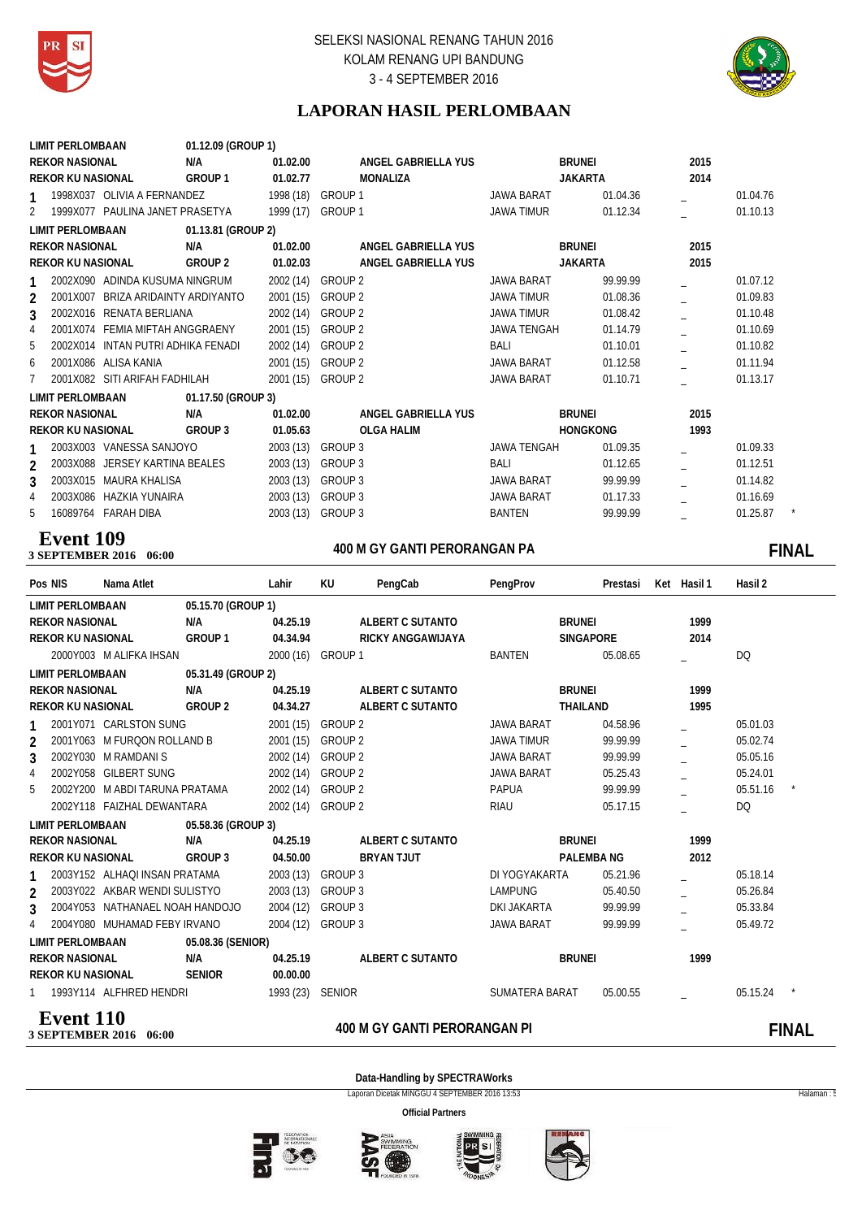SELEKSI NASIONAL RENANG TAHUN 2016
KOLAM RENANG UPI BANDUNG
3 - 4 SEPTEMBER 2016

## LAPORAN HASIL PERLOMBAAN

| Pos | NIS | Nama Atlet | Lahir | KU | PengCab | PengProv | Prestasi | Ket | Hasil 1 | Hasil 2 |
|---|---|---|---|---|---|---|---|---|---|---|
| LIMIT PERLOMBAAN | | 01.12.09 (GROUP 1) | | | | | | | | |
| REKOR NASIONAL | | N/A | 01.02.00 | | ANGEL GABRIELLA YUS | BRUNEI | | | 2015 | |
| REKOR KU NASIONAL | | GROUP 1 | 01.02.77 | | MONALIZA | JAKARTA | | | 2014 | |
| 1 | 1998X037 | OLIVIA A FERNANDEZ | 1998 (18) | GROUP 1 | | JAWA BARAT | 01.04.36 | | _ | 01.04.76 |
| 2 | 1999X077 | PAULINA JANET PRASETYA | 1999 (17) | GROUP 1 | | JAWA TIMUR | 01.12.34 | | _ | 01.10.13 |
| LIMIT PERLOMBAAN | | 01.13.81 (GROUP 2) | | | | | | | | |
| REKOR NASIONAL | | N/A | 01.02.00 | | ANGEL GABRIELLA YUS | BRUNEI | | | 2015 | |
| REKOR KU NASIONAL | | GROUP 2 | 01.02.03 | | ANGEL GABRIELLA YUS | JAKARTA | | | 2015 | |
| 1 | 2002X090 | ADINDA KUSUMA NINGRUM | 2002 (14) | GROUP 2 | | JAWA BARAT | 99.99.99 | | _ | 01.07.12 |
| 2 | 2001X007 | BRIZA ARIDAINTY ARDIYANTO | 2001 (15) | GROUP 2 | | JAWA TIMUR | 01.08.36 | | _ | 01.09.83 |
| 3 | 2002X016 | RENATA BERLIANA | 2002 (14) | GROUP 2 | | JAWA TIMUR | 01.08.42 | | _ | 01.10.48 |
| 4 | 2001X074 | FEMIA MIFTAH ANGGRAENY | 2001 (15) | GROUP 2 | | JAWA TENGAH | 01.14.79 | | _ | 01.10.69 |
| 5 | 2002X014 | INTAN PUTRI ADHIKA FENADI | 2002 (14) | GROUP 2 | | BALI | 01.10.01 | | _ | 01.10.82 |
| 6 | 2001X086 | ALISA KANIA | 2001 (15) | GROUP 2 | | JAWA BARAT | 01.12.58 | | _ | 01.11.94 |
| 7 | 2001X082 | SITI ARIFAH FADHILAH | 2001 (15) | GROUP 2 | | JAWA BARAT | 01.10.71 | | _ | 01.13.17 |
| LIMIT PERLOMBAAN | | 01.17.50 (GROUP 3) | | | | | | | | |
| REKOR NASIONAL | | N/A | 01.02.00 | | ANGEL GABRIELLA YUS | BRUNEI | | | 2015 | |
| REKOR KU NASIONAL | | GROUP 3 | 01.05.63 | | OLGA HALIM | HONGKONG | | | 1993 | |
| 1 | 2003X003 | VANESSA SANJOYO | 2003 (13) | GROUP 3 | | JAWA TENGAH | 01.09.35 | | _ | 01.09.33 |
| 2 | 2003X088 | JERSEY KARTINA BEALES | 2003 (13) | GROUP 3 | | BALI | 01.12.65 | | _ | 01.12.51 |
| 3 | 2003X015 | MAURA KHALISA | 2003 (13) | GROUP 3 | | JAWA BARAT | 99.99.99 | | _ | 01.14.82 |
| 4 | 2003X086 | HAZKIA YUNAIRA | 2003 (13) | GROUP 3 | | JAWA BARAT | 01.17.33 | | _ | 01.16.69 |
| 5 | 16089764 | FARAH DIBA | 2003 (13) | GROUP 3 | | BANTEN | 99.99.99 | | _ | 01.25.87 * |

## Event 109
**3 SEPTEMBER 2016 06:00** — **400 M GY GANTI PERORANGAN PA** — **FINAL**

| Pos | NIS | Nama Atlet | Lahir | KU | PengCab | PengProv | Prestasi | Ket | Hasil 1 | Hasil 2 |
|---|---|---|---|---|---|---|---|---|---|---|
| LIMIT PERLOMBAAN | | 05.15.70 (GROUP 1) | | | | | | | | |
| REKOR NASIONAL | | N/A | 04.25.19 | | ALBERT C SUTANTO | BRUNEI | | | 1999 | |
| REKOR KU NASIONAL | | GROUP 1 | 04.34.94 | | RICKY ANGGAWIJAYA | SINGAPORE | | | 2014 | |
| | 2000Y003 | M ALIFKA IHSAN | 2000 (16) | GROUP 1 | | BANTEN | 05.08.65 | | _ | DQ |
| LIMIT PERLOMBAAN | | 05.31.49 (GROUP 2) | | | | | | | | |
| REKOR NASIONAL | | N/A | 04.25.19 | | ALBERT C SUTANTO | BRUNEI | | | 1999 | |
| REKOR KU NASIONAL | | GROUP 2 | 04.34.27 | | ALBERT C SUTANTO | THAILAND | | | 1995 | |
| 1 | 2001Y071 | CARLSTON SUNG | 2001 (15) | GROUP 2 | | JAWA BARAT | 04.58.96 | | _ | 05.01.03 |
| 2 | 2001Y063 | M FURQON ROLLAND B | 2001 (15) | GROUP 2 | | JAWA TIMUR | 99.99.99 | | _ | 05.02.74 |
| 3 | 2002Y030 | M RAMDANI S | 2002 (14) | GROUP 2 | | JAWA BARAT | 99.99.99 | | _ | 05.05.16 |
| 4 | 2002Y058 | GILBERT SUNG | 2002 (14) | GROUP 2 | | JAWA BARAT | 05.25.43 | | _ | 05.24.01 |
| 5 | 2002Y200 | M ABDI TARUNA PRATAMA | 2002 (14) | GROUP 2 | | PAPUA | 99.99.99 | | _ | 05.51.16 * |
| | 2002Y118 | FAIZHAL DEWANTARA | 2002 (14) | GROUP 2 | | RIAU | 05.17.15 | | _ | DQ |
| LIMIT PERLOMBAAN | | 05.58.36 (GROUP 3) | | | | | | | | |
| REKOR NASIONAL | | N/A | 04.25.19 | | ALBERT C SUTANTO | BRUNEI | | | 1999 | |
| REKOR KU NASIONAL | | GROUP 3 | 04.50.00 | | BRYAN TJUT | PALEMBA NG | | | 2012 | |
| 1 | 2003Y152 | ALHAQI INSAN PRATAMA | 2003 (13) | GROUP 3 | | DI YOGYAKARTA | 05.21.96 | | _ | 05.18.14 |
| 2 | 2003Y022 | AKBAR WENDI SULISTYO | 2003 (13) | GROUP 3 | | LAMPUNG | 05.40.50 | | _ | 05.26.84 |
| 3 | 2004Y053 | NATHANAEL NOAH HANDOJO | 2004 (12) | GROUP 3 | | DKI JAKARTA | 99.99.99 | | _ | 05.33.84 |
| 4 | 2004Y080 | MUHAMAD FEBY IRVANO | 2004 (12) | GROUP 3 | | JAWA BARAT | 99.99.99 | | _ | 05.49.72 |
| LIMIT PERLOMBAAN | | 05.08.36 (SENIOR) | | | | | | | | |
| REKOR NASIONAL | | N/A | 04.25.19 | | ALBERT C SUTANTO | BRUNEI | | | 1999 | |
| REKOR KU NASIONAL | | SENIOR | 00.00.00 | | | | | | | |
| 1 | 1993Y114 | ALFHRED HENDRI | 1993 (23) | SENIOR | | SUMATERA BARAT | 05.00.55 | | _ | 05.15.24 * |

## Event 110
**3 SEPTEMBER 2016 06:00** — **400 M GY GANTI PERORANGAN PI** — **FINAL**

Data-Handling by SPECTRAWorks

Laporan Dicetak MINGGU 4 SEPTEMBER 2016 13:53

Official Partners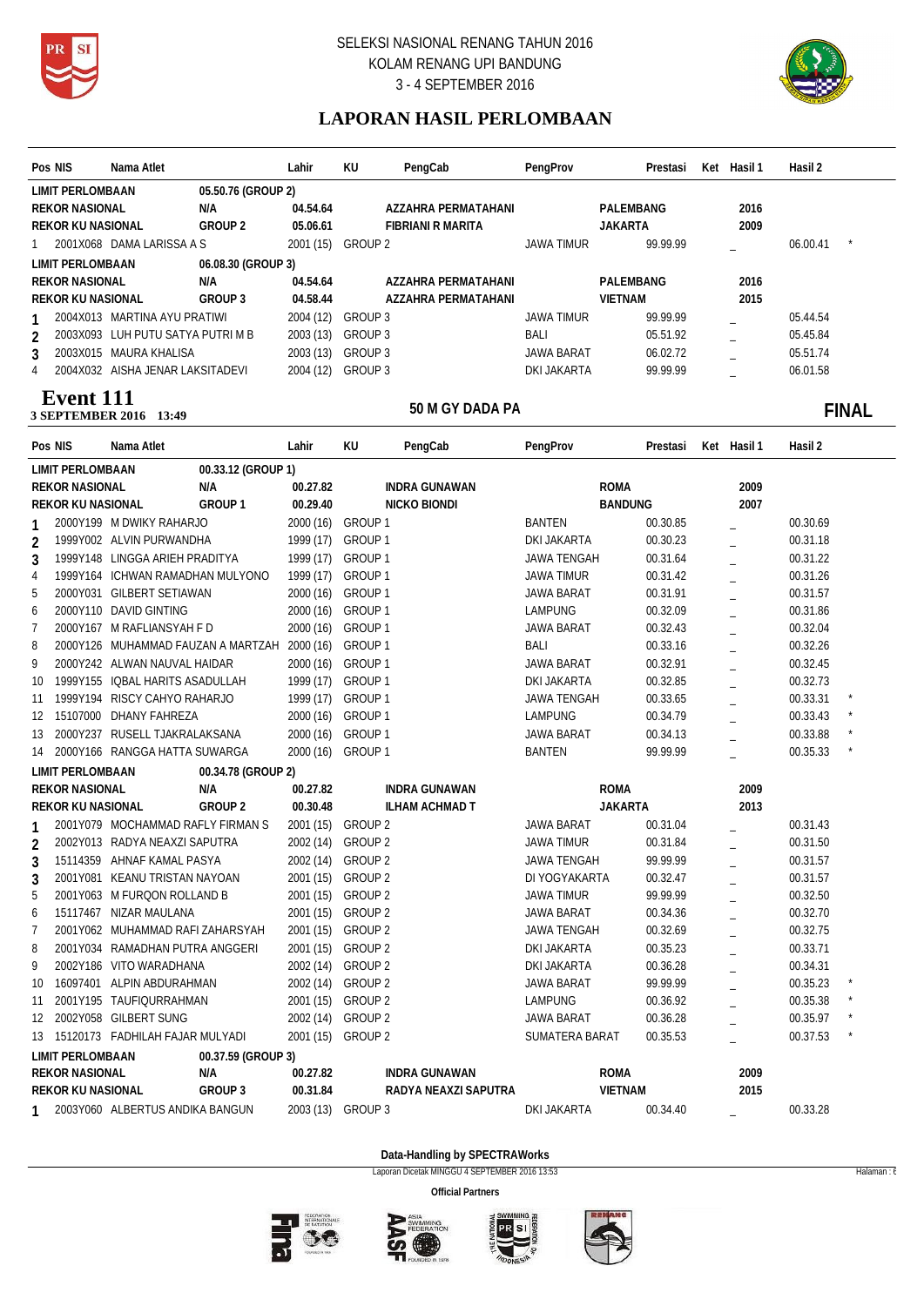# SELEKSI NASIONAL RENANG TAHUN 2016
KOLAM RENANG UPI BANDUNG
3 - 4 SEPTEMBER 2016

## LAPORAN HASIL PERLOMBAAN

| Pos | NIS | Nama Atlet | Lahir | KU | PengCab | PengProv | Prestasi | Ket | Hasil 1 | Hasil 2 | |
|---|---|---|---|---|---|---|---|---|---|---|---|
| LIMIT PERLOMBAAN | | 05.50.76 (GROUP 2) | | | | | | | | | |
| REKOR NASIONAL | | N/A | 04.54.64 | | AZZAHRA PERMATAHANI | PALEMBANG | | | 2016 | | |
| REKOR KU NASIONAL | | GROUP 2 | 05.06.61 | | FIBRIANI R MARITA | JAKARTA | | | 2009 | | |
| 1 | 2001X068 | DAMA LARISSA A S | 2001 (15) | GROUP 2 | | JAWA TIMUR | 99.99.99 | | _ | 06.00.41 | * |
| LIMIT PERLOMBAAN | | 06.08.30 (GROUP 3) | | | | | | | | | |
| REKOR NASIONAL | | N/A | 04.54.64 | | AZZAHRA PERMATAHANI | PALEMBANG | | | 2016 | | |
| REKOR KU NASIONAL | | GROUP 3 | 04.58.44 | | AZZAHRA PERMATAHANI | VIETNAM | | | 2015 | | |
| 1 | 2004X013 | MARTINA AYU PRATIWI | 2004 (12) | GROUP 3 | | JAWA TIMUR | 99.99.99 | | _ | 05.44.54 | |
| 2 | 2003X093 | LUH PUTU SATYA PUTRI M B | 2003 (13) | GROUP 3 | | BALI | 05.51.92 | | _ | 05.45.84 | |
| 3 | 2003X015 | MAURA KHALISA | 2003 (13) | GROUP 3 | | JAWA BARAT | 06.02.72 | | _ | 05.51.74 | |
| 4 | 2004X032 | AISHA JENAR LAKSITADEVI | 2004 (12) | GROUP 3 | | DKI JAKARTA | 99.99.99 | | _ | 06.01.58 | |

## Event 111
**3 SEPTEMBER 2016 13:49** — **50 M GY DADA PA** — **FINAL**

| Pos | NIS | Nama Atlet | Lahir | KU | PengCab | PengProv | Prestasi | Ket | Hasil 1 | Hasil 2 | |
|---|---|---|---|---|---|---|---|---|---|---|---|
| LIMIT PERLOMBAAN | | 00.33.12 (GROUP 1) | | | | | | | | | |
| REKOR NASIONAL | | N/A | 00.27.82 | | INDRA GUNAWAN | ROMA | | | 2009 | | |
| REKOR KU NASIONAL | | GROUP 1 | 00.29.40 | | NICKO BIONDI | BANDUNG | | | 2007 | | |
| 1 | 2000Y199 | M DWIKY RAHARJO | 2000 (16) | GROUP 1 | | BANTEN | 00.30.85 | | _ | 00.30.69 | |
| 2 | 1999Y002 | ALVIN PURWANDHA | 1999 (17) | GROUP 1 | | DKI JAKARTA | 00.30.23 | | _ | 00.31.18 | |
| 3 | 1999Y148 | LINGGA ARIEH PRADITYA | 1999 (17) | GROUP 1 | | JAWA TENGAH | 00.31.64 | | _ | 00.31.22 | |
| 4 | 1999Y164 | ICHWAN RAMADHAN MULYONO | 1999 (17) | GROUP 1 | | JAWA TIMUR | 00.31.42 | | _ | 00.31.26 | |
| 5 | 2000Y031 | GILBERT SETIAWAN | 2000 (16) | GROUP 1 | | JAWA BARAT | 00.31.91 | | _ | 00.31.57 | |
| 6 | 2000Y110 | DAVID GINTING | 2000 (16) | GROUP 1 | | LAMPUNG | 00.32.09 | | _ | 00.31.86 | |
| 7 | 2000Y167 | M RAFLIANSYAH F D | 2000 (16) | GROUP 1 | | JAWA BARAT | 00.32.43 | | _ | 00.32.04 | |
| 8 | 2000Y126 | MUHAMMAD FAUZAN A MARTZAH | 2000 (16) | GROUP 1 | | BALI | 00.33.16 | | _ | 00.32.26 | |
| 9 | 2000Y242 | ALWAN NAUVAL HAIDAR | 2000 (16) | GROUP 1 | | JAWA BARAT | 00.32.91 | | _ | 00.32.45 | |
| 10 | 1999Y155 | IQBAL HARITS ASADULLAH | 1999 (17) | GROUP 1 | | DKI JAKARTA | 00.32.85 | | _ | 00.32.73 | |
| 11 | 1999Y194 | RISCY CAHYO RAHARJO | 1999 (17) | GROUP 1 | | JAWA TENGAH | 00.33.65 | | _ | 00.33.31 | * |
| 12 | 15107000 | DHANY FAHREZA | 2000 (16) | GROUP 1 | | LAMPUNG | 00.34.79 | | _ | 00.33.43 | * |
| 13 | 2000Y237 | RUSELL TJAKRALAKSANA | 2000 (16) | GROUP 1 | | JAWA BARAT | 00.34.13 | | _ | 00.33.88 | * |
| 14 | 2000Y166 | RANGGA HATTA SUWARGA | 2000 (16) | GROUP 1 | | BANTEN | 99.99.99 | | _ | 00.35.33 | * |
| LIMIT PERLOMBAAN | | 00.34.78 (GROUP 2) | | | | | | | | | |
| REKOR NASIONAL | | N/A | 00.27.82 | | INDRA GUNAWAN | ROMA | | | 2009 | | |
| REKOR KU NASIONAL | | GROUP 2 | 00.30.48 | | ILHAM ACHMAD T | JAKARTA | | | 2013 | | |
| 1 | 2001Y079 | MOCHAMMAD RAFLY FIRMAN S | 2001 (15) | GROUP 2 | | JAWA BARAT | 00.31.04 | | _ | 00.31.43 | |
| 2 | 2002Y013 | RADYA NEAXZI SAPUTRA | 2002 (14) | GROUP 2 | | JAWA TIMUR | 00.31.84 | | _ | 00.31.50 | |
| 3 | 15114359 | AHNAF KAMAL PASYA | 2002 (14) | GROUP 2 | | JAWA TENGAH | 99.99.99 | | _ | 00.31.57 | |
| 3 | 2001Y081 | KEANU TRISTAN NAYOAN | 2001 (15) | GROUP 2 | | DI YOGYAKARTA | 00.32.47 | | _ | 00.31.57 | |
| 5 | 2001Y063 | M FURQON ROLLAND B | 2001 (15) | GROUP 2 | | JAWA TIMUR | 99.99.99 | | _ | 00.32.50 | |
| 6 | 15117467 | NIZAR MAULANA | 2001 (15) | GROUP 2 | | JAWA BARAT | 00.34.36 | | _ | 00.32.70 | |
| 7 | 2001Y062 | MUHAMMAD RAFI ZAHARSYAH | 2001 (15) | GROUP 2 | | JAWA TENGAH | 00.32.69 | | _ | 00.32.75 | |
| 8 | 2001Y034 | RAMADHAN PUTRA ANGGERI | 2001 (15) | GROUP 2 | | DKI JAKARTA | 00.35.23 | | _ | 00.33.71 | |
| 9 | 2002Y186 | VITO WARADHANA | 2002 (14) | GROUP 2 | | DKI JAKARTA | 00.36.28 | | _ | 00.34.31 | |
| 10 | 16097401 | ALPIN ABDURAHMAN | 2002 (14) | GROUP 2 | | JAWA BARAT | 99.99.99 | | _ | 00.35.23 | * |
| 11 | 2001Y195 | TAUFIQURRAHMAN | 2001 (15) | GROUP 2 | | LAMPUNG | 00.36.92 | | _ | 00.35.38 | * |
| 12 | 2002Y058 | GILBERT SUNG | 2002 (14) | GROUP 2 | | JAWA BARAT | 00.36.28 | | _ | 00.35.97 | * |
| 13 | 15120173 | FADHILAH FAJAR MULYADI | 2001 (15) | GROUP 2 | | SUMATERA BARAT | 00.35.53 | | _ | 00.37.53 | * |
| LIMIT PERLOMBAAN | | 00.37.59 (GROUP 3) | | | | | | | | | |
| REKOR NASIONAL | | N/A | 00.27.82 | | INDRA GUNAWAN | ROMA | | | 2009 | | |
| REKOR KU NASIONAL | | GROUP 3 | 00.31.84 | | RADYA NEAXZI SAPUTRA | VIETNAM | | | 2015 | | |
| 1 | 2003Y060 | ALBERTUS ANDIKA BANGUN | 2003 (13) | GROUP 3 | | DKI JAKARTA | 00.34.40 | | _ | 00.33.28 | |

**Data-Handling by SPECTRAWorks**

Laporan Dicetak MINGGU 4 SEPTEMBER 2016 13:53

**Official Partners**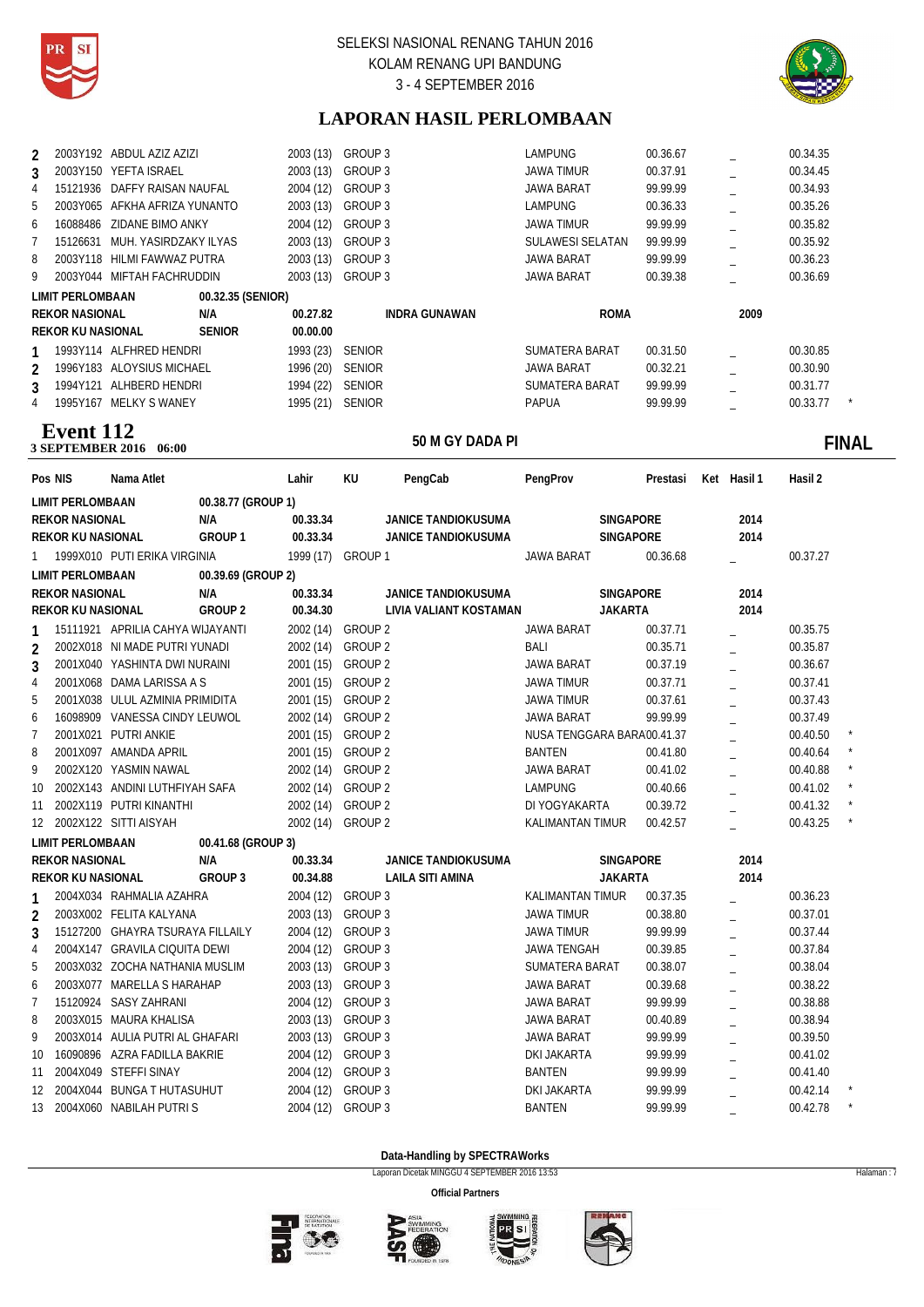## LAPORAN HASIL PERLOMBAAN

| Pos | NIS | Nama Atlet | Lahir | KU | PengCab | PengProv | Prestasi | Ket | Hasil 1 | Hasil 2 | |
|---|---|---|---|---|---|---|---|---|---|---|---|
| 2 | 2003Y192 | ABDUL AZIZ AZIZI | 2003 (13) | GROUP 3 | | LAMPUNG | 00.36.67 | | _ | 00.34.35 | |
| 3 | 2003Y150 | YEFTA ISRAEL | 2003 (13) | GROUP 3 | | JAWA TIMUR | 00.37.91 | | _ | 00.34.45 | |
| 4 | 15121936 | DAFFY RAISAN NAUFAL | 2004 (12) | GROUP 3 | | JAWA BARAT | 99.99.99 | | _ | 00.34.93 | |
| 5 | 2003Y065 | AFKHA AFRIZA YUNANTO | 2003 (13) | GROUP 3 | | LAMPUNG | 00.36.33 | | _ | 00.35.26 | |
| 6 | 16088486 | ZIDANE BIMO ANKY | 2004 (12) | GROUP 3 | | JAWA TIMUR | 99.99.99 | | _ | 00.35.82 | |
| 7 | 15126631 | MUH. YASIRDZAKY ILYAS | 2003 (13) | GROUP 3 | | SULAWESI SELATAN | 99.99.99 | | _ | 00.35.92 | |
| 8 | 2003Y118 | HILMI FAWWAZ PUTRA | 2003 (13) | GROUP 3 | | JAWA BARAT | 99.99.99 | | _ | 00.36.23 | |
| 9 | 2003Y044 | MIFTAH FACHRUDDIN | 2003 (13) | GROUP 3 | | JAWA BARAT | 00.39.38 | | _ | 00.36.69 | |

| LIMIT PERLOMBAAN | 00.32.35 (SENIOR) | | | |
|---|---|---|---|---|
| REKOR NASIONAL | N/A | 00.27.82 | INDRA GUNAWAN | ROMA | 2009 |
| REKOR KU NASIONAL | SENIOR | 00.00.00 | | | |

| Pos | NIS | Nama Atlet | Lahir | KU | PengCab | PengProv | Prestasi | Ket | Hasil 1 | Hasil 2 | |
|---|---|---|---|---|---|---|---|---|---|---|---|
| 1 | 1993Y114 | ALFHRED HENDRI | 1993 (23) | SENIOR | | SUMATERA BARAT | 00.31.50 | | _ | 00.30.85 | |
| 2 | 1996Y183 | ALOYSIUS MICHAEL | 1996 (20) | SENIOR | | JAWA BARAT | 00.32.21 | | _ | 00.30.90 | |
| 3 | 1994Y121 | ALHBERD HENDRI | 1994 (22) | SENIOR | | SUMATERA BARAT | 99.99.99 | | _ | 00.31.77 | |
| 4 | 1995Y167 | MELKY S WANEY | 1995 (21) | SENIOR | | PAPUA | 99.99.99 | | _ | 00.33.77 | * |

## Event 112
**3 SEPTEMBER 2016 06:00** — **50 M GY DADA PI** — **FINAL**

| LIMIT PERLOMBAAN | 00.38.77 (GROUP 1) | | | | |
|---|---|---|---|---|---|
| REKOR NASIONAL | N/A | 00.33.34 | JANICE TANDIOKUSUMA | SINGAPORE | 2014 |
| REKOR KU NASIONAL | GROUP 1 | 00.33.34 | JANICE TANDIOKUSUMA | SINGAPORE | 2014 |

| Pos | NIS | Nama Atlet | Lahir | KU | PengCab | PengProv | Prestasi | Ket | Hasil 1 | Hasil 2 | |
|---|---|---|---|---|---|---|---|---|---|---|---|
| 1 | 1999X010 | PUTI ERIKA VIRGINIA | 1999 (17) | GROUP 1 | | JAWA BARAT | 00.36.68 | | _ | 00.37.27 | |

| LIMIT PERLOMBAAN | 00.39.69 (GROUP 2) | | | | |
|---|---|---|---|---|---|
| REKOR NASIONAL | N/A | 00.33.34 | JANICE TANDIOKUSUMA | SINGAPORE | 2014 |
| REKOR KU NASIONAL | GROUP 2 | 00.34.30 | LIVIA VALIANT KOSTAMAN | JAKARTA | 2014 |

| Pos | NIS | Nama Atlet | Lahir | KU | PengCab | PengProv | Prestasi | Ket | Hasil 1 | Hasil 2 | |
|---|---|---|---|---|---|---|---|---|---|---|---|
| 1 | 15111921 | APRILIA CAHYA WIJAYANTI | 2002 (14) | GROUP 2 | | JAWA BARAT | 00.37.71 | | _ | 00.35.75 | |
| 2 | 2002X018 | NI MADE PUTRI YUNADI | 2002 (14) | GROUP 2 | | BALI | 00.35.71 | | _ | 00.35.87 | |
| 3 | 2001X040 | YASHINTA DWI NURAINI | 2001 (15) | GROUP 2 | | JAWA BARAT | 00.37.19 | | _ | 00.36.67 | |
| 4 | 2001X068 | DAMA LARISSA A S | 2001 (15) | GROUP 2 | | JAWA TIMUR | 00.37.71 | | _ | 00.37.41 | |
| 5 | 2001X038 | ULUL AZMINIA PRIMIDITA | 2001 (15) | GROUP 2 | | JAWA TIMUR | 00.37.61 | | _ | 00.37.43 | |
| 6 | 16098909 | VANESSA CINDY LEUWOL | 2002 (14) | GROUP 2 | | JAWA BARAT | 99.99.99 | | _ | 00.37.49 | |
| 7 | 2001X021 | PUTRI ANKIE | 2001 (15) | GROUP 2 | | NUSA TENGGARA BARA | 00.41.37 | | _ | 00.40.50 | * |
| 8 | 2001X097 | AMANDA APRIL | 2001 (15) | GROUP 2 | | BANTEN | 00.41.80 | | _ | 00.40.64 | * |
| 9 | 2002X120 | YASMIN NAWAL | 2002 (14) | GROUP 2 | | JAWA BARAT | 00.41.02 | | _ | 00.40.88 | * |
| 10 | 2002X143 | ANDINI LUTHFIYAH SAFA | 2002 (14) | GROUP 2 | | LAMPUNG | 00.40.66 | | _ | 00.41.02 | * |
| 11 | 2002X119 | PUTRI KINANTHI | 2002 (14) | GROUP 2 | | DI YOGYAKARTA | 00.39.72 | | _ | 00.41.32 | * |
| 12 | 2002X122 | SITTI AISYAH | 2002 (14) | GROUP 2 | | KALIMANTAN TIMUR | 00.42.57 | | _ | 00.43.25 | * |

| LIMIT PERLOMBAAN | 00.41.68 (GROUP 3) | | | | |
|---|---|---|---|---|---|
| REKOR NASIONAL | N/A | 00.33.34 | JANICE TANDIOKUSUMA | SINGAPORE | 2014 |
| REKOR KU NASIONAL | GROUP 3 | 00.34.88 | LAILA SITI AMINA | JAKARTA | 2014 |

| Pos | NIS | Nama Atlet | Lahir | KU | PengCab | PengProv | Prestasi | Ket | Hasil 1 | Hasil 2 | |
|---|---|---|---|---|---|---|---|---|---|---|---|
| 1 | 2004X034 | RAHMALIA AZAHRA | 2004 (12) | GROUP 3 | | KALIMANTAN TIMUR | 00.37.35 | | _ | 00.36.23 | |
| 2 | 2003X002 | FELITA KALYANA | 2003 (13) | GROUP 3 | | JAWA TIMUR | 00.38.80 | | _ | 00.37.01 | |
| 3 | 15127200 | GHAYRA TSURAYA FILLAILY | 2004 (12) | GROUP 3 | | JAWA TIMUR | 99.99.99 | | _ | 00.37.44 | |
| 4 | 2004X147 | GRAVILA CIQUITA DEWI | 2004 (12) | GROUP 3 | | JAWA TENGAH | 00.39.85 | | _ | 00.37.84 | |
| 5 | 2003X032 | ZOCHA NATHANIA MUSLIM | 2003 (13) | GROUP 3 | | SUMATERA BARAT | 00.38.07 | | _ | 00.38.04 | |
| 6 | 2003X077 | MARELLA S HARAHAP | 2003 (13) | GROUP 3 | | JAWA BARAT | 00.39.68 | | _ | 00.38.22 | |
| 7 | 15120924 | SASY ZAHRANI | 2004 (12) | GROUP 3 | | JAWA BARAT | 99.99.99 | | _ | 00.38.88 | |
| 8 | 2003X015 | MAURA KHALISA | 2003 (13) | GROUP 3 | | JAWA BARAT | 00.40.89 | | _ | 00.38.94 | |
| 9 | 2003X014 | AULIA PUTRI AL GHAFARI | 2003 (13) | GROUP 3 | | JAWA BARAT | 99.99.99 | | _ | 00.39.50 | |
| 10 | 16090896 | AZRA FADILLA BAKRIE | 2004 (12) | GROUP 3 | | DKI JAKARTA | 99.99.99 | | _ | 00.41.02 | |
| 11 | 2004X049 | STEFFI SINAY | 2004 (12) | GROUP 3 | | BANTEN | 99.99.99 | | _ | 00.41.40 | |
| 12 | 2004X044 | BUNGA T HUTASUHUT | 2004 (12) | GROUP 3 | | DKI JAKARTA | 99.99.99 | | _ | 00.42.14 | * |
| 13 | 2004X060 | NABILAH PUTRI S | 2004 (12) | GROUP 3 | | BANTEN | 99.99.99 | | _ | 00.42.78 | * |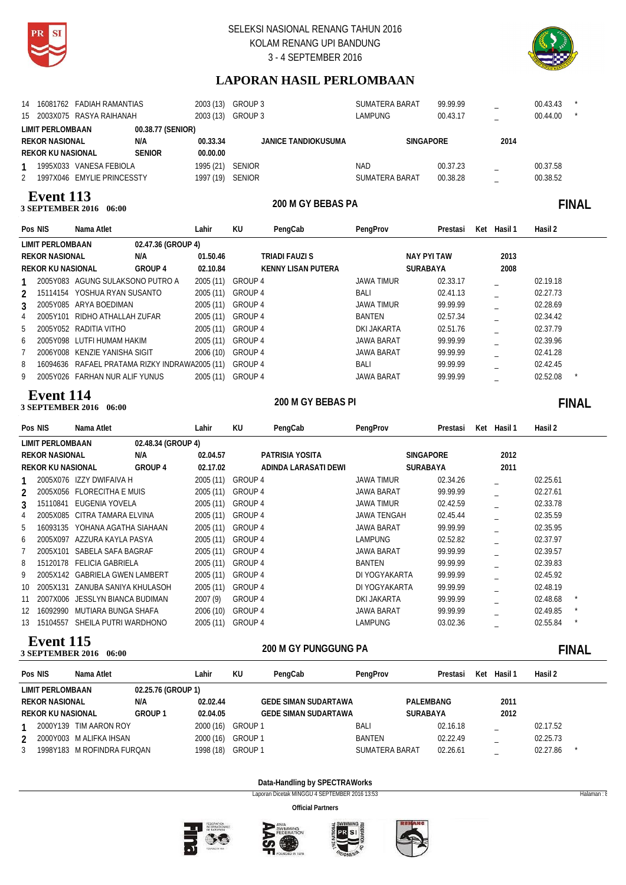| Pos | NIS | Nama Atlet | Lahir | KU | PengCab | PengProv | Prestasi | Ket | Hasil 1 | Hasil 2 | |
|---|---|---|---|---|---|---|---|---|---|---|---|
| 14 | 16081762 | FADIAH RAMANTIAS | 2003 (13) | GROUP 3 | | SUMATERA BARAT | 99.99.99 | | _ | 00.43.43 | * |
| 15 | 2003X075 | RASYA RAIHANAH | 2003 (13) | GROUP 3 | | LAMPUNG | 00.43.17 | | _ | 00.44.00 | * |
| LIMIT PERLOMBAAN | | 00.38.77 (SENIOR) | | | | | | | | | |
| REKOR NASIONAL | | N/A | 00.33.34 | | JANICE TANDIOKUSUMA | SINGAPORE | | | 2014 | | |
| REKOR KU NASIONAL | | SENIOR | 00.00.00 | | | | | | | | |
| 1 | 1995X033 | VANESA FEBIOLA | 1995 (21) | SENIOR | | NAD | 00.37.23 | | _ | 00.37.58 | |
| 2 | 1997X046 | EMYLIE PRINCESSTY | 1997 (19) | SENIOR | | SUMATERA BARAT | 00.38.28 | | _ | 00.38.52 | |

## Event 113
**3 SEPTEMBER 2016 06:00** — **200 M GY BEBAS PA** — **FINAL**

| Pos | NIS | Nama Atlet | Lahir | KU | PengCab | PengProv | Prestasi | Ket | Hasil 1 | Hasil 2 | |
|---|---|---|---|---|---|---|---|---|---|---|---|
| LIMIT PERLOMBAAN | | 02.47.36 (GROUP 4) | | | | | | | | | |
| REKOR NASIONAL | | N/A | 01.50.46 | | TRIADI FAUZI S | NAY PYI TAW | | | 2013 | | |
| REKOR KU NASIONAL | | GROUP 4 | 02.10.84 | | KENNY LISAN PUTERA | SURABAYA | | | 2008 | | |
| 1 | 2005Y083 | AGUNG SULAKSONO PUTRO A | 2005 (11) | GROUP 4 | | JAWA TIMUR | 02.33.17 | | _ | 02.19.18 | |
| 2 | 15114154 | YOSHUA RYAN SUSANTO | 2005 (11) | GROUP 4 | | BALI | 02.41.13 | | _ | 02.27.73 | |
| 3 | 2005Y085 | ARYA BOEDIMAN | 2005 (11) | GROUP 4 | | JAWA TIMUR | 99.99.99 | | _ | 02.28.69 | |
| 4 | 2005Y101 | RIDHO ATHALLAH ZUFAR | 2005 (11) | GROUP 4 | | BANTEN | 02.57.34 | | _ | 02.34.42 | |
| 5 | 2005Y052 | RADITIA VITHO | 2005 (11) | GROUP 4 | | DKI JAKARTA | 02.51.76 | | _ | 02.37.79 | |
| 6 | 2005Y098 | LUTFI HUMAM HAKIM | 2005 (11) | GROUP 4 | | JAWA BARAT | 99.99.99 | | _ | 02.39.96 | |
| 7 | 2006Y008 | KENZIE YANISHA SIGIT | 2006 (10) | GROUP 4 | | JAWA BARAT | 99.99.99 | | _ | 02.41.28 | |
| 8 | 16094636 | RAFAEL PRATAMA RIZKY INDRAWA | 2005 (11) | GROUP 4 | | BALI | 99.99.99 | | _ | 02.42.45 | |
| 9 | 2005Y026 | FARHAN NUR ALIF YUNUS | 2005 (11) | GROUP 4 | | JAWA BARAT | 99.99.99 | | _ | 02.52.08 | * |

## Event 114
**3 SEPTEMBER 2016 06:00** — **200 M GY BEBAS PI** — **FINAL**

| Pos | NIS | Nama Atlet | Lahir | KU | PengCab | PengProv | Prestasi | Ket | Hasil 1 | Hasil 2 | |
|---|---|---|---|---|---|---|---|---|---|---|---|
| LIMIT PERLOMBAAN | | 02.48.34 (GROUP 4) | | | | | | | | | |
| REKOR NASIONAL | | N/A | 02.04.57 | | PATRISIA YOSITA | SINGAPORE | | | 2012 | | |
| REKOR KU NASIONAL | | GROUP 4 | 02.17.02 | | ADINDA LARASATI DEWI | SURABAYA | | | 2011 | | |
| 1 | 2005X076 | IZZY DWIFAIVA H | 2005 (11) | GROUP 4 | | JAWA TIMUR | 02.34.26 | | _ | 02.25.61 | |
| 2 | 2005X056 | FLORECITHA E MUIS | 2005 (11) | GROUP 4 | | JAWA BARAT | 99.99.99 | | _ | 02.27.61 | |
| 3 | 15110841 | EUGENIA YOVELA | 2005 (11) | GROUP 4 | | JAWA TIMUR | 02.42.59 | | _ | 02.33.78 | |
| 4 | 2005X085 | CITRA TAMARA ELVINA | 2005 (11) | GROUP 4 | | JAWA TENGAH | 02.45.44 | | _ | 02.35.59 | |
| 5 | 16093135 | YOHANA AGATHA SIAHAAN | 2005 (11) | GROUP 4 | | JAWA BARAT | 99.99.99 | | _ | 02.35.95 | |
| 6 | 2005X097 | AZZURA KAYLA PASYA | 2005 (11) | GROUP 4 | | LAMPUNG | 02.52.82 | | _ | 02.37.97 | |
| 7 | 2005X101 | SABELA SAFA BAGRAF | 2005 (11) | GROUP 4 | | JAWA BARAT | 99.99.99 | | _ | 02.39.57 | |
| 8 | 15120178 | FELICIA GABRIELA | 2005 (11) | GROUP 4 | | BANTEN | 99.99.99 | | _ | 02.39.83 | |
| 9 | 2005X142 | GABRIELA GWEN LAMBERT | 2005 (11) | GROUP 4 | | DI YOGYAKARTA | 99.99.99 | | _ | 02.45.92 | |
| 10 | 2005X131 | ZANUBA SANIYA KHULASOH | 2005 (11) | GROUP 4 | | DI YOGYAKARTA | 99.99.99 | | _ | 02.48.19 | |
| 11 | 2007X006 | JESSLYN BIANCA BUDIMAN | 2007 (9) | GROUP 4 | | DKI JAKARTA | 99.99.99 | | _ | 02.48.68 | * |
| 12 | 16092990 | MUTIARA BUNGA SHAFA | 2006 (10) | GROUP 4 | | JAWA BARAT | 99.99.99 | | _ | 02.49.85 | * |
| 13 | 15104557 | SHEILA PUTRI WARDHONO | 2005 (11) | GROUP 4 | | LAMPUNG | 03.02.36 | | _ | 02.55.84 | * |

## Event 115
**3 SEPTEMBER 2016 06:00** — **200 M GY PUNGGUNG PA** — **FINAL**

| Pos | NIS | Nama Atlet | Lahir | KU | PengCab | PengProv | Prestasi | Ket | Hasil 1 | Hasil 2 | |
|---|---|---|---|---|---|---|---|---|---|---|---|
| LIMIT PERLOMBAAN | | 02.25.76 (GROUP 1) | | | | | | | | | |
| REKOR NASIONAL | | N/A | 02.02.44 | | GEDE SIMAN SUDARTAWA | PALEMBANG | | | 2011 | | |
| REKOR KU NASIONAL | | GROUP 1 | 02.04.05 | | GEDE SIMAN SUDARTAWA | SURABAYA | | | 2012 | | |
| 1 | 2000Y139 | TIM AARON ROY | 2000 (16) | GROUP 1 | | BALI | 02.16.18 | | _ | 02.17.52 | |
| 2 | 2000Y003 | M ALIFKA IHSAN | 2000 (16) | GROUP 1 | | BANTEN | 02.22.49 | | _ | 02.25.73 | |
| 3 | 1998Y183 | M ROFINDRA FURQAN | 1998 (18) | GROUP 1 | | SUMATERA BARAT | 02.26.61 | | _ | 02.27.86 | * |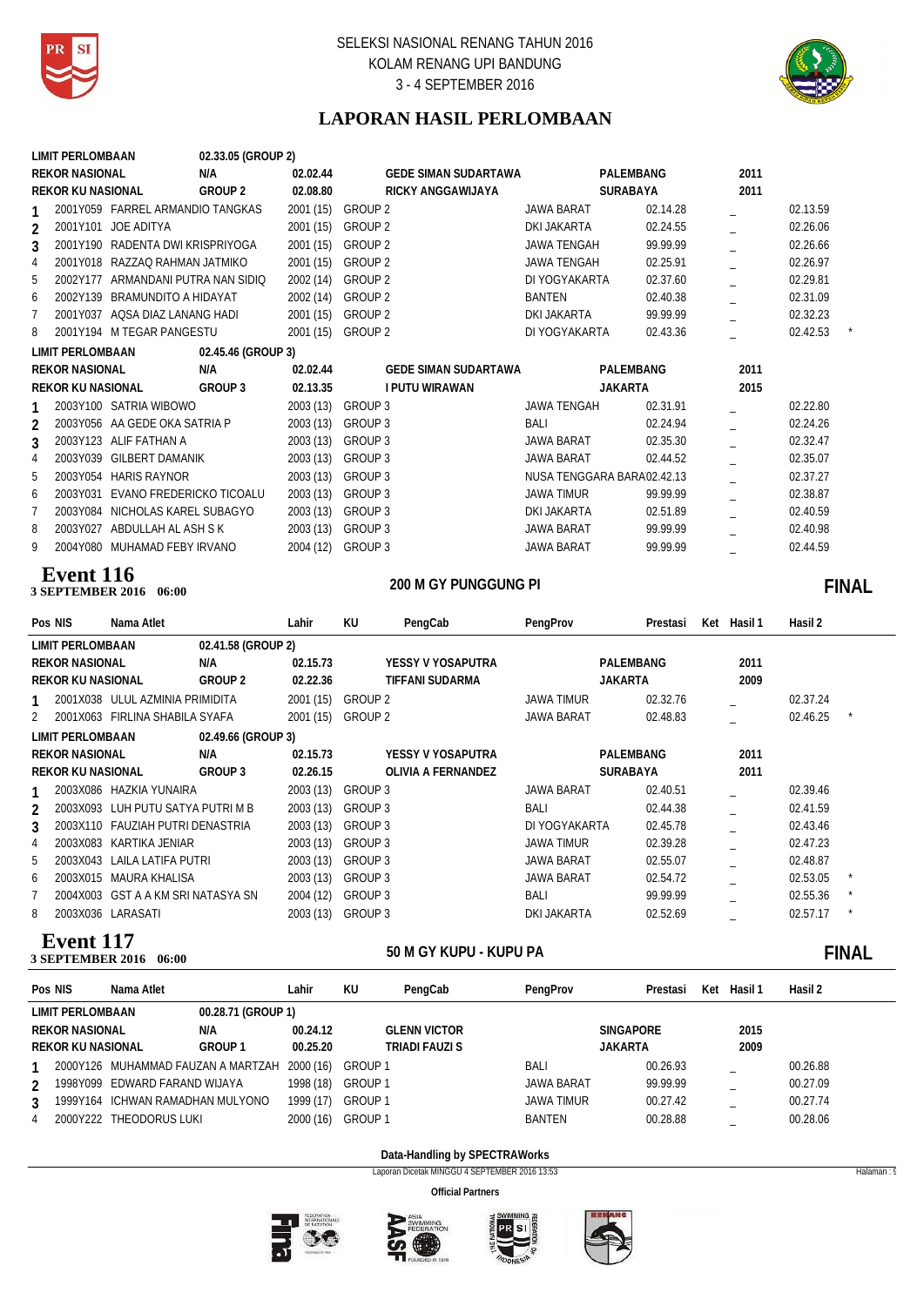SELEKSI NASIONAL RENANG TAHUN 2016
KOLAM RENANG UPI BANDUNG
3 - 4 SEPTEMBER 2016

## LAPORAN HASIL PERLOMBAAN

| Pos | NIS | Nama Atlet | Lahir | KU | PengCab | PengProv | Prestasi | Ket | Hasil 1 | Hasil 2 | |
|---|---|---|---|---|---|---|---|---|---|---|---|
| LIMIT PERLOMBAAN | | | 02.33.05 (GROUP 2) | | | | | | | | |
| REKOR NASIONAL | | N/A | 02.02.44 | | GEDE SIMAN SUDARTAWA | | PALEMBANG | | 2011 | | |
| REKOR KU NASIONAL | | GROUP 2 | 02.08.80 | | RICKY ANGGAWIJAYA | | SURABAYA | | 2011 | | |
| 1 | 2001Y059 | FARREL ARMANDIO TANGKAS | 2001 (15) | GROUP 2 | | JAWA BARAT | 02.14.28 | | _ | 02.13.59 | |
| 2 | 2001Y101 | JOE ADITYA | 2001 (15) | GROUP 2 | | DKI JAKARTA | 02.24.55 | | _ | 02.26.06 | |
| 3 | 2001Y190 | RADENTA DWI KRISPRIYOGA | 2001 (15) | GROUP 2 | | JAWA TENGAH | 99.99.99 | | _ | 02.26.66 | |
| 4 | 2001Y018 | RAZZAQ RAHMAN JATMIKO | 2001 (15) | GROUP 2 | | JAWA TENGAH | 02.25.91 | | _ | 02.26.97 | |
| 5 | 2002Y177 | ARMANDANI PUTRA NAN SIDIQ | 2002 (14) | GROUP 2 | | DI YOGYAKARTA | 02.37.60 | | _ | 02.29.81 | |
| 6 | 2002Y139 | BRAMUNDITO A HIDAYAT | 2002 (14) | GROUP 2 | | BANTEN | 02.40.38 | | _ | 02.31.09 | |
| 7 | 2001Y037 | AQSA DIAZ LANANG HADI | 2001 (15) | GROUP 2 | | DKI JAKARTA | 99.99.99 | | _ | 02.32.23 | |
| 8 | 2001Y194 | M TEGAR PANGESTU | 2001 (15) | GROUP 2 | | DI YOGYAKARTA | 02.43.36 | | _ | 02.42.53 | * |
| LIMIT PERLOMBAAN | | | 02.45.46 (GROUP 3) | | | | | | | | |
| REKOR NASIONAL | | N/A | 02.02.44 | | GEDE SIMAN SUDARTAWA | | PALEMBANG | | 2011 | | |
| REKOR KU NASIONAL | | GROUP 3 | 02.13.35 | | I PUTU WIRAWAN | | JAKARTA | | 2015 | | |
| 1 | 2003Y100 | SATRIA WIBOWO | 2003 (13) | GROUP 3 | | JAWA TENGAH | 02.31.91 | | _ | 02.22.80 | |
| 2 | 2003Y056 | AA GEDE OKA SATRIA P | 2003 (13) | GROUP 3 | | BALI | 02.24.94 | | _ | 02.24.26 | |
| 3 | 2003Y123 | ALIF FATHAN A | 2003 (13) | GROUP 3 | | JAWA BARAT | 02.35.30 | | _ | 02.32.47 | |
| 4 | 2003Y039 | GILBERT DAMANIK | 2003 (13) | GROUP 3 | | JAWA BARAT | 02.44.52 | | _ | 02.35.07 | |
| 5 | 2003Y054 | HARIS RAYNOR | 2003 (13) | GROUP 3 | | NUSA TENGGARA BARA | 02.42.13 | | _ | 02.37.27 | |
| 6 | 2003Y031 | EVANO FREDERICKO TICOALU | 2003 (13) | GROUP 3 | | JAWA TIMUR | 99.99.99 | | _ | 02.38.87 | |
| 7 | 2003Y084 | NICHOLAS KAREL SUBAGYO | 2003 (13) | GROUP 3 | | DKI JAKARTA | 02.51.89 | | _ | 02.40.59 | |
| 8 | 2003Y027 | ABDULLAH AL ASH S K | 2003 (13) | GROUP 3 | | JAWA BARAT | 99.99.99 | | _ | 02.40.98 | |
| 9 | 2004Y080 | MUHAMAD FEBY IRVANO | 2004 (12) | GROUP 3 | | JAWA BARAT | 99.99.99 | | _ | 02.44.59 | |

## Event 116
**3 SEPTEMBER 2016 06:00** — **200 M GY PUNGGUNG PI** — **FINAL**

| Pos | NIS | Nama Atlet | Lahir | KU | PengCab | PengProv | Prestasi | Ket | Hasil 1 | Hasil 2 | |
|---|---|---|---|---|---|---|---|---|---|---|---|
| LIMIT PERLOMBAAN | | | 02.41.58 (GROUP 2) | | | | | | | | |
| REKOR NASIONAL | | N/A | 02.15.73 | | YESSY V YOSAPUTRA | | PALEMBANG | | 2011 | | |
| REKOR KU NASIONAL | | GROUP 2 | 02.22.36 | | TIFFANI SUDARMA | | JAKARTA | | 2009 | | |
| 1 | 2001X038 | ULUL AZMINIA PRIMIDITA | 2001 (15) | GROUP 2 | | JAWA TIMUR | 02.32.76 | | _ | 02.37.24 | |
| 2 | 2001X063 | FIRLINA SHABILA SYAFA | 2001 (15) | GROUP 2 | | JAWA BARAT | 02.48.83 | | _ | 02.46.25 | * |
| LIMIT PERLOMBAAN | | | 02.49.66 (GROUP 3) | | | | | | | | |
| REKOR NASIONAL | | N/A | 02.15.73 | | YESSY V YOSAPUTRA | | PALEMBANG | | 2011 | | |
| REKOR KU NASIONAL | | GROUP 3 | 02.26.15 | | OLIVIA A FERNANDEZ | | SURABAYA | | 2011 | | |
| 1 | 2003X086 | HAZKIA YUNAIRA | 2003 (13) | GROUP 3 | | JAWA BARAT | 02.40.51 | | _ | 02.39.46 | |
| 2 | 2003X093 | LUH PUTU SATYA PUTRI M B | 2003 (13) | GROUP 3 | | BALI | 02.44.38 | | _ | 02.41.59 | |
| 3 | 2003X110 | FAUZIAH PUTRI DENASTRIA | 2003 (13) | GROUP 3 | | DI YOGYAKARTA | 02.45.78 | | _ | 02.43.46 | |
| 4 | 2003X083 | KARTIKA JENIAR | 2003 (13) | GROUP 3 | | JAWA TIMUR | 02.39.28 | | _ | 02.47.23 | |
| 5 | 2003X043 | LAILA LATIFA PUTRI | 2003 (13) | GROUP 3 | | JAWA BARAT | 02.55.07 | | _ | 02.48.87 | |
| 6 | 2003X015 | MAURA KHALISA | 2003 (13) | GROUP 3 | | JAWA BARAT | 02.54.72 | | _ | 02.53.05 | * |
| 7 | 2004X003 | GST A A KM SRI NATASYA SN | 2004 (12) | GROUP 3 | | BALI | 99.99.99 | | _ | 02.55.36 | * |
| 8 | 2003X036 | LARASATI | 2003 (13) | GROUP 3 | | DKI JAKARTA | 02.52.69 | | _ | 02.57.17 | * |

## Event 117
**3 SEPTEMBER 2016 06:00** — **50 M GY KUPU - KUPU PA** — **FINAL**

| Pos | NIS | Nama Atlet | Lahir | KU | PengCab | PengProv | Prestasi | Ket | Hasil 1 | Hasil 2 |
|---|---|---|---|---|---|---|---|---|---|---|
| LIMIT PERLOMBAAN | | | 00.28.71 (GROUP 1) | | | | | | | |
| REKOR NASIONAL | | N/A | 00.24.12 | | GLENN VICTOR | | SINGAPORE | | 2015 | |
| REKOR KU NASIONAL | | GROUP 1 | 00.25.20 | | TRIADI FAUZI S | | JAKARTA | | 2009 | |
| 1 | 2000Y126 | MUHAMMAD FAUZAN A MARTZAH | 2000 (16) | GROUP 1 | | BALI | 00.26.93 | | _ | 00.26.88 |
| 2 | 1998Y099 | EDWARD FARAND WIJAYA | 1998 (18) | GROUP 1 | | JAWA BARAT | 99.99.99 | | _ | 00.27.09 |
| 3 | 1999Y164 | ICHWAN RAMADHAN MULYONO | 1999 (17) | GROUP 1 | | JAWA TIMUR | 00.27.42 | | _ | 00.27.74 |
| 4 | 2000Y222 | THEODORUS LUKI | 2000 (16) | GROUP 1 | | BANTEN | 00.28.88 | | _ | 00.28.06 |

**Data-Handling by SPECTRAWorks**

Laporan Dicetak MINGGU 4 SEPTEMBER 2016 13:53

**Official Partners**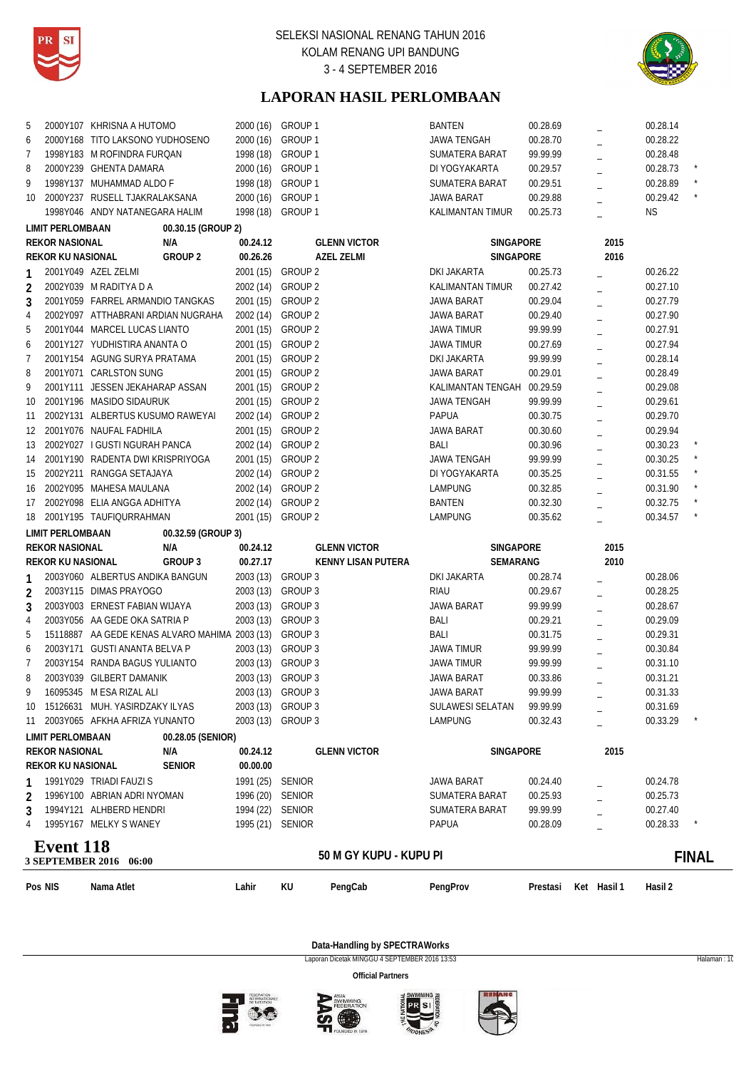SELEKSI NASIONAL RENANG TAHUN 2016
KOLAM RENANG UPI BANDUNG
3 - 4 SEPTEMBER 2016

## LAPORAN HASIL PERLOMBAAN

| Pos | NIS | Nama Atlet | Lahir | KU | PengProv | Prestasi | Ket | Hasil | |
|---|---|---|---|---|---|---|---|---|---|
| 5 | 2000Y107 | KHRISNA A HUTOMO | 2000 (16) | GROUP 1 | BANTEN | 00.28.69 | _ | 00.28.14 | |
| 6 | 2000Y168 | TITO LAKSONO YUDHOSENO | 2000 (16) | GROUP 1 | JAWA TENGAH | 00.28.70 | _ | 00.28.22 | |
| 7 | 1998Y183 | M ROFINDRA FURQAN | 1998 (18) | GROUP 1 | SUMATERA BARAT | 99.99.99 | _ | 00.28.48 | |
| 8 | 2000Y239 | GHENTA DAMARA | 2000 (16) | GROUP 1 | DI YOGYAKARTA | 00.29.57 | _ | 00.28.73 | * |
| 9 | 1998Y137 | MUHAMMAD ALDO F | 1998 (18) | GROUP 1 | SUMATERA BARAT | 00.29.51 | _ | 00.28.89 | * |
| 10 | 2000Y237 | RUSELL TJAKRALAKSANA | 2000 (16) | GROUP 1 | JAWA BARAT | 00.29.88 | _ | 00.29.42 | * |
| | 1998Y046 | ANDY NATANEGARA HALIM | 1998 (18) | GROUP 1 | KALIMANTAN TIMUR | 00.25.73 | _ | NS | |

| | | | | | |
|---|---|---|---|---|---|
| **LIMIT PERLOMBAAN** | **00.30.15 (GROUP 2)** | | | | |
| **REKOR NASIONAL** | **N/A** | **00.24.12** | **GLENN VICTOR** | **SINGAPORE** | **2015** |
| **REKOR KU NASIONAL** | **GROUP 2** | **00.26.26** | **AZEL ZELMI** | **SINGAPORE** | **2016** |

| Pos | NIS | Nama Atlet | Lahir | KU | PengProv | Prestasi | Ket | Hasil | |
|---|---|---|---|---|---|---|---|---|---|
| 1 | 2001Y049 | AZEL ZELMI | 2001 (15) | GROUP 2 | DKI JAKARTA | 00.25.73 | _ | 00.26.22 | |
| 2 | 2002Y039 | M RADITYA D A | 2002 (14) | GROUP 2 | KALIMANTAN TIMUR | 00.27.42 | _ | 00.27.10 | |
| 3 | 2001Y059 | FARREL ARMANDIO TANGKAS | 2001 (15) | GROUP 2 | JAWA BARAT | 00.29.04 | _ | 00.27.79 | |
| 4 | 2002Y097 | ATTHABRANI ARDIAN NUGRAHA | 2002 (14) | GROUP 2 | JAWA BARAT | 00.29.40 | _ | 00.27.90 | |
| 5 | 2001Y044 | MARCEL LUCAS LIANTO | 2001 (15) | GROUP 2 | JAWA TIMUR | 99.99.99 | _ | 00.27.91 | |
| 6 | 2001Y127 | YUDHISTIRA ANANTA O | 2001 (15) | GROUP 2 | JAWA TIMUR | 00.27.69 | _ | 00.27.94 | |
| 7 | 2001Y154 | AGUNG SURYA PRATAMA | 2001 (15) | GROUP 2 | DKI JAKARTA | 99.99.99 | _ | 00.28.14 | |
| 8 | 2001Y071 | CARLSTON SUNG | 2001 (15) | GROUP 2 | JAWA BARAT | 00.29.01 | _ | 00.28.49 | |
| 9 | 2001Y111 | JESSEN JEKAHARAP ASSAN | 2001 (15) | GROUP 2 | KALIMANTAN TENGAH | 00.29.59 | _ | 00.29.08 | |
| 10 | 2001Y196 | MASIDO SIDAURUK | 2001 (15) | GROUP 2 | JAWA TENGAH | 99.99.99 | _ | 00.29.61 | |
| 11 | 2002Y131 | ALBERTUS KUSUMO RAWEYAI | 2002 (14) | GROUP 2 | PAPUA | 00.30.75 | _ | 00.29.70 | |
| 12 | 2001Y076 | NAUFAL FADHILA | 2001 (15) | GROUP 2 | JAWA BARAT | 00.30.60 | _ | 00.29.94 | |
| 13 | 2002Y027 | I GUSTI NGURAH PANCA | 2002 (14) | GROUP 2 | BALI | 00.30.96 | _ | 00.30.23 | * |
| 14 | 2001Y190 | RADENTA DWI KRISPRIYOGA | 2001 (15) | GROUP 2 | JAWA TENGAH | 99.99.99 | _ | 00.30.25 | * |
| 15 | 2002Y211 | RANGGA SETAJAYA | 2002 (14) | GROUP 2 | DI YOGYAKARTA | 00.35.25 | _ | 00.31.55 | * |
| 16 | 2002Y095 | MAHESA MAULANA | 2002 (14) | GROUP 2 | LAMPUNG | 00.32.85 | _ | 00.31.90 | * |
| 17 | 2002Y098 | ELIA ANGGA ADHITYA | 2002 (14) | GROUP 2 | BANTEN | 00.32.30 | _ | 00.32.75 | * |
| 18 | 2001Y195 | TAUFIQURRAHMAN | 2001 (15) | GROUP 2 | LAMPUNG | 00.35.62 | _ | 00.34.57 | * |

| | | | | | |
|---|---|---|---|---|---|
| **LIMIT PERLOMBAAN** | **00.32.59 (GROUP 3)** | | | | |
| **REKOR NASIONAL** | **N/A** | **00.24.12** | **GLENN VICTOR** | **SINGAPORE** | **2015** |
| **REKOR KU NASIONAL** | **GROUP 3** | **00.27.17** | **KENNY LISAN PUTERA** | **SEMARANG** | **2010** |

| Pos | NIS | Nama Atlet | Lahir | KU | PengProv | Prestasi | Ket | Hasil | |
|---|---|---|---|---|---|---|---|---|---|
| 1 | 2003Y060 | ALBERTUS ANDIKA BANGUN | 2003 (13) | GROUP 3 | DKI JAKARTA | 00.28.74 | _ | 00.28.06 | |
| 2 | 2003Y115 | DIMAS PRAYOGO | 2003 (13) | GROUP 3 | RIAU | 00.29.67 | _ | 00.28.25 | |
| 3 | 2003Y003 | ERNEST FABIAN WIJAYA | 2003 (13) | GROUP 3 | JAWA BARAT | 99.99.99 | _ | 00.28.67 | |
| 4 | 2003Y056 | AA GEDE OKA SATRIA P | 2003 (13) | GROUP 3 | BALI | 00.29.21 | _ | 00.29.09 | |
| 5 | 15118887 | AA GEDE KENAS ALVARO MAHIMA | 2003 (13) | GROUP 3 | BALI | 00.31.75 | _ | 00.29.31 | |
| 6 | 2003Y171 | GUSTI ANANTA BELVA P | 2003 (13) | GROUP 3 | JAWA TIMUR | 99.99.99 | _ | 00.30.84 | |
| 7 | 2003Y154 | RANDA BAGUS YULIANTO | 2003 (13) | GROUP 3 | JAWA TIMUR | 99.99.99 | _ | 00.31.10 | |
| 8 | 2003Y039 | GILBERT DAMANIK | 2003 (13) | GROUP 3 | JAWA BARAT | 00.33.86 | _ | 00.31.21 | |
| 9 | 16095345 | M ESA RIZAL ALI | 2003 (13) | GROUP 3 | JAWA BARAT | 99.99.99 | _ | 00.31.33 | |
| 10 | 15126631 | MUH. YASIRDZAKY ILYAS | 2003 (13) | GROUP 3 | SULAWESI SELATAN | 99.99.99 | _ | 00.31.69 | |
| 11 | 2003Y065 | AFKHA AFRIZA YUNANTO | 2003 (13) | GROUP 3 | LAMPUNG | 00.32.43 | _ | 00.33.29 | * |

| | | | | | |
|---|---|---|---|---|---|
| **LIMIT PERLOMBAAN** | **00.28.05 (SENIOR)** | | | | |
| **REKOR NASIONAL** | **N/A** | **00.24.12** | **GLENN VICTOR** | **SINGAPORE** | **2015** |
| **REKOR KU NASIONAL** | **SENIOR** | **00.00.00** | | | |

| Pos | NIS | Nama Atlet | Lahir | KU | PengProv | Prestasi | Ket | Hasil | |
|---|---|---|---|---|---|---|---|---|---|
| 1 | 1991Y029 | TRIADI FAUZI S | 1991 (25) | SENIOR | JAWA BARAT | 00.24.40 | _ | 00.24.78 | |
| 2 | 1996Y100 | ABRIAN ADRI NYOMAN | 1996 (20) | SENIOR | SUMATERA BARAT | 00.25.93 | _ | 00.25.73 | |
| 3 | 1994Y121 | ALHBERD HENDRI | 1994 (22) | SENIOR | SUMATERA BARAT | 99.99.99 | _ | 00.27.40 | |
| 4 | 1995Y167 | MELKY S WANEY | 1995 (21) | SENIOR | PAPUA | 00.28.09 | _ | 00.28.33 | * |

## Event 118
**3 SEPTEMBER 2016 06:00**

**50 M GY KUPU - KUPU PI** — **FINAL**

| Pos | NIS | Nama Atlet | Lahir | KU | PengCab | PengProv | Prestasi | Ket | Hasil 1 | Hasil 2 |
|---|---|---|---|---|---|---|---|---|---|---|

**Data-Handling by SPECTRAWorks**

Laporan Dicetak MINGGU 4 SEPTEMBER 2016 13:53

**Official Partners**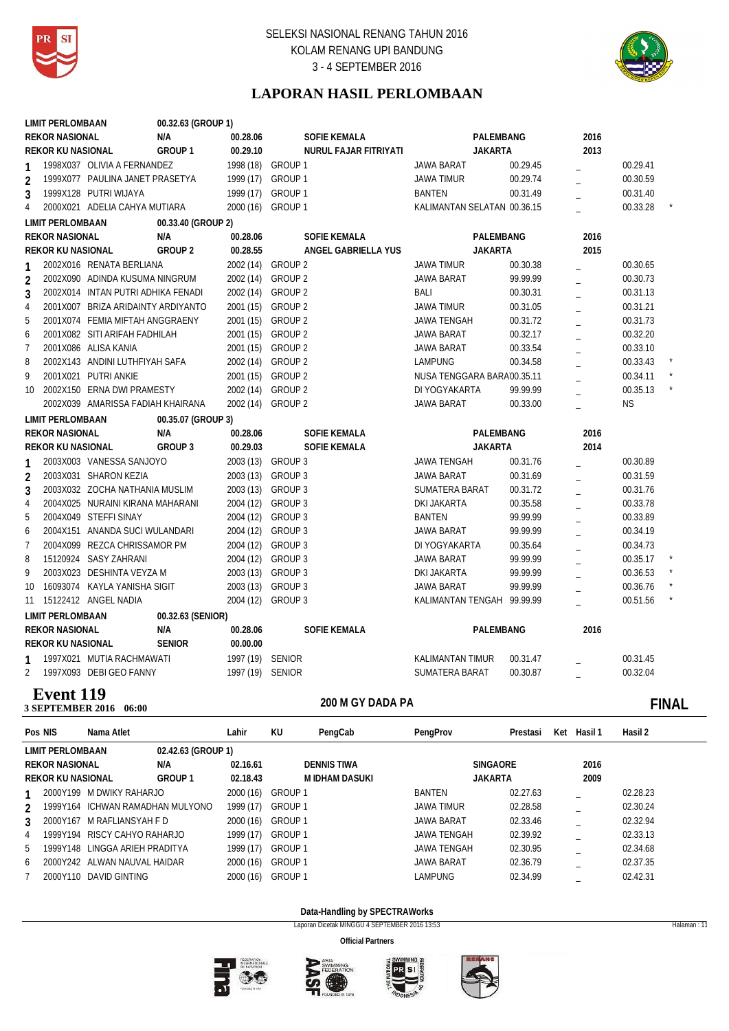SELEKSI NASIONAL RENANG TAHUN 2016
KOLAM RENANG UPI BANDUNG
3 - 4 SEPTEMBER 2016

## LAPORAN HASIL PERLOMBAAN

| Pos | NIS | Nama Atlet | Lahir | KU | PengCab | PengProv | Prestasi | Ket | Hasil 1 | Hasil 2 | |
|---|---|---|---|---|---|---|---|---|---|---|---|
| LIMIT PERLOMBAAN | | 00.32.63 (GROUP 1) | | | | | | | | | |
| REKOR NASIONAL | | N/A | 00.28.06 | | SOFIE KEMALA | PALEMBANG | | | 2016 | | |
| REKOR KU NASIONAL | | GROUP 1 | 00.29.10 | | NURUL FAJAR FITRIYATI | JAKARTA | | | 2013 | | |
| 1 | 1998X037 | OLIVIA A FERNANDEZ | 1998 (18) | GROUP 1 | | JAWA BARAT | 00.29.45 | | _ | 00.29.41 | |
| 2 | 1999X077 | PAULINA JANET PRASETYA | 1999 (17) | GROUP 1 | | JAWA TIMUR | 00.29.74 | | _ | 00.30.59 | |
| 3 | 1999X128 | PUTRI WIJAYA | 1999 (17) | GROUP 1 | | BANTEN | 00.31.49 | | _ | 00.31.40 | |
| 4 | 2000X021 | ADELIA CAHYA MUTIARA | 2000 (16) | GROUP 1 | | KALIMANTAN SELATAN | 00.36.15 | | _ | 00.33.28 | * |
| LIMIT PERLOMBAAN | | 00.33.40 (GROUP 2) | | | | | | | | | |
| REKOR NASIONAL | | N/A | 00.28.06 | | SOFIE KEMALA | PALEMBANG | | | 2016 | | |
| REKOR KU NASIONAL | | GROUP 2 | 00.28.55 | | ANGEL GABRIELLA YUS | JAKARTA | | | 2015 | | |
| 1 | 2002X016 | RENATA BERLIANA | 2002 (14) | GROUP 2 | | JAWA TIMUR | 00.30.38 | | _ | 00.30.65 | |
| 2 | 2002X090 | ADINDA KUSUMA NINGRUM | 2002 (14) | GROUP 2 | | JAWA BARAT | 99.99.99 | | _ | 00.30.73 | |
| 3 | 2002X014 | INTAN PUTRI ADHIKA FENADI | 2002 (14) | GROUP 2 | | BALI | 00.30.31 | | _ | 00.31.13 | |
| 4 | 2001X007 | BRIZA ARIDAINTY ARDIYANTO | 2001 (15) | GROUP 2 | | JAWA TIMUR | 00.31.05 | | _ | 00.31.21 | |
| 5 | 2001X074 | FEMIA MIFTAH ANGGRAENY | 2001 (15) | GROUP 2 | | JAWA TENGAH | 00.31.72 | | _ | 00.31.73 | |
| 6 | 2001X082 | SITI ARIFAH FADHILAH | 2001 (15) | GROUP 2 | | JAWA BARAT | 00.32.17 | | _ | 00.32.20 | |
| 7 | 2001X086 | ALISA KANIA | 2001 (15) | GROUP 2 | | JAWA BARAT | 00.33.54 | | _ | 00.33.10 | |
| 8 | 2002X143 | ANDINI LUTHFIYAH SAFA | 2002 (14) | GROUP 2 | | LAMPUNG | 00.34.58 | | _ | 00.33.43 | * |
| 9 | 2001X021 | PUTRI ANKIE | 2001 (15) | GROUP 2 | | NUSA TENGGARA BARA | 00.35.11 | | _ | 00.34.11 | * |
| 10 | 2002X150 | ERNA DWI PRAMESTY | 2002 (14) | GROUP 2 | | DI YOGYAKARTA | 99.99.99 | | _ | 00.35.13 | * |
| | 2002X039 | AMARISSA FADIAH KHAIRANA | 2002 (14) | GROUP 2 | | JAWA BARAT | 00.33.00 | | _ | NS | |
| LIMIT PERLOMBAAN | | 00.35.07 (GROUP 3) | | | | | | | | | |
| REKOR NASIONAL | | N/A | 00.28.06 | | SOFIE KEMALA | PALEMBANG | | | 2016 | | |
| REKOR KU NASIONAL | | GROUP 3 | 00.29.03 | | SOFIE KEMALA | JAKARTA | | | 2014 | | |
| 1 | 2003X003 | VANESSA SANJOYO | 2003 (13) | GROUP 3 | | JAWA TENGAH | 00.31.76 | | _ | 00.30.89 | |
| 2 | 2003X031 | SHARON KEZIA | 2003 (13) | GROUP 3 | | JAWA BARAT | 00.31.69 | | _ | 00.31.59 | |
| 3 | 2003X032 | ZOCHA NATHANIA MUSLIM | 2003 (13) | GROUP 3 | | SUMATERA BARAT | 00.31.72 | | _ | 00.31.76 | |
| 4 | 2004X025 | NURAINI KIRANA MAHARANI | 2004 (12) | GROUP 3 | | DKI JAKARTA | 00.35.58 | | _ | 00.33.78 | |
| 5 | 2004X049 | STEFFI SINAY | 2004 (12) | GROUP 3 | | BANTEN | 99.99.99 | | _ | 00.33.89 | |
| 6 | 2004X151 | ANANDA SUCI WULANDARI | 2004 (12) | GROUP 3 | | JAWA BARAT | 99.99.99 | | _ | 00.34.19 | |
| 7 | 2004X099 | REZCA CHRISSAMOR PM | 2004 (12) | GROUP 3 | | DI YOGYAKARTA | 00.35.64 | | _ | 00.34.73 | |
| 8 | 15120924 | SASY ZAHRANI | 2004 (12) | GROUP 3 | | JAWA BARAT | 99.99.99 | | _ | 00.35.17 | * |
| 9 | 2003X023 | DESHINTA VEYZA M | 2003 (13) | GROUP 3 | | DKI JAKARTA | 99.99.99 | | _ | 00.36.53 | * |
| 10 | 16093074 | KAYLA YANISHA SIGIT | 2003 (13) | GROUP 3 | | JAWA BARAT | 99.99.99 | | _ | 00.36.76 | * |
| 11 | 15122412 | ANGEL NADIA | 2004 (12) | GROUP 3 | | KALIMANTAN TENGAH | 99.99.99 | | _ | 00.51.56 | * |
| LIMIT PERLOMBAAN | | 00.32.63 (SENIOR) | | | | | | | | | |
| REKOR NASIONAL | | N/A | 00.28.06 | | SOFIE KEMALA | PALEMBANG | | | 2016 | | |
| REKOR KU NASIONAL | | SENIOR | 00.00.00 | | | | | | | | |
| 1 | 1997X021 | MUTIA RACHMAWATI | 1997 (19) | SENIOR | | KALIMANTAN TIMUR | 00.31.47 | | _ | 00.31.45 | |
| 2 | 1997X093 | DEBI GEO FANNY | 1997 (19) | SENIOR | | SUMATERA BARAT | 00.30.87 | | _ | 00.32.04 | |

## Event 119
**3 SEPTEMBER 2016 06:00** — 200 M GY DADA PA — **FINAL**

| Pos | NIS | Nama Atlet | Lahir | KU | PengCab | PengProv | Prestasi | Ket | Hasil 1 | Hasil 2 |
|---|---|---|---|---|---|---|---|---|---|---|
| LIMIT PERLOMBAAN | | 02.42.63 (GROUP 1) | | | | | | | | |
| REKOR NASIONAL | | N/A | 02.16.61 | | DENNIS TIWA | SINGAORE | | | 2016 | |
| REKOR KU NASIONAL | | GROUP 1 | 02.18.43 | | M IDHAM DASUKI | JAKARTA | | | 2009 | |
| 1 | 2000Y199 | M DWIKY RAHARJO | 2000 (16) | GROUP 1 | | BANTEN | 02.27.63 | | _ | 02.28.23 |
| 2 | 1999Y164 | ICHWAN RAMADHAN MULYONO | 1999 (17) | GROUP 1 | | JAWA TIMUR | 02.28.58 | | _ | 02.30.24 |
| 3 | 2000Y167 | M RAFLIANSYAH F D | 2000 (16) | GROUP 1 | | JAWA BARAT | 02.33.46 | | _ | 02.32.94 |
| 4 | 1999Y194 | RISCY CAHYO RAHARJO | 1999 (17) | GROUP 1 | | JAWA TENGAH | 02.39.92 | | _ | 02.33.13 |
| 5 | 1999Y148 | LINGGA ARIEH PRADITYA | 1999 (17) | GROUP 1 | | JAWA TENGAH | 02.30.95 | | _ | 02.34.68 |
| 6 | 2000Y242 | ALWAN NAUVAL HAIDAR | 2000 (16) | GROUP 1 | | JAWA BARAT | 02.36.79 | | _ | 02.37.35 |
| 7 | 2000Y110 | DAVID GINTING | 2000 (16) | GROUP 1 | | LAMPUNG | 02.34.99 | | _ | 02.42.31 |

**Data-Handling by SPECTRAWorks**

Laporan Dicetak MINGGU 4 SEPTEMBER 2016 13:53

**Official Partners**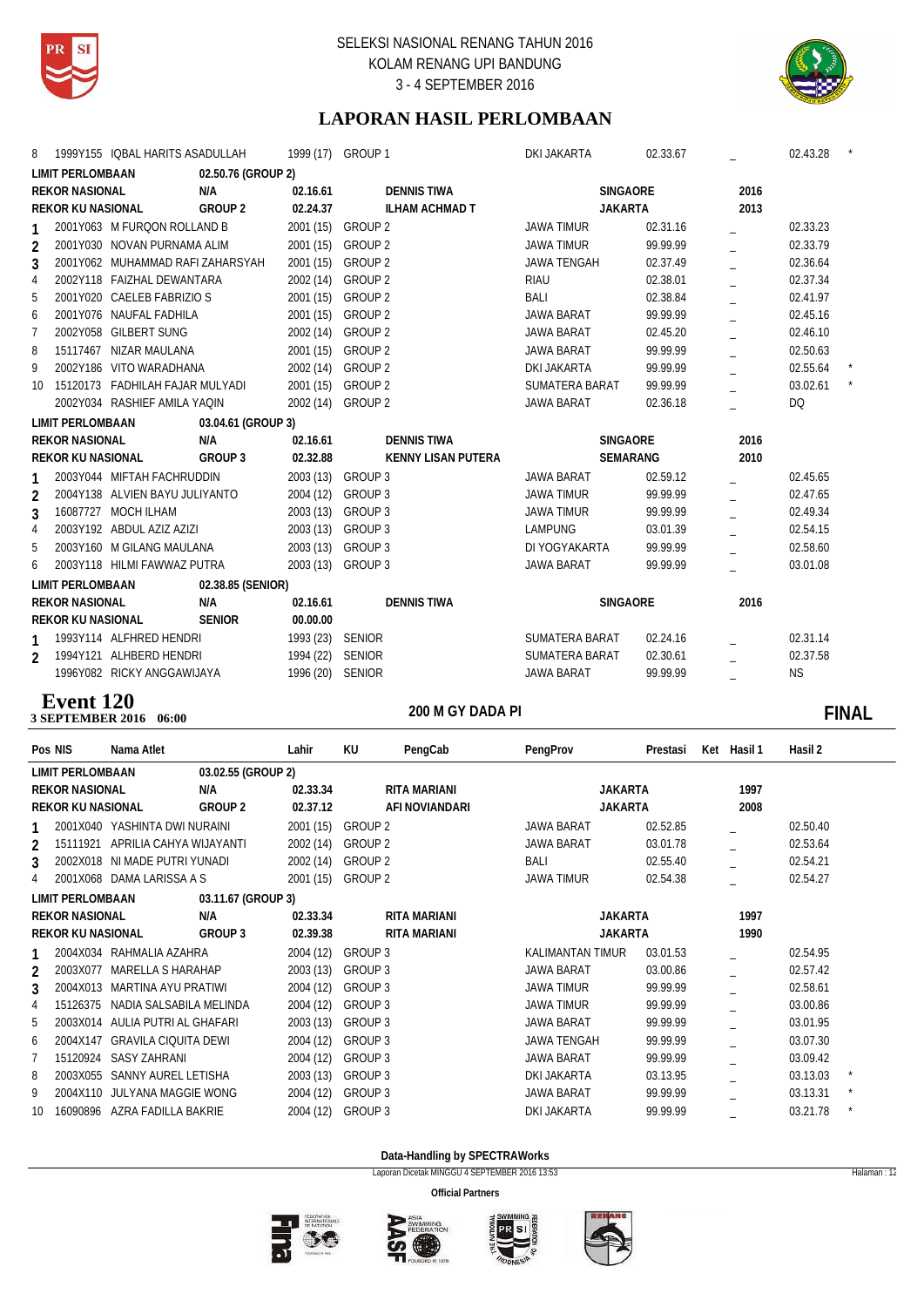| Pos | NIS | Nama Atlet | Lahir | KU | PengCab | PengProv | Prestasi | Ket | Hasil 1 | Hasil 2 | |
|---|---|---|---|---|---|---|---|---|---|---|---|
| 8 | 1999Y155 | IQBAL HARITS ASADULLAH | 1999 (17) | GROUP 1 | | DKI JAKARTA | 02.33.67 | | _ | 02.43.28 | * |
| LIMIT PERLOMBAAN | | 02.50.76 (GROUP 2) | | | | | | | | | |
| REKOR NASIONAL | | N/A | 02.16.61 | | DENNIS TIWA | SINGAORE | | | 2016 | | |
| REKOR KU NASIONAL | | GROUP 2 | 02.24.37 | | ILHAM ACHMAD T | JAKARTA | | | 2013 | | |
| 1 | 2001Y063 | M FURQON ROLLAND B | 2001 (15) | GROUP 2 | | JAWA TIMUR | 02.31.16 | | _ | 02.33.23 | |
| 2 | 2001Y030 | NOVAN PURNAMA ALIM | 2001 (15) | GROUP 2 | | JAWA TIMUR | 99.99.99 | | _ | 02.33.79 | |
| 3 | 2001Y062 | MUHAMMAD RAFI ZAHARSYAH | 2001 (15) | GROUP 2 | | JAWA TENGAH | 02.37.49 | | _ | 02.36.64 | |
| 4 | 2002Y118 | FAIZHAL DEWANTARA | 2002 (14) | GROUP 2 | | RIAU | 02.38.01 | | _ | 02.37.34 | |
| 5 | 2001Y020 | CAELEB FABRIZIO S | 2001 (15) | GROUP 2 | | BALI | 02.38.84 | | _ | 02.41.97 | |
| 6 | 2001Y076 | NAUFAL FADHILA | 2001 (15) | GROUP 2 | | JAWA BARAT | 99.99.99 | | _ | 02.45.16 | |
| 7 | 2002Y058 | GILBERT SUNG | 2002 (14) | GROUP 2 | | JAWA BARAT | 02.45.20 | | _ | 02.46.10 | |
| 8 | 15117467 | NIZAR MAULANA | 2001 (15) | GROUP 2 | | JAWA BARAT | 99.99.99 | | _ | 02.50.63 | |
| 9 | 2002Y186 | VITO WARADHANA | 2002 (14) | GROUP 2 | | DKI JAKARTA | 99.99.99 | | _ | 02.55.64 | * |
| 10 | 15120173 | FADHILAH FAJAR MULYADI | 2001 (15) | GROUP 2 | | SUMATERA BARAT | 99.99.99 | | _ | 03.02.61 | * |
| | 2002Y034 | RASHIEF AMILA YAQIN | 2002 (14) | GROUP 2 | | JAWA BARAT | 02.36.18 | | _ | DQ | |
| LIMIT PERLOMBAAN | | 03.04.61 (GROUP 3) | | | | | | | | | |
| REKOR NASIONAL | | N/A | 02.16.61 | | DENNIS TIWA | SINGAORE | | | 2016 | | |
| REKOR KU NASIONAL | | GROUP 3 | 02.32.88 | | KENNY LISAN PUTERA | SEMARANG | | | 2010 | | |
| 1 | 2003Y044 | MIFTAH FACHRUDDIN | 2003 (13) | GROUP 3 | | JAWA BARAT | 02.59.12 | | _ | 02.45.65 | |
| 2 | 2004Y138 | ALVIEN BAYU JULIYANTO | 2004 (12) | GROUP 3 | | JAWA TIMUR | 99.99.99 | | _ | 02.47.65 | |
| 3 | 16087727 | MOCH ILHAM | 2003 (13) | GROUP 3 | | JAWA TIMUR | 99.99.99 | | _ | 02.49.34 | |
| 4 | 2003Y192 | ABDUL AZIZ AZIZI | 2003 (13) | GROUP 3 | | LAMPUNG | 03.01.39 | | _ | 02.54.15 | |
| 5 | 2003Y160 | M GILANG MAULANA | 2003 (13) | GROUP 3 | | DI YOGYAKARTA | 99.99.99 | | _ | 02.58.60 | |
| 6 | 2003Y118 | HILMI FAWWAZ PUTRA | 2003 (13) | GROUP 3 | | JAWA BARAT | 99.99.99 | | _ | 03.01.08 | |
| LIMIT PERLOMBAAN | | 02.38.85 (SENIOR) | | | | | | | | | |
| REKOR NASIONAL | | N/A | 02.16.61 | | DENNIS TIWA | SINGAORE | | | 2016 | | |
| REKOR KU NASIONAL | | SENIOR | 00.00.00 | | | | | | | | |
| 1 | 1993Y114 | ALFHRED HENDRI | 1993 (23) | SENIOR | | SUMATERA BARAT | 02.24.16 | | _ | 02.31.14 | |
| 2 | 1994Y121 | ALHBERD HENDRI | 1994 (22) | SENIOR | | SUMATERA BARAT | 02.30.61 | | _ | 02.37.58 | |
| | 1996Y082 | RICKY ANGGAWIJAYA | 1996 (20) | SENIOR | | JAWA BARAT | 99.99.99 | | _ | NS | |

## Event 120

**3 SEPTEMBER 2016 06:00** — **200 M GY DADA PI** — **FINAL**

| Pos | NIS | Nama Atlet | Lahir | KU | PengCab | PengProv | Prestasi | Ket | Hasil 1 | Hasil 2 | |
|---|---|---|---|---|---|---|---|---|---|---|---|
| LIMIT PERLOMBAAN | | 03.02.55 (GROUP 2) | | | | | | | | | |
| REKOR NASIONAL | | N/A | 02.33.34 | | RITA MARIANI | JAKARTA | | | 1997 | | |
| REKOR KU NASIONAL | | GROUP 2 | 02.37.12 | | AFI NOVIANDARI | JAKARTA | | | 2008 | | |
| 1 | 2001X040 | YASHINTA DWI NURAINI | 2001 (15) | GROUP 2 | | JAWA BARAT | 02.52.85 | | _ | 02.50.40 | |
| 2 | 15111921 | APRILIA CAHYA WIJAYANTI | 2002 (14) | GROUP 2 | | JAWA BARAT | 03.01.78 | | _ | 02.53.64 | |
| 3 | 2002X018 | NI MADE PUTRI YUNADI | 2002 (14) | GROUP 2 | | BALI | 02.55.40 | | _ | 02.54.21 | |
| 4 | 2001X068 | DAMA LARISSA A S | 2001 (15) | GROUP 2 | | JAWA TIMUR | 02.54.38 | | _ | 02.54.27 | |
| LIMIT PERLOMBAAN | | 03.11.67 (GROUP 3) | | | | | | | | | |
| REKOR NASIONAL | | N/A | 02.33.34 | | RITA MARIANI | JAKARTA | | | 1997 | | |
| REKOR KU NASIONAL | | GROUP 3 | 02.39.38 | | RITA MARIANI | JAKARTA | | | 1990 | | |
| 1 | 2004X034 | RAHMALIA AZAHRA | 2004 (12) | GROUP 3 | | KALIMANTAN TIMUR | 03.01.53 | | _ | 02.54.95 | |
| 2 | 2003X077 | MARELLA S HARAHAP | 2003 (13) | GROUP 3 | | JAWA BARAT | 03.00.86 | | _ | 02.57.42 | |
| 3 | 2004X013 | MARTINA AYU PRATIWI | 2004 (12) | GROUP 3 | | JAWA TIMUR | 99.99.99 | | _ | 02.58.61 | |
| 4 | 15126375 | NADIA SALSABILA MELINDA | 2004 (12) | GROUP 3 | | JAWA TIMUR | 99.99.99 | | _ | 03.00.86 | |
| 5 | 2003X014 | AULIA PUTRI AL GHAFARI | 2003 (13) | GROUP 3 | | JAWA BARAT | 99.99.99 | | _ | 03.01.95 | |
| 6 | 2004X147 | GRAVILA CIQUITA DEWI | 2004 (12) | GROUP 3 | | JAWA TENGAH | 99.99.99 | | _ | 03.07.30 | |
| 7 | 15120924 | SASY ZAHRANI | 2004 (12) | GROUP 3 | | JAWA BARAT | 99.99.99 | | _ | 03.09.42 | |
| 8 | 2003X055 | SANNY AUREL LETISHA | 2003 (13) | GROUP 3 | | DKI JAKARTA | 99.99.99 | | _ | 03.13.03 | * |
| 9 | 2004X110 | JULYANA MAGGIE WONG | 2004 (12) | GROUP 3 | | JAWA BARAT | 99.99.99 | | _ | 03.13.31 | * |
| 10 | 16090896 | AZRA FADILLA BAKRIE | 2004 (12) | GROUP 3 | | DKI JAKARTA | 99.99.99 | | _ | 03.21.78 | * |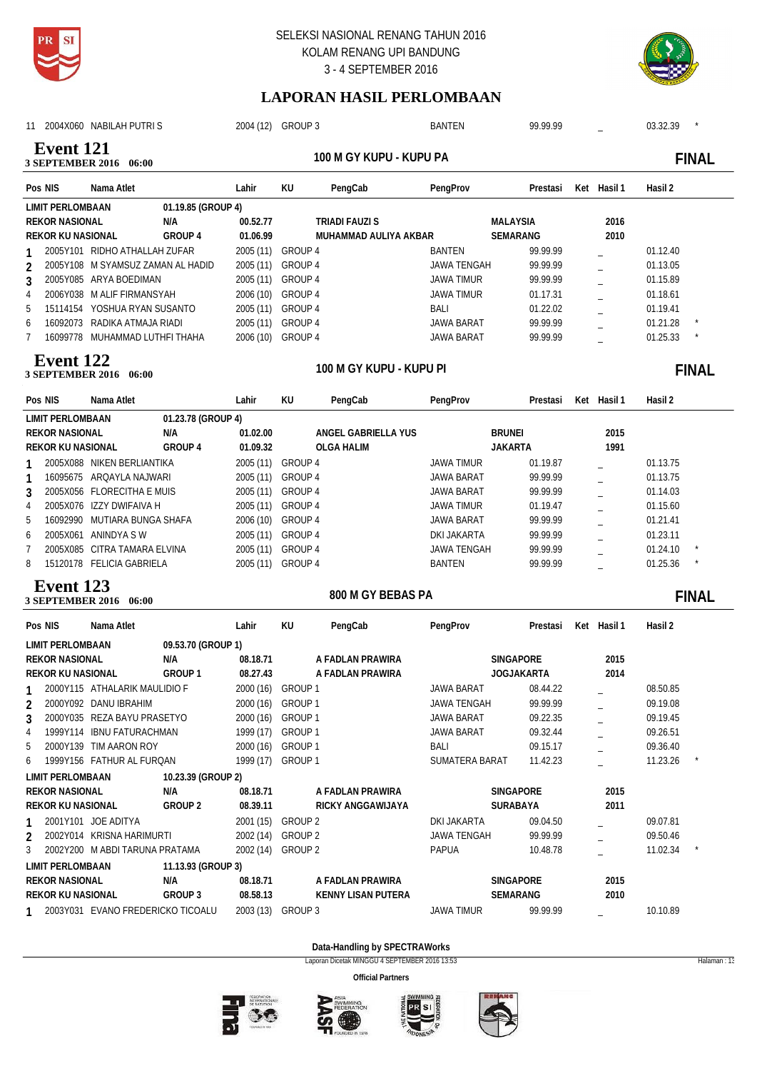SELEKSI NASIONAL RENANG TAHUN 2016
KOLAM RENANG UPI BANDUNG
3 - 4 SEPTEMBER 2016

## LAPORAN HASIL PERLOMBAAN

| Pos | NIS | Nama Atlet | Lahir | KU | PengCab | PengProv | Prestasi | Ket | Hasil 1 | Hasil 2 | |
|---|---|---|---|---|---|---|---|---|---|---|---|
| 11 | 2004X060 | NABILAH PUTRI S | 2004 (12) | GROUP 3 | | BANTEN | 99.99.99 | | _ | 03.32.39 | * |

### Event 121
**3 SEPTEMBER 2016 06:00** — 100 M GY KUPU - KUPU PA — **FINAL**

| Pos | NIS | Nama Atlet | Lahir | KU | PengCab | PengProv | Prestasi | Ket | Hasil 1 | Hasil 2 | |
|---|---|---|---|---|---|---|---|---|---|---|---|
| LIMIT PERLOMBAAN | | 01.19.85 (GROUP 4) | | | | | | | | | |
| REKOR NASIONAL | | N/A | 00.52.77 | | TRIADI FAUZI S | MALAYSIA | | | 2016 | | |
| REKOR KU NASIONAL | | GROUP 4 | 01.06.99 | | MUHAMMAD AULIYA AKBAR | SEMARANG | | | 2010 | | |
| 1 | 2005Y101 | RIDHO ATHALLAH ZUFAR | 2005 (11) | GROUP 4 | | BANTEN | 99.99.99 | | _ | 01.12.40 | |
| 2 | 2005Y108 | M SYAMSUZ ZAMAN AL HADID | 2005 (11) | GROUP 4 | | JAWA TENGAH | 99.99.99 | | _ | 01.13.05 | |
| 3 | 2005Y085 | ARYA BOEDIMAN | 2005 (11) | GROUP 4 | | JAWA TIMUR | 99.99.99 | | _ | 01.15.89 | |
| 4 | 2006Y038 | M ALIF FIRMANSYAH | 2006 (10) | GROUP 4 | | JAWA TIMUR | 01.17.31 | | _ | 01.18.61 | |
| 5 | 15114154 | YOSHUA RYAN SUSANTO | 2005 (11) | GROUP 4 | | BALI | 01.22.02 | | _ | 01.19.41 | |
| 6 | 16092073 | RADIKA ATMAJA RIADI | 2005 (11) | GROUP 4 | | JAWA BARAT | 99.99.99 | | _ | 01.21.28 | * |
| 7 | 16099778 | MUHAMMAD LUTHFI THAHA | 2006 (10) | GROUP 4 | | JAWA BARAT | 99.99.99 | | _ | 01.25.33 | * |

### Event 122
**3 SEPTEMBER 2016 06:00** — 100 M GY KUPU - KUPU PI — **FINAL**

| Pos | NIS | Nama Atlet | Lahir | KU | PengCab | PengProv | Prestasi | Ket | Hasil 1 | Hasil 2 | |
|---|---|---|---|---|---|---|---|---|---|---|---|
| LIMIT PERLOMBAAN | | 01.23.78 (GROUP 4) | | | | | | | | | |
| REKOR NASIONAL | | N/A | 01.02.00 | | ANGEL GABRIELLA YUS | BRUNEI | | | 2015 | | |
| REKOR KU NASIONAL | | GROUP 4 | 01.09.32 | | OLGA HALIM | JAKARTA | | | 1991 | | |
| 1 | 2005X088 | NIKEN BERLIANTIKA | 2005 (11) | GROUP 4 | | JAWA TIMUR | 01.19.87 | | _ | 01.13.75 | |
| 1 | 16095675 | ARQAYLA NAJWARI | 2005 (11) | GROUP 4 | | JAWA BARAT | 99.99.99 | | _ | 01.13.75 | |
| 3 | 2005X056 | FLORECITHA E MUIS | 2005 (11) | GROUP 4 | | JAWA BARAT | 99.99.99 | | _ | 01.14.03 | |
| 4 | 2005X076 | IZZY DWIFAIVA H | 2005 (11) | GROUP 4 | | JAWA TIMUR | 01.19.47 | | _ | 01.15.60 | |
| 5 | 16092990 | MUTIARA BUNGA SHAFA | 2006 (10) | GROUP 4 | | JAWA BARAT | 99.99.99 | | _ | 01.21.41 | |
| 6 | 2005X061 | ANINDYA S W | 2005 (11) | GROUP 4 | | DKI JAKARTA | 99.99.99 | | _ | 01.23.11 | |
| 7 | 2005X085 | CITRA TAMARA ELVINA | 2005 (11) | GROUP 4 | | JAWA TENGAH | 99.99.99 | | _ | 01.24.10 | * |
| 8 | 15120178 | FELICIA GABRIELA | 2005 (11) | GROUP 4 | | BANTEN | 99.99.99 | | _ | 01.25.36 | * |

### Event 123
**3 SEPTEMBER 2016 06:00** — 800 M GY BEBAS PA — **FINAL**

| Pos | NIS | Nama Atlet | Lahir | KU | PengCab | PengProv | Prestasi | Ket | Hasil 1 | Hasil 2 | |
|---|---|---|---|---|---|---|---|---|---|---|---|
| LIMIT PERLOMBAAN | | 09.53.70 (GROUP 1) | | | | | | | | | |
| REKOR NASIONAL | | N/A | 08.18.71 | | A FADLAN PRAWIRA | SINGAPORE | | | 2015 | | |
| REKOR KU NASIONAL | | GROUP 1 | 08.27.43 | | A FADLAN PRAWIRA | JOGJAKARTA | | | 2014 | | |
| 1 | 2000Y115 | ATHALARIK MAULIDIO F | 2000 (16) | GROUP 1 | | JAWA BARAT | 08.44.22 | | _ | 08.50.85 | |
| 2 | 2000Y092 | DANU IBRAHIM | 2000 (16) | GROUP 1 | | JAWA TENGAH | 99.99.99 | | _ | 09.19.08 | |
| 3 | 2000Y035 | REZA BAYU PRASETYO | 2000 (16) | GROUP 1 | | JAWA BARAT | 09.22.35 | | _ | 09.19.45 | |
| 4 | 1999Y114 | IBNU FATURACHMAN | 1999 (17) | GROUP 1 | | JAWA BARAT | 09.32.44 | | _ | 09.26.51 | |
| 5 | 2000Y139 | TIM AARON ROY | 2000 (16) | GROUP 1 | | BALI | 09.15.17 | | _ | 09.36.40 | |
| 6 | 1999Y156 | FATHUR AL FURQAN | 1999 (17) | GROUP 1 | | SUMATERA BARAT | 11.42.23 | | _ | 11.23.26 | * |
| LIMIT PERLOMBAAN | | 10.23.39 (GROUP 2) | | | | | | | | | |
| REKOR NASIONAL | | N/A | 08.18.71 | | A FADLAN PRAWIRA | SINGAPORE | | | 2015 | | |
| REKOR KU NASIONAL | | GROUP 2 | 08.39.11 | | RICKY ANGGAWIJAYA | SURABAYA | | | 2011 | | |
| 1 | 2001Y101 | JOE ADITYA | 2001 (15) | GROUP 2 | | DKI JAKARTA | 09.04.50 | | _ | 09.07.81 | |
| 2 | 2002Y014 | KRISNA HARIMURTI | 2002 (14) | GROUP 2 | | JAWA TENGAH | 99.99.99 | | _ | 09.50.46 | |
| 3 | 2002Y200 | M ABDI TARUNA PRATAMA | 2002 (14) | GROUP 2 | | PAPUA | 10.48.78 | | _ | 11.02.34 | * |
| LIMIT PERLOMBAAN | | 11.13.93 (GROUP 3) | | | | | | | | | |
| REKOR NASIONAL | | N/A | 08.18.71 | | A FADLAN PRAWIRA | SINGAPORE | | | 2015 | | |
| REKOR KU NASIONAL | | GROUP 3 | 08.58.13 | | KENNY LISAN PUTERA | SEMARANG | | | 2010 | | |
| 1 | 2003Y031 | EVANO FREDERICKO TICOALU | 2003 (13) | GROUP 3 | | JAWA TIMUR | 99.99.99 | | _ | 10.10.89 | |

Data-Handling by SPECTRAWorks
Laporan Dicetak MINGGU 4 SEPTEMBER 2016 13:53

Official Partners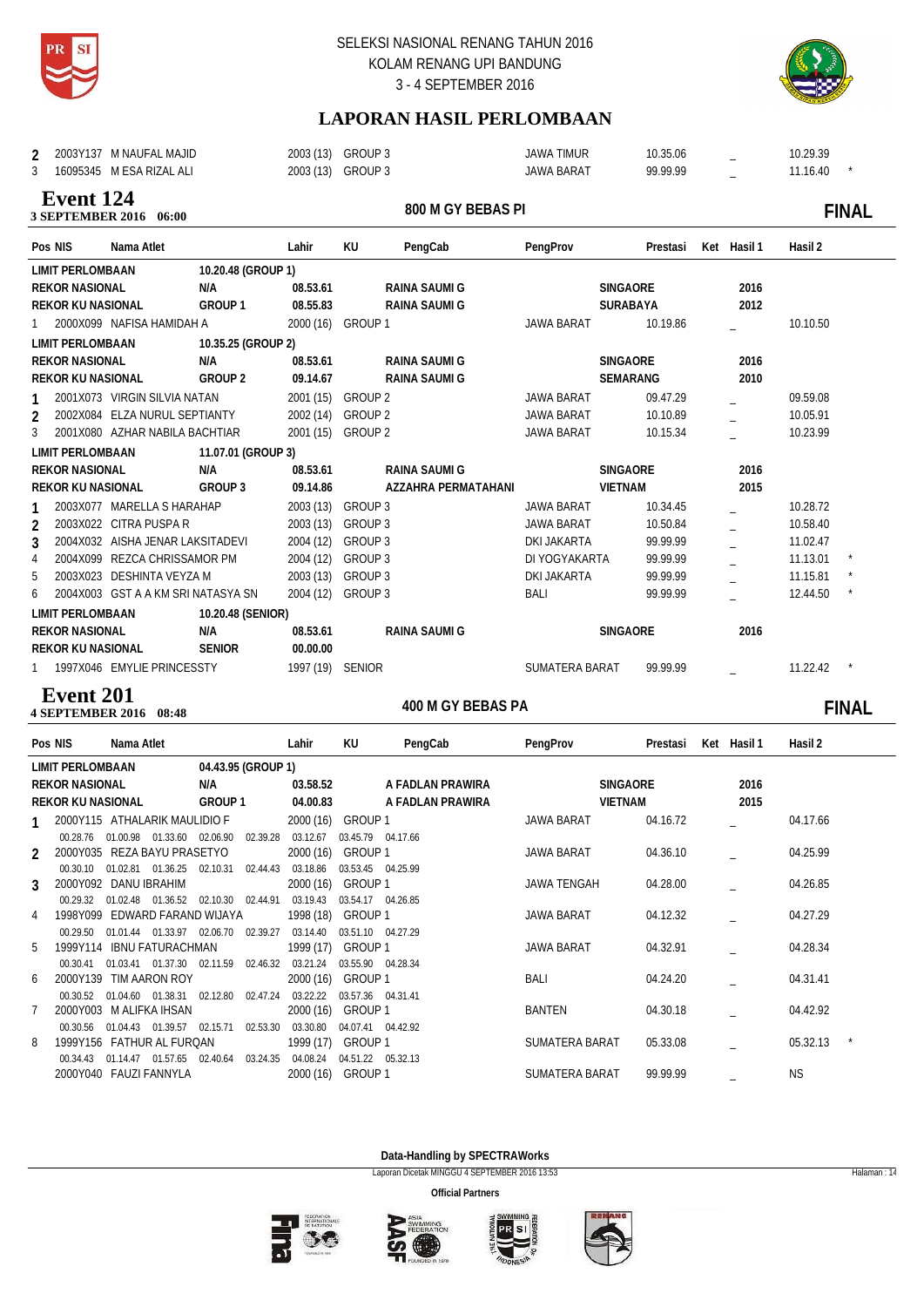SELEKSI NASIONAL RENANG TAHUN 2016
KOLAM RENANG UPI BANDUNG
3 - 4 SEPTEMBER 2016

## LAPORAN HASIL PERLOMBAAN

| Pos | NIS | Nama Atlet | Lahir | KU | PengCab | PengProv | Prestasi | Ket | Hasil 1 | Hasil 2 | |
|---|---|---|---|---|---|---|---|---|---|---|---|
| 2 | 2003Y137 | M NAUFAL MAJID | 2003 (13) | GROUP 3 | | JAWA TIMUR | 10.35.06 | | _ | 10.29.39 | |
| 3 | 16095345 | M ESA RIZAL ALI | 2003 (13) | GROUP 3 | | JAWA BARAT | 99.99.99 | | _ | 11.16.40 | * |

## Event 124
**3 SEPTEMBER 2016 06:00** — **800 M GY BEBAS PI** — **FINAL**

| Pos | NIS | Nama Atlet | Lahir | KU | PengCab | PengProv | Prestasi | Ket | Hasil 1 | Hasil 2 | |
|---|---|---|---|---|---|---|---|---|---|---|---|
| LIMIT PERLOMBAAN | | 10.20.48 (GROUP 1) | | | | | | | | | |
| REKOR NASIONAL | | N/A | 08.53.61 | | RAINA SAUMI G | SINGAORE | | | 2016 | | |
| REKOR KU NASIONAL | | GROUP 1 | 08.55.83 | | RAINA SAUMI G | SURABAYA | | | 2012 | | |
| 1 | 2000X099 | NAFISA HAMIDAH A | 2000 (16) | GROUP 1 | | JAWA BARAT | 10.19.86 | | _ | 10.10.50 | |
| LIMIT PERLOMBAAN | | 10.35.25 (GROUP 2) | | | | | | | | | |
| REKOR NASIONAL | | N/A | 08.53.61 | | RAINA SAUMI G | SINGAORE | | | 2016 | | |
| REKOR KU NASIONAL | | GROUP 2 | 09.14.67 | | RAINA SAUMI G | SEMARANG | | | 2010 | | |
| 1 | 2001X073 | VIRGIN SILVIA NATAN | 2001 (15) | GROUP 2 | | JAWA BARAT | 09.47.29 | | _ | 09.59.08 | |
| 2 | 2002X084 | ELZA NURUL SEPTIANTY | 2002 (14) | GROUP 2 | | JAWA BARAT | 10.10.89 | | _ | 10.05.91 | |
| 3 | 2001X080 | AZHAR NABILA BACHTIAR | 2001 (15) | GROUP 2 | | JAWA BARAT | 10.15.34 | | _ | 10.23.99 | |
| LIMIT PERLOMBAAN | | 11.07.01 (GROUP 3) | | | | | | | | | |
| REKOR NASIONAL | | N/A | 08.53.61 | | RAINA SAUMI G | SINGAORE | | | 2016 | | |
| REKOR KU NASIONAL | | GROUP 3 | 09.14.86 | | AZZAHRA PERMATAHANI | VIETNAM | | | 2015 | | |
| 1 | 2003X077 | MARELLA S HARAHAP | 2003 (13) | GROUP 3 | | JAWA BARAT | 10.34.45 | | _ | 10.28.72 | |
| 2 | 2003X022 | CITRA PUSPA R | 2003 (13) | GROUP 3 | | JAWA BARAT | 10.50.84 | | _ | 10.58.40 | |
| 3 | 2004X032 | AISHA JENAR LAKSITADEVI | 2004 (12) | GROUP 3 | | DKI JAKARTA | 99.99.99 | | _ | 11.02.47 | |
| 4 | 2004X099 | REZCA CHRISSAMOR PM | 2004 (12) | GROUP 3 | | DI YOGYAKARTA | 99.99.99 | | _ | 11.13.01 | * |
| 5 | 2003X023 | DESHINTA VEYZA M | 2003 (13) | GROUP 3 | | DKI JAKARTA | 99.99.99 | | _ | 11.15.81 | * |
| 6 | 2004X003 | GST A A KM SRI NATASYA SN | 2004 (12) | GROUP 3 | | BALI | 99.99.99 | | _ | 12.44.50 | * |
| LIMIT PERLOMBAAN | | 10.20.48 (SENIOR) | | | | | | | | | |
| REKOR NASIONAL | | N/A | 08.53.61 | | RAINA SAUMI G | SINGAORE | | | 2016 | | |
| REKOR KU NASIONAL | | SENIOR | 00.00.00 | | | | | | | | |
| 1 | 1997X046 | EMYLIE PRINCESSTY | 1997 (19) | SENIOR | | SUMATERA BARAT | 99.99.99 | | _ | 11.22.42 | * |

## Event 201
**4 SEPTEMBER 2016 08:48** — **400 M GY BEBAS PA** — **FINAL**

| Pos | NIS | Nama Atlet | Lahir | KU | PengCab | PengProv | Prestasi | Ket | Hasil 1 | Hasil 2 | |
|---|---|---|---|---|---|---|---|---|---|---|---|
| LIMIT PERLOMBAAN | | 04.43.95 (GROUP 1) | | | | | | | | | |
| REKOR NASIONAL | | N/A | 03.58.52 | | A FADLAN PRAWIRA | SINGAORE | | | 2016 | | |
| REKOR KU NASIONAL | | GROUP 1 | 04.00.83 | | A FADLAN PRAWIRA | VIETNAM | | | 2015 | | |
| 1 | 2000Y115 | ATHALARIK MAULIDIO F | 2000 (16) | GROUP 1 | | JAWA BARAT | 04.16.72 | | _ | 04.17.66 | |
| | | 00.28.76 01.00.98 01.33.60 02.06.90 02.39.28 03.12.67 03.45.79 04.17.66 | | | | | | | | | |
| 2 | 2000Y035 | REZA BAYU PRASETYO | 2000 (16) | GROUP 1 | | JAWA BARAT | 04.36.10 | | _ | 04.25.99 | |
| | | 00.30.10 01.02.81 01.36.25 02.10.31 02.44.43 03.18.86 03.53.45 04.25.99 | | | | | | | | | |
| 3 | 2000Y092 | DANU IBRAHIM | 2000 (16) | GROUP 1 | | JAWA TENGAH | 04.28.00 | | _ | 04.26.85 | |
| | | 00.29.32 01.02.48 01.36.52 02.10.30 02.44.91 03.19.43 03.54.17 04.26.85 | | | | | | | | | |
| 4 | 1998Y099 | EDWARD FARAND WIJAYA | 1998 (18) | GROUP 1 | | JAWA BARAT | 04.12.32 | | _ | 04.27.29 | |
| | | 00.29.50 01.01.44 01.33.97 02.06.70 02.39.27 03.14.40 03.51.10 04.27.29 | | | | | | | | | |
| 5 | 1999Y114 | IBNU FATURACHMAN | 1999 (17) | GROUP 1 | | JAWA BARAT | 04.32.91 | | _ | 04.28.34 | |
| | | 00.30.41 01.03.41 01.37.30 02.11.59 02.46.32 03.21.24 03.55.90 04.28.34 | | | | | | | | | |
| 6 | 2000Y139 | TIM AARON ROY | 2000 (16) | GROUP 1 | | BALI | 04.24.20 | | _ | 04.31.41 | |
| | | 00.30.52 01.04.60 01.38.31 02.12.80 02.47.24 03.22.22 03.57.36 04.31.41 | | | | | | | | | |
| 7 | 2000Y003 | M ALIFKA IHSAN | 2000 (16) | GROUP 1 | | BANTEN | 04.30.18 | | _ | 04.42.92 | |
| | | 00.30.56 01.04.43 01.39.57 02.15.71 02.53.30 03.30.80 04.07.41 04.42.92 | | | | | | | | | |
| 8 | 1999Y156 | FATHUR AL FURQAN | 1999 (17) | GROUP 1 | | SUMATERA BARAT | 05.33.08 | | _ | 05.32.13 | * |
| | | 00.34.43 01.14.47 01.57.65 02.40.64 03.24.35 04.08.24 04.51.22 05.32.13 | | | | | | | | | |
| | 2000Y040 | FAUZI FANNYLA | 2000 (16) | GROUP 1 | | SUMATERA BARAT | 99.99.99 | | _ | NS | |

**Data-Handling by SPECTRAWorks**

Laporan Dicetak MINGGU 4 SEPTEMBER 2016 13:53

**Official Partners**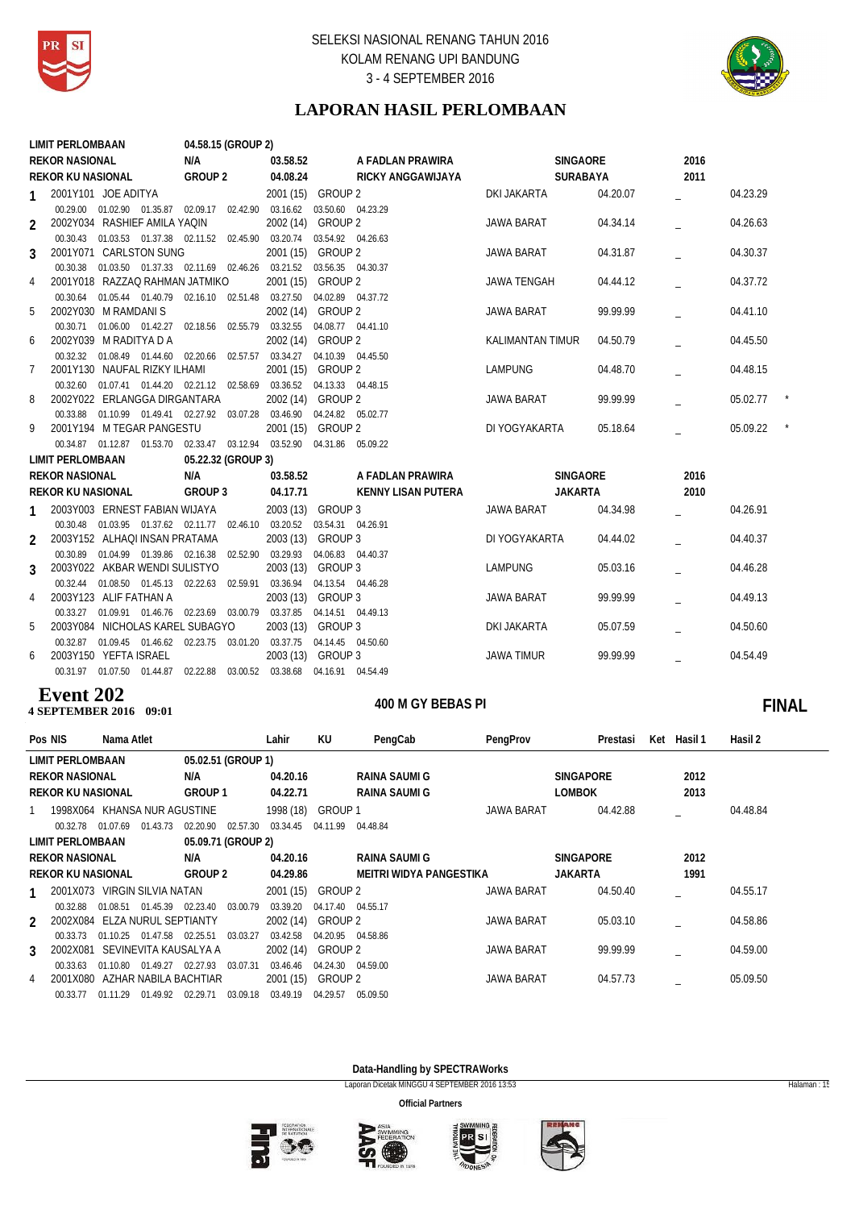SELEKSI NASIONAL RENANG TAHUN 2016
KOLAM RENANG UPI BANDUNG
3 - 4 SEPTEMBER 2016

## LAPORAN HASIL PERLOMBAAN

| Pos | NIS / Nama Atlet | Lahir | KU | PengProv | Prestasi | Ket | Hasil 1 | Hasil 2 |
|---|---|---|---|---|---|---|---|---|
| **LIMIT PERLOMBAAN** | 04.58.15 (GROUP 2) | | | | | | | |
| **REKOR NASIONAL** | N/A | 03.58.52 | A FADLAN PRAWIRA | SINGAORE | | | 2016 | |
| **REKOR KU NASIONAL** | GROUP 2 | 04.08.24 | RICKY ANGGAWIJAYA | SURABAYA | | | 2011 | |
| 1 | 2001Y101 JOE ADITYA | 2001 (15) | GROUP 2 | DKI JAKARTA | 04.20.07 | _ | | 04.23.29 |
| | 00.29.00 01.02.90 01.35.87 02.09.17 02.42.90 03.16.62 03.50.60 04.23.29 | | | | | | | |
| 2 | 2002Y034 RASHIEF AMILA YAQIN | 2002 (14) | GROUP 2 | JAWA BARAT | 04.34.14 | _ | | 04.26.63 |
| | 00.30.43 01.03.53 01.37.38 02.11.52 02.45.90 03.20.74 03.54.92 04.26.63 | | | | | | | |
| 3 | 2001Y071 CARLSTON SUNG | 2001 (15) | GROUP 2 | JAWA BARAT | 04.31.87 | _ | | 04.30.37 |
| | 00.30.38 01.03.50 01.37.33 02.11.69 02.46.26 03.21.52 03.56.35 04.30.37 | | | | | | | |
| 4 | 2001Y018 RAZZAQ RAHMAN JATMIKO | 2001 (15) | GROUP 2 | JAWA TENGAH | 04.44.12 | _ | | 04.37.72 |
| | 00.30.64 01.05.44 01.40.79 02.16.10 02.51.48 03.27.50 04.02.89 04.37.72 | | | | | | | |
| 5 | 2002Y030 M RAMDANI S | 2002 (14) | GROUP 2 | JAWA BARAT | 99.99.99 | _ | | 04.41.10 |
| | 00.30.71 01.06.00 01.42.27 02.18.56 02.55.79 03.32.55 04.08.77 04.41.10 | | | | | | | |
| 6 | 2002Y039 M RADITYA D A | 2002 (14) | GROUP 2 | KALIMANTAN TIMUR | 04.50.79 | _ | | 04.45.50 |
| | 00.32.32 01.08.49 01.44.60 02.20.66 02.57.57 03.34.27 04.10.39 04.45.50 | | | | | | | |
| 7 | 2001Y130 NAUFAL RIZKY ILHAMI | 2001 (15) | GROUP 2 | LAMPUNG | 04.48.70 | _ | | 04.48.15 |
| | 00.32.60 01.07.41 01.44.20 02.21.12 02.58.69 03.36.52 04.13.33 04.48.15 | | | | | | | |
| 8 | 2002Y022 ERLANGGA DIRGANTARA | 2002 (14) | GROUP 2 | JAWA BARAT | 99.99.99 | _ | | 05.02.77 * |
| | 00.33.88 01.10.99 01.49.41 02.27.92 03.07.28 03.46.90 04.24.82 05.02.77 | | | | | | | |
| 9 | 2001Y194 M TEGAR PANGESTU | 2001 (15) | GROUP 2 | DI YOGYAKARTA | 05.18.64 | _ | | 05.09.22 * |
| | 00.34.87 01.12.87 01.53.70 02.33.47 03.12.94 03.52.90 04.31.86 05.09.22 | | | | | | | |
| **LIMIT PERLOMBAAN** | 05.22.32 (GROUP 3) | | | | | | | |
| **REKOR NASIONAL** | N/A | 03.58.52 | A FADLAN PRAWIRA | SINGAORE | | | 2016 | |
| **REKOR KU NASIONAL** | GROUP 3 | 04.17.71 | KENNY LISAN PUTERA | JAKARTA | | | 2010 | |
| 1 | 2003Y003 ERNEST FABIAN WIJAYA | 2003 (13) | GROUP 3 | JAWA BARAT | 04.34.98 | _ | | 04.26.91 |
| | 00.30.48 01.03.95 01.37.62 02.11.77 02.46.10 03.20.52 03.54.31 04.26.91 | | | | | | | |
| 2 | 2003Y152 ALHAQI INSAN PRATAMA | 2003 (13) | GROUP 3 | DI YOGYAKARTA | 04.44.02 | _ | | 04.40.37 |
| | 00.30.89 01.04.99 01.39.86 02.16.38 02.52.90 03.29.93 04.06.83 04.40.37 | | | | | | | |
| 3 | 2003Y022 AKBAR WENDI SULISTYO | 2003 (13) | GROUP 3 | LAMPUNG | 05.03.16 | _ | | 04.46.28 |
| | 00.32.44 01.08.50 01.45.13 02.22.63 02.59.91 03.36.94 04.13.54 04.46.28 | | | | | | | |
| 4 | 2003Y123 ALIF FATHAN A | 2003 (13) | GROUP 3 | JAWA BARAT | 99.99.99 | _ | | 04.49.13 |
| | 00.33.27 01.09.91 01.46.76 02.23.69 03.00.79 03.37.85 04.14.51 04.49.13 | | | | | | | |
| 5 | 2003Y084 NICHOLAS KAREL SUBAGYO | 2003 (13) | GROUP 3 | DKI JAKARTA | 05.07.59 | _ | | 04.50.60 |
| | 00.32.87 01.09.45 01.46.62 02.23.75 03.01.20 03.37.75 04.14.45 04.50.60 | | | | | | | |
| 6 | 2003Y150 YEFTA ISRAEL | 2003 (13) | GROUP 3 | JAWA TIMUR | 99.99.99 | _ | | 04.54.49 |
| | 00.31.97 01.07.50 01.44.87 02.22.88 03.00.52 03.38.68 04.16.91 04.54.49 | | | | | | | |

# Event 202

**4 SEPTEMBER 2016 09:01**

**400 M GY BEBAS PI** — **FINAL**

| Pos | NIS | Nama Atlet | Lahir | KU | PengCab | PengProv | Prestasi | Ket | Hasil 1 | Hasil 2 |
|---|---|---|---|---|---|---|---|---|---|---|
| **LIMIT PERLOMBAAN** | | 05.02.51 (GROUP 1) | | | | | | | | |
| **REKOR NASIONAL** | | N/A | 04.20.16 | | RAINA SAUMI G | | SINGAPORE | | 2012 | |
| **REKOR KU NASIONAL** | | GROUP 1 | 04.22.71 | | RAINA SAUMI G | | LOMBOK | | 2013 | |
| 1 | 1998X064 | KHANSA NUR AGUSTINE | 1998 (18) | GROUP 1 | | JAWA BARAT | 04.42.88 | _ | | 04.48.84 |
| | 00.32.78 01.07.69 01.43.73 02.20.90 02.57.30 03.34.45 04.11.99 04.48.84 | | | | | | | | | |
| **LIMIT PERLOMBAAN** | | 05.09.71 (GROUP 2) | | | | | | | | |
| **REKOR NASIONAL** | | N/A | 04.20.16 | | RAINA SAUMI G | | SINGAPORE | | 2012 | |
| **REKOR KU NASIONAL** | | GROUP 2 | 04.29.86 | | MEITRI WIDYA PANGESTIKA | | JAKARTA | | 1991 | |
| 1 | 2001X073 | VIRGIN SILVIA NATAN | 2001 (15) | GROUP 2 | | JAWA BARAT | 04.50.40 | _ | | 04.55.17 |
| | 00.32.88 01.08.51 01.45.39 02.23.40 03.00.79 03.39.20 04.17.40 04.55.17 | | | | | | | | | |
| 2 | 2002X084 | ELZA NURUL SEPTIANTY | 2002 (14) | GROUP 2 | | JAWA BARAT | 05.03.10 | _ | | 04.58.86 |
| | 00.33.73 01.10.25 01.47.58 02.25.51 03.03.27 03.42.58 04.20.95 04.58.86 | | | | | | | | | |
| 3 | 2002X081 | SEVINEVITA KAUSALYA A | 2002 (14) | GROUP 2 | | JAWA BARAT | 99.99.99 | _ | | 04.59.00 |
| | 00.33.63 01.10.80 01.49.27 02.27.93 03.07.31 03.46.46 04.24.30 04.59.00 | | | | | | | | | |
| 4 | 2001X080 | AZHAR NABILA BACHTIAR | 2001 (15) | GROUP 2 | | JAWA BARAT | 04.57.73 | _ | | 05.09.50 |
| | 00.33.77 01.11.29 01.49.92 02.29.71 03.09.18 03.49.19 04.29.57 05.09.50 | | | | | | | | | |

**Data-Handling by SPECTRAWorks**

Laporan Dicetak MINGGU 4 SEPTEMBER 2016 13:53

**Official Partners**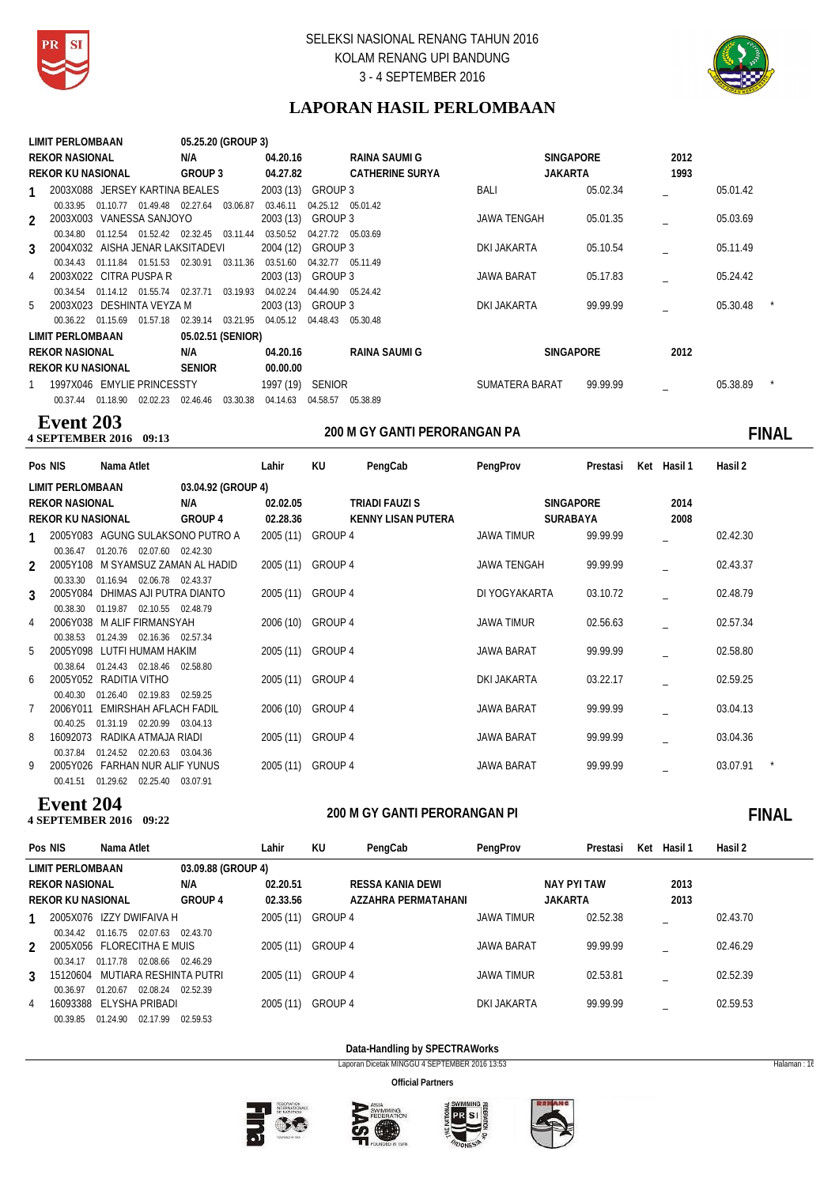## LAPORAN HASIL PERLOMBAAN

| | | | | | | | | | |
|---|---|---|---|---|---|---|---|---|---|
| **LIMIT PERLOMBAAN** | | **05.25.20 (GROUP 3)** | | | | | | | |
| **REKOR NASIONAL** | | **N/A** | **04.20.16** | | **RAINA SAUMI G** | **SINGAPORE** | | **2012** | |
| **REKOR KU NASIONAL** | | **GROUP 3** | **04.27.82** | | **CATHERINE SURYA** | **JAKARTA** | | **1993** | |
| 1 | 2003X088 JERSEY KARTINA BEALES | | 2003 (13) | GROUP 3 | | BALI | 05.02.34 | _ | 05.01.42 |
| | 00.33.95 01.10.77 01.49.48 02.27.64 03.06.87 03.46.11 04.25.12 05.01.42 | | | | | | | | |
| 2 | 2003X003 VANESSA SANJOYO | | 2003 (13) | GROUP 3 | | JAWA TENGAH | 05.01.35 | _ | 05.03.69 |
| | 00.34.80 01.12.54 01.52.42 02.32.45 03.11.44 03.50.52 04.27.72 05.03.69 | | | | | | | | |
| 3 | 2004X032 AISHA JENAR LAKSITADEVI | | 2004 (12) | GROUP 3 | | DKI JAKARTA | 05.10.54 | _ | 05.11.49 |
| | 00.34.43 01.11.84 01.51.53 02.30.91 03.11.36 03.51.60 04.32.77 05.11.49 | | | | | | | | |
| 4 | 2003X022 CITRA PUSPA R | | 2003 (13) | GROUP 3 | | JAWA BARAT | 05.17.83 | _ | 05.24.42 |
| | 00.34.54 01.14.12 01.55.74 02.37.71 03.19.93 04.02.24 04.44.90 05.24.42 | | | | | | | | |
| 5 | 2003X023 DESHINTA VEYZA M | | 2003 (13) | GROUP 3 | | DKI JAKARTA | 99.99.99 | _ | 05.30.48 * |
| | 00.36.22 01.15.69 01.57.18 02.39.14 03.21.95 04.05.12 04.48.43 05.30.48 | | | | | | | | |
| **LIMIT PERLOMBAAN** | | **05.02.51 (SENIOR)** | | | | | | | |
| **REKOR NASIONAL** | | **N/A** | **04.20.16** | | **RAINA SAUMI G** | **SINGAPORE** | | **2012** | |
| **REKOR KU NASIONAL** | | **SENIOR** | **00.00.00** | | | | | | |
| 1 | 1997X046 EMYLIE PRINCESSTY | | 1997 (19) | SENIOR | | SUMATERA BARAT | 99.99.99 | _ | 05.38.89 * |
| | 00.37.44 01.18.90 02.02.23 02.46.46 03.30.38 04.14.63 04.58.57 05.38.89 | | | | | | | | |

## Event 203
**4 SEPTEMBER 2016 09:13**

**200 M GY GANTI PERORANGAN PA** — **FINAL**

| Pos | NIS Nama Atlet | | Lahir | KU | PengCab | PengProv | Prestasi | Ket Hasil 1 | Hasil 2 |
|---|---|---|---|---|---|---|---|---|---|
| **LIMIT PERLOMBAAN** | | **03.04.92 (GROUP 4)** | | | | | | | |
| **REKOR NASIONAL** | | **N/A** | **02.02.05** | | **TRIADI FAUZI S** | **SINGAPORE** | | **2014** | |
| **REKOR KU NASIONAL** | | **GROUP 4** | **02.28.36** | | **KENNY LISAN PUTERA** | **SURABAYA** | | **2008** | |
| 1 | 2005Y083 AGUNG SULAKSONO PUTRO A | | 2005 (11) | GROUP 4 | | JAWA TIMUR | 99.99.99 | _ | 02.42.30 |
| | 00.36.47 01.20.76 02.07.60 02.42.30 | | | | | | | | |
| 2 | 2005Y108 M SYAMSUZ ZAMAN AL HADID | | 2005 (11) | GROUP 4 | | JAWA TENGAH | 99.99.99 | _ | 02.43.37 |
| | 00.33.30 01.16.94 02.06.78 02.43.37 | | | | | | | | |
| 3 | 2005X084 DHIMAS AJI PUTRA DIANTO | | 2005 (11) | GROUP 4 | | DI YOGYAKARTA | 03.10.72 | _ | 02.48.79 |
| | 00.38.30 01.19.87 02.10.55 02.48.79 | | | | | | | | |
| 4 | 2006Y038 M ALIF FIRMANSYAH | | 2006 (10) | GROUP 4 | | JAWA TIMUR | 02.56.63 | _ | 02.57.34 |
| | 00.38.53 01.24.39 02.16.36 02.57.34 | | | | | | | | |
| 5 | 2005Y098 LUTFI HUMAM HAKIM | | 2005 (11) | GROUP 4 | | JAWA BARAT | 99.99.99 | _ | 02.58.80 |
| | 00.38.64 01.24.43 02.18.46 02.58.80 | | | | | | | | |
| 6 | 2005Y052 RADITIA VITHO | | 2005 (11) | GROUP 4 | | DKI JAKARTA | 03.22.17 | _ | 02.59.25 |
| | 00.40.30 01.26.40 02.19.83 02.59.25 | | | | | | | | |
| 7 | 2006Y011 EMIRSHAH AFLACH FADIL | | 2006 (10) | GROUP 4 | | JAWA BARAT | 99.99.99 | _ | 03.04.13 |
| | 00.40.25 01.31.19 02.20.99 03.04.13 | | | | | | | | |
| 8 | 16092073 RADIKA ATMAJA RIADI | | 2005 (11) | GROUP 4 | | JAWA BARAT | 99.99.99 | _ | 03.04.36 |
| | 00.37.84 01.24.52 02.20.63 03.04.36 | | | | | | | | |
| 9 | 2005Y026 FARHAN NUR ALIF YUNUS | | 2005 (11) | GROUP 4 | | JAWA BARAT | 99.99.99 | _ | 03.07.91 * |
| | 00.41.51 01.29.62 02.25.40 03.07.91 | | | | | | | | |

## Event 204
**4 SEPTEMBER 2016 09:22**

**200 M GY GANTI PERORANGAN PI** — **FINAL**

| Pos | NIS Nama Atlet | | Lahir | KU | PengCab | PengProv | Prestasi | Ket Hasil 1 | Hasil 2 |
|---|---|---|---|---|---|---|---|---|---|
| **LIMIT PERLOMBAAN** | | **03.09.88 (GROUP 4)** | | | | | | | |
| **REKOR NASIONAL** | | **N/A** | **02.20.51** | | **RESSA KANIA DEWI** | **NAY PYI TAW** | | **2013** | |
| **REKOR KU NASIONAL** | | **GROUP 4** | **02.33.56** | | **AZZAHRA PERMATAHANI** | **JAKARTA** | | **2013** | |
| 1 | 2005X076 IZZY DWIFAIVA H | | 2005 (11) | GROUP 4 | | JAWA TIMUR | 02.52.38 | _ | 02.43.70 |
| | 00.34.42 01.16.75 02.07.63 02.43.70 | | | | | | | | |
| 2 | 2005X056 FLORECITHA E MUIS | | 2005 (11) | GROUP 4 | | JAWA BARAT | 99.99.99 | _ | 02.46.29 |
| | 00.34.17 01.17.78 02.08.66 02.46.29 | | | | | | | | |
| 3 | 15120604 MUTIARA RESHINTA PUTRI | | 2005 (11) | GROUP 4 | | JAWA TIMUR | 02.53.81 | _ | 02.52.39 |
| | 00.36.97 01.20.67 02.08.24 02.52.39 | | | | | | | | |
| 4 | 16093388 ELYSHA PRIBADI | | 2005 (11) | GROUP 4 | | DKI JAKARTA | 99.99.99 | _ | 02.59.53 |
| | 00.39.85 01.24.90 02.17.99 02.59.53 | | | | | | | | |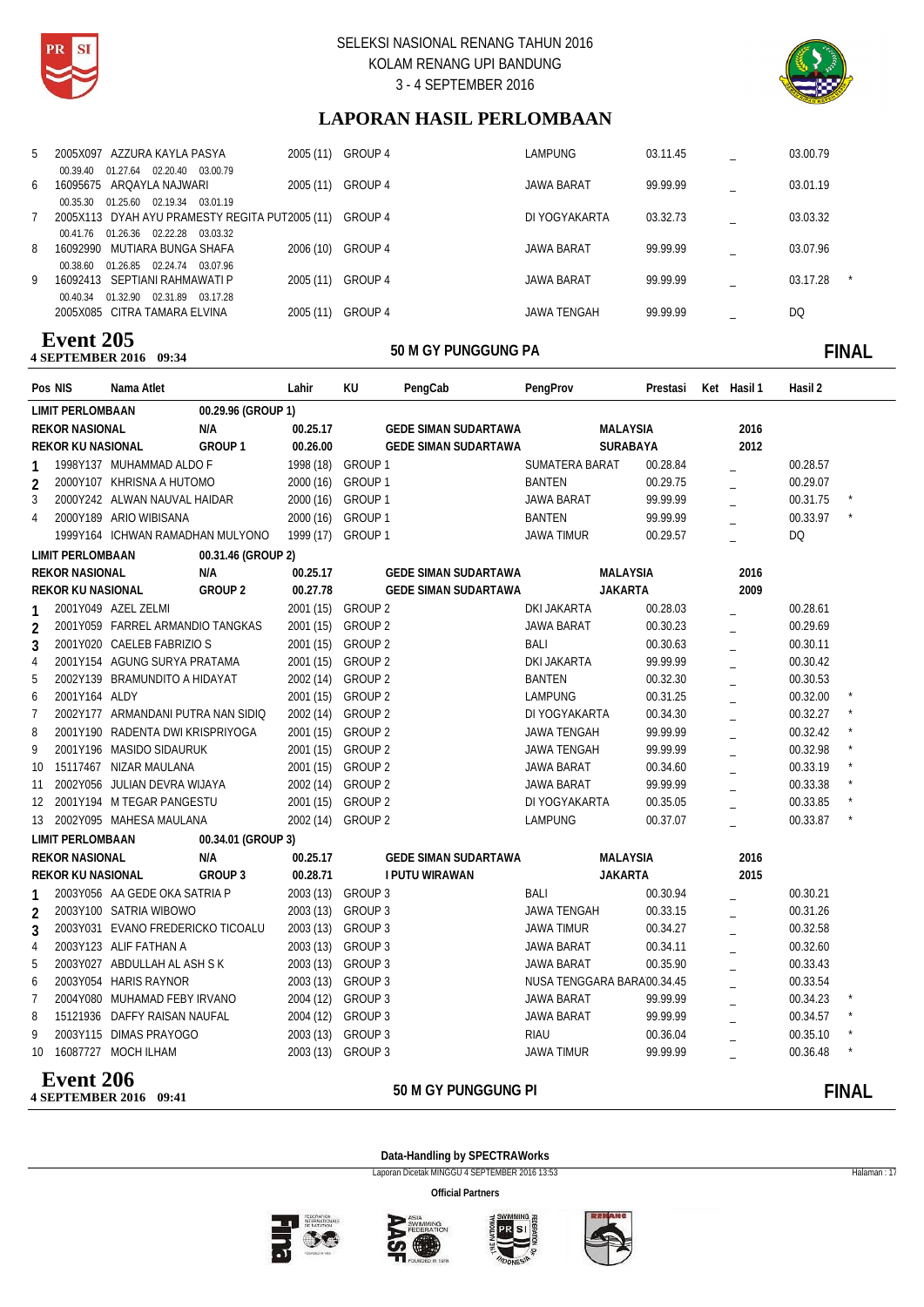# SELEKSI NASIONAL RENANG TAHUN 2016
KOLAM RENANG UPI BANDUNG
3 - 4 SEPTEMBER 2016

## LAPORAN HASIL PERLOMBAAN

| Pos | NIS | Nama Atlet | Lahir | KU | PengCab | PengProv | Prestasi | Ket | Hasil 1 | Hasil 2 | |
|---|---|---|---|---|---|---|---|---|---|---|---|
| 5 | 2005X097 | AZZURA KAYLA PASYA | 2005 (11) | GROUP 4 | | LAMPUNG | 03.11.45 | | _ | 03.00.79 | |
| | | 00.39.40 01.27.64 02.20.40 03.00.79 | | | | | | | | | |
| 6 | 16095675 | ARQAYLA NAJWARI | 2005 (11) | GROUP 4 | | JAWA BARAT | 99.99.99 | | _ | 03.01.19 | |
| | | 00.35.30 01.25.60 02.19.34 03.01.19 | | | | | | | | | |
| 7 | 2005X113 | DYAH AYU PRAMESTY REGITA PUT | 2005 (11) | GROUP 4 | | DI YOGYAKARTA | 03.32.73 | | _ | 03.03.32 | |
| | | 00.41.76 01.26.36 02.22.28 03.03.32 | | | | | | | | | |
| 8 | 16092990 | MUTIARA BUNGA SHAFA | 2006 (10) | GROUP 4 | | JAWA BARAT | 99.99.99 | | _ | 03.07.96 | |
| | | 00.38.60 01.26.85 02.24.74 03.07.96 | | | | | | | | | |
| 9 | 16092413 | SEPTIANI RAHMAWATI P | 2005 (11) | GROUP 4 | | JAWA BARAT | 99.99.99 | | _ | 03.17.28 | * |
| | | 00.40.34 01.32.90 02.31.89 03.17.28 | | | | | | | | | |
| | 2005X085 | CITRA TAMARA ELVINA | 2005 (11) | GROUP 4 | | JAWA TENGAH | 99.99.99 | | _ | DQ | |

## Event 205
**4 SEPTEMBER 2016 09:34** — 50 M GY PUNGGUNG PA — **FINAL**

| Pos | NIS | Nama Atlet | Lahir | KU | PengCab | PengProv | Prestasi | Ket | Hasil 1 | Hasil 2 | |
|---|---|---|---|---|---|---|---|---|---|---|---|
| LIMIT PERLOMBAAN | | 00.29.96 (GROUP 1) | | | | | | | | | |
| REKOR NASIONAL | | N/A | 00.25.17 | | GEDE SIMAN SUDARTAWA | MALAYSIA | | | 2016 | | |
| REKOR KU NASIONAL | | GROUP 1 | 00.26.00 | | GEDE SIMAN SUDARTAWA | SURABAYA | | | 2012 | | |
| 1 | 1998Y137 | MUHAMMAD ALDO F | 1998 (18) | GROUP 1 | | SUMATERA BARAT | 00.28.84 | | _ | 00.28.57 | |
| 2 | 2000Y107 | KHRISNA A HUTOMO | 2000 (16) | GROUP 1 | | BANTEN | 00.29.75 | | _ | 00.29.07 | |
| 3 | 2000Y242 | ALWAN NAUVAL HAIDAR | 2000 (16) | GROUP 1 | | JAWA BARAT | 99.99.99 | | _ | 00.31.75 | * |
| 4 | 2000Y189 | ARIO WIBISANA | 2000 (16) | GROUP 1 | | BANTEN | 99.99.99 | | _ | 00.33.97 | * |
| | 1999Y164 | ICHWAN RAMADHAN MULYONO | 1999 (17) | GROUP 1 | | JAWA TIMUR | 00.29.57 | | _ | DQ | |
| LIMIT PERLOMBAAN | | 00.31.46 (GROUP 2) | | | | | | | | | |
| REKOR NASIONAL | | N/A | 00.25.17 | | GEDE SIMAN SUDARTAWA | MALAYSIA | | | 2016 | | |
| REKOR KU NASIONAL | | GROUP 2 | 00.27.78 | | GEDE SIMAN SUDARTAWA | JAKARTA | | | 2009 | | |
| 1 | 2001Y049 | AZEL ZELMI | 2001 (15) | GROUP 2 | | DKI JAKARTA | 00.28.03 | | _ | 00.28.61 | |
| 2 | 2001Y059 | FARREL ARMANDIO TANGKAS | 2001 (15) | GROUP 2 | | JAWA BARAT | 00.30.23 | | _ | 00.29.69 | |
| 3 | 2001Y020 | CAELEB FABRIZIO S | 2001 (15) | GROUP 2 | | BALI | 00.30.63 | | _ | 00.30.11 | |
| 4 | 2001Y154 | AGUNG SURYA PRATAMA | 2001 (15) | GROUP 2 | | DKI JAKARTA | 99.99.99 | | _ | 00.30.42 | |
| 5 | 2002Y139 | BRAMUNDITO A HIDAYAT | 2002 (14) | GROUP 2 | | BANTEN | 00.32.30 | | _ | 00.30.53 | |
| 6 | 2001Y164 | ALDY | 2001 (15) | GROUP 2 | | LAMPUNG | 00.31.25 | | _ | 00.32.00 | * |
| 7 | 2002Y177 | ARMANDANI PUTRA NAN SIDIQ | 2002 (14) | GROUP 2 | | DI YOGYAKARTA | 00.34.30 | | _ | 00.32.27 | * |
| 8 | 2001Y190 | RADENTA DWI KRISPRIYOGA | 2001 (15) | GROUP 2 | | JAWA TENGAH | 99.99.99 | | _ | 00.32.42 | * |
| 9 | 2001Y196 | MASIDO SIDAURUK | 2001 (15) | GROUP 2 | | JAWA TENGAH | 99.99.99 | | _ | 00.32.98 | * |
| 10 | 15117467 | NIZAR MAULANA | 2001 (15) | GROUP 2 | | JAWA BARAT | 00.34.60 | | _ | 00.33.19 | * |
| 11 | 2002Y056 | JULIAN DEVRA WIJAYA | 2002 (14) | GROUP 2 | | JAWA BARAT | 99.99.99 | | _ | 00.33.38 | * |
| 12 | 2001Y194 | M TEGAR PANGESTU | 2001 (15) | GROUP 2 | | DI YOGYAKARTA | 00.35.05 | | _ | 00.33.85 | * |
| 13 | 2002Y095 | MAHESA MAULANA | 2002 (14) | GROUP 2 | | LAMPUNG | 00.37.07 | | _ | 00.33.87 | * |
| LIMIT PERLOMBAAN | | 00.34.01 (GROUP 3) | | | | | | | | | |
| REKOR NASIONAL | | N/A | 00.25.17 | | GEDE SIMAN SUDARTAWA | MALAYSIA | | | 2016 | | |
| REKOR KU NASIONAL | | GROUP 3 | 00.28.71 | | I PUTU WIRAWAN | JAKARTA | | | 2015 | | |
| 1 | 2003Y056 | AA GEDE OKA SATRIA P | 2003 (13) | GROUP 3 | | BALI | 00.30.94 | | _ | 00.30.21 | |
| 2 | 2003Y100 | SATRIA WIBOWO | 2003 (13) | GROUP 3 | | JAWA TENGAH | 00.33.15 | | _ | 00.31.26 | |
| 3 | 2003Y031 | EVANO FREDERICKO TICOALU | 2003 (13) | GROUP 3 | | JAWA TIMUR | 00.34.27 | | _ | 00.32.58 | |
| 4 | 2003Y123 | ALIF FATHAN A | 2003 (13) | GROUP 3 | | JAWA BARAT | 00.34.11 | | _ | 00.32.60 | |
| 5 | 2003Y027 | ABDULLAH AL ASH S K | 2003 (13) | GROUP 3 | | JAWA BARAT | 00.35.90 | | _ | 00.33.43 | |
| 6 | 2003Y054 | HARIS RAYNOR | 2003 (13) | GROUP 3 | | NUSA TENGGARA BARA | 00.34.45 | | _ | 00.33.54 | |
| 7 | 2004Y080 | MUHAMAD FEBY IRVANO | 2004 (12) | GROUP 3 | | JAWA BARAT | 99.99.99 | | _ | 00.34.23 | * |
| 8 | 15121936 | DAFFY RAISAN NAUFAL | 2004 (12) | GROUP 3 | | JAWA BARAT | 99.99.99 | | _ | 00.34.57 | * |
| 9 | 2003Y115 | DIMAS PRAYOGO | 2003 (13) | GROUP 3 | | RIAU | 00.36.04 | | _ | 00.35.10 | * |
| 10 | 16087727 | MOCH ILHAM | 2003 (13) | GROUP 3 | | JAWA TIMUR | 99.99.99 | | _ | 00.36.48 | * |

## Event 206
**4 SEPTEMBER 2016 09:41** — 50 M GY PUNGGUNG PI — **FINAL**

Data-Handling by SPECTRAWorks

Laporan Dicetak MINGGU 4 SEPTEMBER 2016 13:53

Official Partners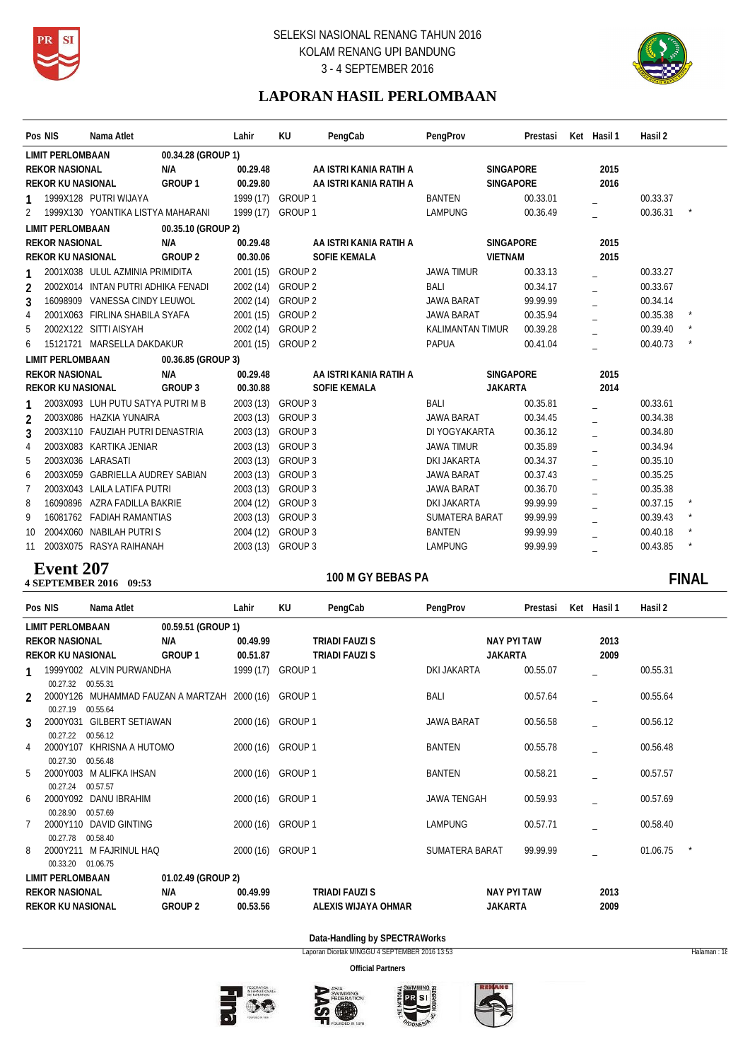# SELEKSI NASIONAL RENANG TAHUN 2016
KOLAM RENANG UPI BANDUNG
3 - 4 SEPTEMBER 2016

## LAPORAN HASIL PERLOMBAAN

| Pos | NIS | Nama Atlet | Lahir | KU | PengCab | PengProv | Prestasi | Ket | Hasil 1 | Hasil 2 | |
|---|---|---|---|---|---|---|---|---|---|---|---|
| LIMIT PERLOMBAAN | | 00.34.28 (GROUP 1) | | | | | | | | | |
| REKOR NASIONAL | | N/A | 00.29.48 | | AA ISTRI KANIA RATIH A | SINGAPORE | | | 2015 | | |
| REKOR KU NASIONAL | | GROUP 1 | 00.29.80 | | AA ISTRI KANIA RATIH A | SINGAPORE | | | 2016 | | |
| 1 | 1999X128 | PUTRI WIJAYA | 1999 (17) | GROUP 1 | | BANTEN | 00.33.01 | | _ | 00.33.37 | |
| 2 | 1999X130 | YOANTIKA LISTYA MAHARANI | 1999 (17) | GROUP 1 | | LAMPUNG | 00.36.49 | | _ | 00.36.31 | * |
| LIMIT PERLOMBAAN | | 00.35.10 (GROUP 2) | | | | | | | | | |
| REKOR NASIONAL | | N/A | 00.29.48 | | AA ISTRI KANIA RATIH A | SINGAPORE | | | 2015 | | |
| REKOR KU NASIONAL | | GROUP 2 | 00.30.06 | | SOFIE KEMALA | VIETNAM | | | 2015 | | |
| 1 | 2001X038 | ULUL AZMINIA PRIMIDITA | 2001 (15) | GROUP 2 | | JAWA TIMUR | 00.33.13 | | _ | 00.33.27 | |
| 2 | 2002X014 | INTAN PUTRI ADHIKA FENADI | 2002 (14) | GROUP 2 | | BALI | 00.34.17 | | _ | 00.33.67 | |
| 3 | 16098909 | VANESSA CINDY LEUWOL | 2002 (14) | GROUP 2 | | JAWA BARAT | 99.99.99 | | _ | 00.34.14 | |
| 4 | 2001X063 | FIRLINA SHABILA SYAFA | 2001 (15) | GROUP 2 | | JAWA BARAT | 00.35.94 | | _ | 00.35.38 | * |
| 5 | 2002X122 | SITTI AISYAH | 2002 (14) | GROUP 2 | | KALIMANTAN TIMUR | 00.39.28 | | _ | 00.39.40 | * |
| 6 | 15121721 | MARSELLA DAKDAKUR | 2001 (15) | GROUP 2 | | PAPUA | 00.41.04 | | _ | 00.40.73 | * |
| LIMIT PERLOMBAAN | | 00.36.85 (GROUP 3) | | | | | | | | | |
| REKOR NASIONAL | | N/A | 00.29.48 | | AA ISTRI KANIA RATIH A | SINGAPORE | | | 2015 | | |
| REKOR KU NASIONAL | | GROUP 3 | 00.30.88 | | SOFIE KEMALA | JAKARTA | | | 2014 | | |
| 1 | 2003X093 | LUH PUTU SATYA PUTRI M B | 2003 (13) | GROUP 3 | | BALI | 00.35.81 | | _ | 00.33.61 | |
| 2 | 2003X086 | HAZKIA YUNAIRA | 2003 (13) | GROUP 3 | | JAWA BARAT | 00.34.45 | | _ | 00.34.38 | |
| 3 | 2003X110 | FAUZIAH PUTRI DENASTRIA | 2003 (13) | GROUP 3 | | DI YOGYAKARTA | 00.36.12 | | _ | 00.34.80 | |
| 4 | 2003X083 | KARTIKA JENIAR | 2003 (13) | GROUP 3 | | JAWA TIMUR | 00.35.89 | | _ | 00.34.94 | |
| 5 | 2003X036 | LARASATI | 2003 (13) | GROUP 3 | | DKI JAKARTA | 00.34.37 | | _ | 00.35.10 | |
| 6 | 2003X059 | GABRIELLA AUDREY SABIAN | 2003 (13) | GROUP 3 | | JAWA BARAT | 00.37.43 | | _ | 00.35.25 | |
| 7 | 2003X043 | LAILA LATIFA PUTRI | 2003 (13) | GROUP 3 | | JAWA BARAT | 00.36.70 | | _ | 00.35.38 | |
| 8 | 16090896 | AZRA FADILLA BAKRIE | 2004 (12) | GROUP 3 | | DKI JAKARTA | 99.99.99 | | _ | 00.37.15 | * |
| 9 | 16081762 | FADIAH RAMANTIAS | 2003 (13) | GROUP 3 | | SUMATERA BARAT | 99.99.99 | | _ | 00.39.43 | * |
| 10 | 2004X060 | NABILAH PUTRI S | 2004 (12) | GROUP 3 | | BANTEN | 99.99.99 | | _ | 00.40.18 | * |
| 11 | 2003X075 | RASYA RAIHANAH | 2003 (13) | GROUP 3 | | LAMPUNG | 99.99.99 | | _ | 00.43.85 | * |

## Event 207
**4 SEPTEMBER 2016 09:53** — **100 M GY BEBAS PA** — **FINAL**

| Pos | NIS | Nama Atlet | Lahir | KU | PengCab | PengProv | Prestasi | Ket | Hasil 1 | Hasil 2 | |
|---|---|---|---|---|---|---|---|---|---|---|---|
| LIMIT PERLOMBAAN | | 00.59.51 (GROUP 1) | | | | | | | | | |
| REKOR NASIONAL | | N/A | 00.49.99 | | TRIADI FAUZI S | NAY PYI TAW | | | 2013 | | |
| REKOR KU NASIONAL | | GROUP 1 | 00.51.87 | | TRIADI FAUZI S | JAKARTA | | | 2009 | | |
| 1 | 1999Y002 | ALVIN PURWANDHA (00.27.32 00.55.31) | 1999 (17) | GROUP 1 | | DKI JAKARTA | 00.55.07 | | _ | 00.55.31 | |
| 2 | 2000Y126 | MUHAMMAD FAUZAN A MARTZAH (00.27.19 00.55.64) | 2000 (16) | GROUP 1 | | BALI | 00.57.64 | | _ | 00.55.64 | |
| 3 | 2000Y031 | GILBERT SETIAWAN (00.27.22 00.56.12) | 2000 (16) | GROUP 1 | | JAWA BARAT | 00.56.58 | | _ | 00.56.12 | |
| 4 | 2000Y107 | KHRISNA A HUTOMO (00.27.30 00.56.48) | 2000 (16) | GROUP 1 | | BANTEN | 00.55.78 | | _ | 00.56.48 | |
| 5 | 2000Y003 | M ALIFKA IHSAN (00.27.24 00.57.57) | 2000 (16) | GROUP 1 | | BANTEN | 00.58.21 | | _ | 00.57.57 | |
| 6 | 2000Y092 | DANU IBRAHIM (00.28.90 00.57.69) | 2000 (16) | GROUP 1 | | JAWA TENGAH | 00.59.93 | | _ | 00.57.69 | |
| 7 | 2000Y110 | DAVID GINTING (00.27.78 00.58.40) | 2000 (16) | GROUP 1 | | LAMPUNG | 00.57.71 | | _ | 00.58.40 | |
| 8 | 2000Y211 | M FAJRINUL HAQ (00.33.20 01.06.75) | 2000 (16) | GROUP 1 | | SUMATERA BARAT | 99.99.99 | | _ | 01.06.75 | * |
| LIMIT PERLOMBAAN | | 01.02.49 (GROUP 2) | | | | | | | | | |
| REKOR NASIONAL | | N/A | 00.49.99 | | TRIADI FAUZI S | NAY PYI TAW | | | 2013 | | |
| REKOR KU NASIONAL | | GROUP 2 | 00.53.56 | | ALEXIS WIJAYA OHMAR | JAKARTA | | | 2009 | | |

Data-Handling by SPECTRAWorks

Laporan Dicetak MINGGU 4 SEPTEMBER 2016 13:53

Official Partners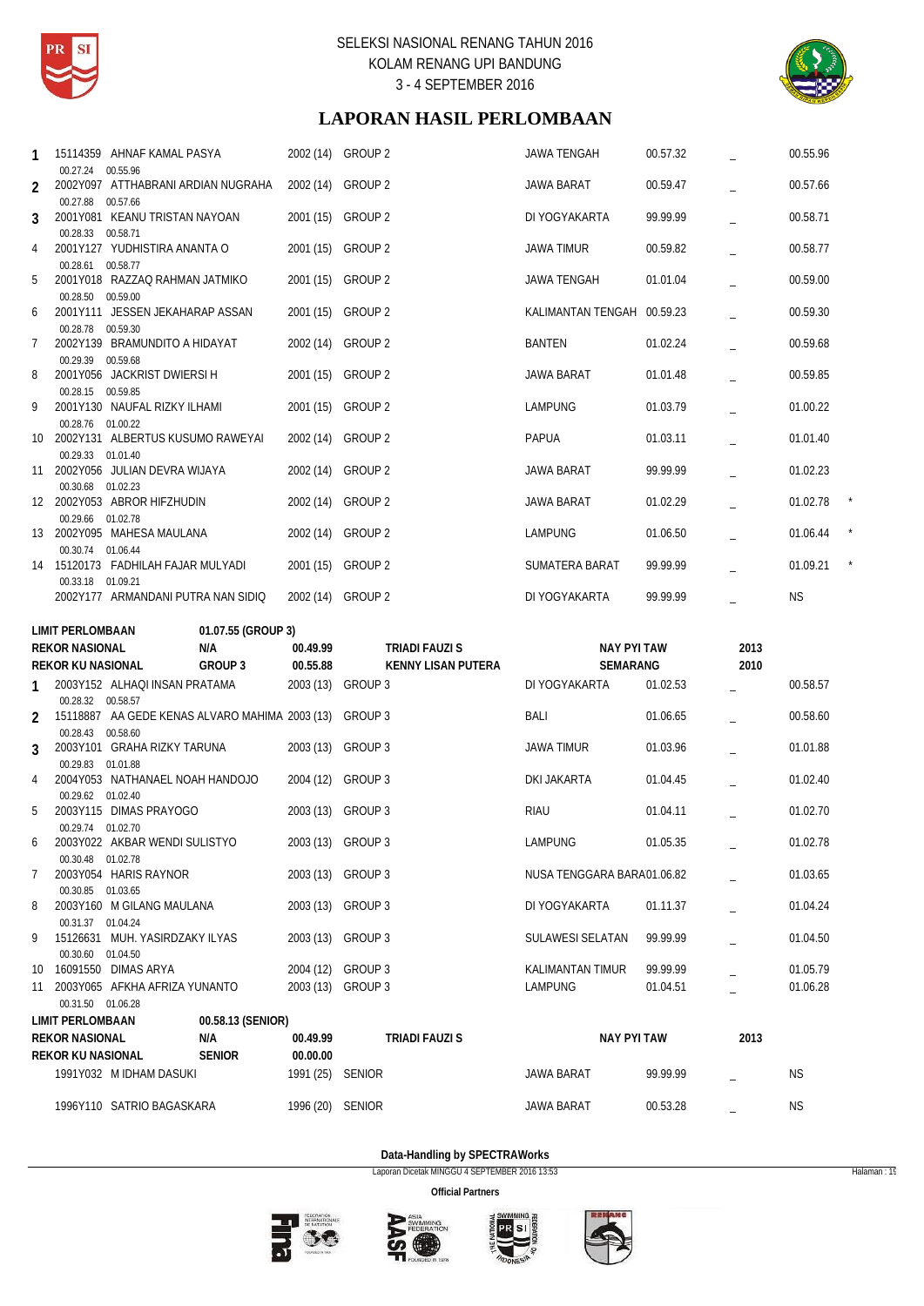SELEKSI NASIONAL RENANG TAHUN 2016
KOLAM RENANG UPI BANDUNG
3 - 4 SEPTEMBER 2016

# LAPORAN HASIL PERLOMBAAN

| # | ID / Nama | Tahun | Group | Provinsi | Seed | | Hasil | |
|---|---|---|---|---|---|---|---|---|
| 1 | 15114359 AHNAF KAMAL PASYA<br>00.27.24 00.55.96 | 2002 (14) | GROUP 2 | JAWA TENGAH | 00.57.32 | _ | 00.55.96 | |
| 2 | 2002Y097 ATTHABRANI ARDIAN NUGRAHA<br>00.27.88 00.57.66 | 2002 (14) | GROUP 2 | JAWA BARAT | 00.59.47 | _ | 00.57.66 | |
| 3 | 2001Y081 KEANU TRISTAN NAYOAN<br>00.28.33 00.58.71 | 2001 (15) | GROUP 2 | DI YOGYAKARTA | 99.99.99 | _ | 00.58.71 | |
| 4 | 2001Y127 YUDHISTIRA ANANTA O<br>00.28.61 00.58.77 | 2001 (15) | GROUP 2 | JAWA TIMUR | 00.59.82 | _ | 00.58.77 | |
| 5 | 2001Y018 RAZZAQ RAHMAN JATMIKO<br>00.28.50 00.59.00 | 2001 (15) | GROUP 2 | JAWA TENGAH | 01.01.04 | _ | 00.59.00 | |
| 6 | 2001Y111 JESSEN JEKAHARAP ASSAN<br>00.28.78 00.59.30 | 2001 (15) | GROUP 2 | KALIMANTAN TENGAH | 00.59.23 | _ | 00.59.30 | |
| 7 | 2002Y139 BRAMUNDITO A HIDAYAT<br>00.29.39 00.59.68 | 2002 (14) | GROUP 2 | BANTEN | 01.02.24 | _ | 00.59.68 | |
| 8 | 2001Y056 JACKRIST DWIERSI H<br>00.28.15 00.59.85 | 2001 (15) | GROUP 2 | JAWA BARAT | 01.01.48 | _ | 00.59.85 | |
| 9 | 2001Y130 NAUFAL RIZKY ILHAMI<br>00.28.76 01.00.22 | 2001 (15) | GROUP 2 | LAMPUNG | 01.03.79 | _ | 01.00.22 | |
| 10 | 2002Y131 ALBERTUS KUSUMO RAWEYAI<br>00.29.33 01.01.40 | 2002 (14) | GROUP 2 | PAPUA | 01.03.11 | _ | 01.01.40 | |
| 11 | 2002Y056 JULIAN DEVRA WIJAYA<br>00.30.68 01.02.23 | 2002 (14) | GROUP 2 | JAWA BARAT | 99.99.99 | _ | 01.02.23 | |
| 12 | 2002Y053 ABROR HIFZHUDIN<br>00.29.66 01.02.78 | 2002 (14) | GROUP 2 | JAWA BARAT | 01.02.29 | _ | 01.02.78 | * |
| 13 | 2002Y095 MAHESA MAULANA<br>00.30.74 01.06.44 | 2002 (14) | GROUP 2 | LAMPUNG | 01.06.50 | _ | 01.06.44 | * |
| 14 | 15120173 FADHILAH FAJAR MULYADI<br>00.33.18 01.09.21 | 2001 (15) | GROUP 2 | SUMATERA BARAT | 99.99.99 | _ | 01.09.21 | * |
| | 2002Y177 ARMANDANI PUTRA NAN SIDIQ | 2002 (14) | GROUP 2 | DI YOGYAKARTA | 99.99.99 | _ | NS | |

**LIMIT PERLOMBAAN** 01.07.55 (GROUP 3)

| | | | | | |
|---|---|---|---|---|---|
| **REKOR NASIONAL** | N/A | 00.49.99 | TRIADI FAUZI S | NAY PYI TAW | 2013 |
| **REKOR KU NASIONAL** | GROUP 3 | 00.55.88 | KENNY LISAN PUTERA | SEMARANG | 2010 |

| # | ID / Nama | Tahun | Group | Provinsi | Seed | | Hasil |
|---|---|---|---|---|---|---|---|
| 1 | 2003Y152 ALHAQI INSAN PRATAMA<br>00.28.32 00.58.57 | 2003 (13) | GROUP 3 | DI YOGYAKARTA | 01.02.53 | _ | 00.58.57 |
| 2 | 15118887 AA GEDE KENAS ALVARO MAHIMA<br>00.28.43 00.58.60 | 2003 (13) | GROUP 3 | BALI | 01.06.65 | _ | 00.58.60 |
| 3 | 2003Y101 GRAHA RIZKY TARUNA<br>00.29.83 01.01.88 | 2003 (13) | GROUP 3 | JAWA TIMUR | 01.03.96 | _ | 01.01.88 |
| 4 | 2004Y053 NATHANAEL NOAH HANDOJO<br>00.29.62 01.02.40 | 2004 (12) | GROUP 3 | DKI JAKARTA | 01.04.45 | _ | 01.02.40 |
| 5 | 2003Y115 DIMAS PRAYOGO<br>00.29.74 01.02.70 | 2003 (13) | GROUP 3 | RIAU | 01.04.11 | _ | 01.02.70 |
| 6 | 2003Y022 AKBAR WENDI SULISTYO<br>00.30.48 01.02.78 | 2003 (13) | GROUP 3 | LAMPUNG | 01.05.35 | _ | 01.02.78 |
| 7 | 2003Y054 HARIS RAYNOR<br>00.30.85 01.03.65 | 2003 (13) | GROUP 3 | NUSA TENGGARA BARA | 01.06.82 | _ | 01.03.65 |
| 8 | 2003Y160 M GILANG MAULANA<br>00.31.37 01.04.24 | 2003 (13) | GROUP 3 | DI YOGYAKARTA | 01.11.37 | _ | 01.04.24 |
| 9 | 15126631 MUH. YASIRDZAKY ILYAS<br>00.30.60 01.04.50 | 2003 (13) | GROUP 3 | SULAWESI SELATAN | 99.99.99 | _ | 01.04.50 |
| 10 | 16091550 DIMAS ARYA | 2004 (12) | GROUP 3 | KALIMANTAN TIMUR | 99.99.99 | _ | 01.05.79 |
| 11 | 2003Y065 AFKHA AFRIZA YUNANTO<br>00.31.50 01.06.28 | 2003 (13) | GROUP 3 | LAMPUNG | 01.04.51 | _ | 01.06.28 |

**LIMIT PERLOMBAAN** 00.58.13 (SENIOR)

| | | | | | |
|---|---|---|---|---|---|
| **REKOR NASIONAL** | N/A | 00.49.99 | TRIADI FAUZI S | NAY PYI TAW | 2013 |
| **REKOR KU NASIONAL** | SENIOR | 00.00.00 | | | |

| # | ID / Nama | Tahun | Group | Provinsi | Seed | | Hasil |
|---|---|---|---|---|---|---|---|
| | 1991Y032 M IDHAM DASUKI | 1991 (25) | SENIOR | JAWA BARAT | 99.99.99 | _ | NS |
| | 1996Y110 SATRIO BAGASKARA | 1996 (20) | SENIOR | JAWA BARAT | 00.53.28 | _ | NS |

Data-Handling by SPECTRAWorks

Laporan Dicetak MINGGU 4 SEPTEMBER 2016 13:53

Official Partners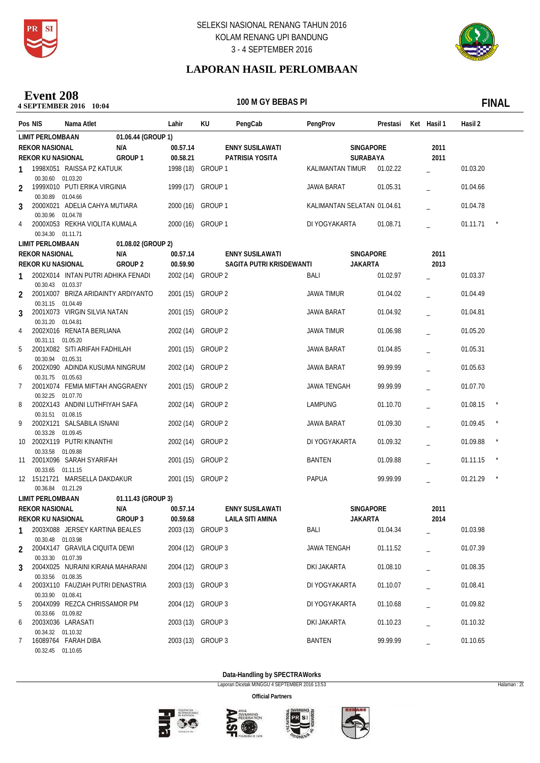SELEKSI NASIONAL RENANG TAHUN 2016
KOLAM RENANG UPI BANDUNG
3 - 4 SEPTEMBER 2016

## LAPORAN HASIL PERLOMBAAN

# Event 208

**4 SEPTEMBER 2016 10:04** — **100 M GY BEBAS PI** — **FINAL**

| Pos | NIS | Nama Atlet | Lahir | KU | PengCab | PengProv | Prestasi | Ket | Hasil 1 | Hasil 2 | |
|---|---|---|---|---|---|---|---|---|---|---|---|
| LIMIT PERLOMBAAN | | 01.06.44 (GROUP 1) | | | | | | | | | |
| REKOR NASIONAL | | N/A | 00.57.14 | | ENNY SUSILAWATI | SINGAPORE | | | 2011 | | |
| REKOR KU NASIONAL | | GROUP 1 | 00.58.21 | | PATRISIA YOSITA | SURABAYA | | | 2011 | | |
| 1 | 1998X051 | RAISSA PZ KATUUK (00.30.60 01.03.20) | 1998 (18) | GROUP 1 | | KALIMANTAN TIMUR | 01.02.22 | | _ | 01.03.20 | |
| 2 | 1999X010 | PUTI ERIKA VIRGINIA (00.30.89 01.04.66) | 1999 (17) | GROUP 1 | | JAWA BARAT | 01.05.31 | | _ | 01.04.66 | |
| 3 | 2000X021 | ADELIA CAHYA MUTIARA (00.30.96 01.04.78) | 2000 (16) | GROUP 1 | | KALIMANTAN SELATAN | 01.04.61 | | _ | 01.04.78 | |
| 4 | 2000X053 | REKHA VIOLITA KUMALA (00.34.30 01.11.71) | 2000 (16) | GROUP 1 | | DI YOGYAKARTA | 01.08.71 | | _ | 01.11.71 | * |
| LIMIT PERLOMBAAN | | 01.08.02 (GROUP 2) | | | | | | | | | |
| REKOR NASIONAL | | N/A | 00.57.14 | | ENNY SUSILAWATI | SINGAPORE | | | 2011 | | |
| REKOR KU NASIONAL | | GROUP 2 | 00.59.90 | | SAGITA PUTRI KRISDEWANTI | JAKARTA | | | 2013 | | |
| 1 | 2002X014 | INTAN PUTRI ADHIKA FENADI (00.30.43 01.03.37) | 2002 (14) | GROUP 2 | | BALI | 01.02.97 | | _ | 01.03.37 | |
| 2 | 2001X007 | BRIZA ARIDAINTY ARDIYANTO (00.31.15 01.04.49) | 2001 (15) | GROUP 2 | | JAWA TIMUR | 01.04.02 | | _ | 01.04.49 | |
| 3 | 2001X073 | VIRGIN SILVIA NATAN (00.31.20 01.04.81) | 2001 (15) | GROUP 2 | | JAWA BARAT | 01.04.92 | | _ | 01.04.81 | |
| 4 | 2002X016 | RENATA BERLIANA (00.31.11 01.05.20) | 2002 (14) | GROUP 2 | | JAWA TIMUR | 01.06.98 | | _ | 01.05.20 | |
| 5 | 2001X082 | SITI ARIFAH FADHILAH (00.30.94 01.05.31) | 2001 (15) | GROUP 2 | | JAWA BARAT | 01.04.85 | | _ | 01.05.31 | |
| 6 | 2002X090 | ADINDA KUSUMA NINGRUM (00.31.75 01.05.63) | 2002 (14) | GROUP 2 | | JAWA BARAT | 99.99.99 | | _ | 01.05.63 | |
| 7 | 2001X074 | FEMIA MIFTAH ANGGRAENY (00.32.25 01.07.70) | 2001 (15) | GROUP 2 | | JAWA TENGAH | 99.99.99 | | _ | 01.07.70 | |
| 8 | 2002X143 | ANDINI LUTHFIYAH SAFA (00.31.51 01.08.15) | 2002 (14) | GROUP 2 | | LAMPUNG | 01.10.70 | | _ | 01.08.15 | * |
| 9 | 2002X121 | SALSABILA ISNANI (00.33.28 01.09.45) | 2002 (14) | GROUP 2 | | JAWA BARAT | 01.09.30 | | _ | 01.09.45 | * |
| 10 | 2002X119 | PUTRI KINANTHI (00.33.58 01.09.88) | 2002 (14) | GROUP 2 | | DI YOGYAKARTA | 01.09.32 | | _ | 01.09.88 | * |
| 11 | 2001X096 | SARAH SYARIFAH (00.33.65 01.11.15) | 2001 (15) | GROUP 2 | | BANTEN | 01.09.88 | | _ | 01.11.15 | * |
| 12 | 15121721 | MARSELLA DAKDAKUR (00.36.84 01.21.29) | 2001 (15) | GROUP 2 | | PAPUA | 99.99.99 | | _ | 01.21.29 | * |
| LIMIT PERLOMBAAN | | 01.11.43 (GROUP 3) | | | | | | | | | |
| REKOR NASIONAL | | N/A | 00.57.14 | | ENNY SUSILAWATI | SINGAPORE | | | 2011 | | |
| REKOR KU NASIONAL | | GROUP 3 | 00.59.68 | | LAILA SITI AMINA | JAKARTA | | | 2014 | | |
| 1 | 2003X088 | JERSEY KARTINA BEALES (00.30.48 01.03.98) | 2003 (13) | GROUP 3 | | BALI | 01.04.34 | | _ | 01.03.98 | |
| 2 | 2004X147 | GRAVILA CIQUITA DEWI (00.33.30 01.07.39) | 2004 (12) | GROUP 3 | | JAWA TENGAH | 01.11.52 | | _ | 01.07.39 | |
| 3 | 2004X025 | NURAINI KIRANA MAHARANI (00.33.56 01.08.35) | 2004 (12) | GROUP 3 | | DKI JAKARTA | 01.08.10 | | _ | 01.08.35 | |
| 4 | 2003X110 | FAUZIAH PUTRI DENASTRIA (00.33.90 01.08.41) | 2003 (13) | GROUP 3 | | DI YOGYAKARTA | 01.10.07 | | _ | 01.08.41 | |
| 5 | 2004X099 | REZCA CHRISSAMOR PM (00.33.66 01.09.82) | 2004 (12) | GROUP 3 | | DI YOGYAKARTA | 01.10.68 | | _ | 01.09.82 | |
| 6 | 2003X036 | LARASATI (00.34.32 01.10.32) | 2003 (13) | GROUP 3 | | DKI JAKARTA | 01.10.23 | | _ | 01.10.32 | |
| 7 | 16089764 | FARAH DIBA (00.32.45 01.10.65) | 2003 (13) | GROUP 3 | | BANTEN | 99.99.99 | | _ | 01.10.65 | |

**Data-Handling by SPECTRAWorks**

Laporan Dicetak MINGGU 4 SEPTEMBER 2016 13:53

**Official Partners**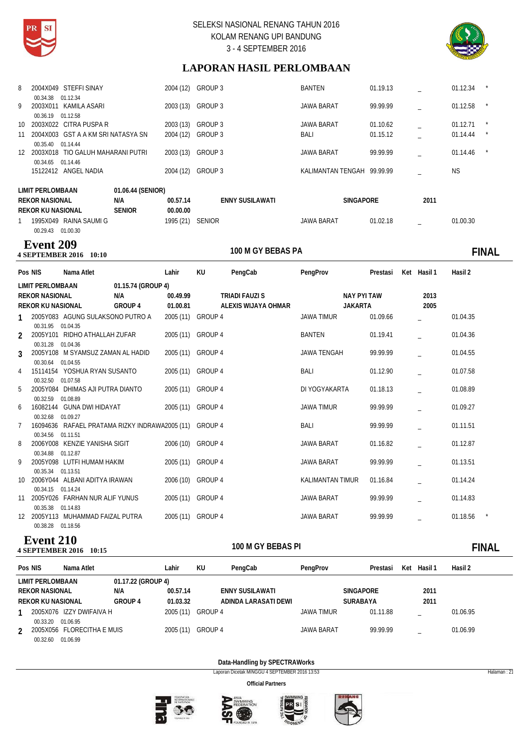# SELEKSI NASIONAL RENANG TAHUN 2016
KOLAM RENANG UPI BANDUNG
3 - 4 SEPTEMBER 2016

## LAPORAN HASIL PERLOMBAAN

| Pos | NIS Nama Atlet | Lahir | KU | PengProv | Prestasi | Ket | Hasil 1 | Hasil 2 | |
|---|---|---|---|---|---|---|---|---|---|
| 8 | 2004X049 STEFFI SINAY<br>00.34.38 01.12.34 | 2004 (12) | GROUP 3 | BANTEN | 01.19.13 | | _ | 01.12.34 | * |
| 9 | 2003X011 KAMILA ASARI<br>00.36.19 01.12.58 | 2003 (13) | GROUP 3 | JAWA BARAT | 99.99.99 | | _ | 01.12.58 | * |
| 10 | 2003X022 CITRA PUSPA R | 2003 (13) | GROUP 3 | JAWA BARAT | 01.10.62 | | _ | 01.12.71 | * |
| 11 | 2004X003 GST A A KM SRI NATASYA SN<br>00.35.40 01.14.44 | 2004 (12) | GROUP 3 | BALI | 01.15.12 | | _ | 01.14.44 | * |
| 12 | 2003X018 TIO GALUH MAHARANI PUTRI<br>00.34.65 01.14.46 | 2003 (13) | GROUP 3 | JAWA BARAT | 99.99.99 | | _ | 01.14.46 | * |
| | 15122412 ANGEL NADIA | 2004 (12) | GROUP 3 | KALIMANTAN TENGAH | 99.99.99 | | _ | NS | |

| | | | | | |
|---|---|---|---|---|---|
| LIMIT PERLOMBAAN | 01.06.44 (SENIOR) | | | | |
| REKOR NASIONAL | N/A | 00.57.14 | ENNY SUSILAWATI | SINGAPORE | 2011 |
| REKOR KU NASIONAL | SENIOR | 00.00.00 | | | |

| Pos | NIS Nama Atlet | Lahir | KU | PengProv | Prestasi | Ket | Hasil 1 | Hasil 2 |
|---|---|---|---|---|---|---|---|---|
| 1 | 1995X049 RAINA SAUMI G<br>00.29.43 01.00.30 | 1995 (21) | SENIOR | JAWA BARAT | 01.02.18 | | _ | 01.00.30 |

## Event 209
**4 SEPTEMBER 2016 10:10** — **100 M GY BEBAS PA** — **FINAL**

| | | | | | |
|---|---|---|---|---|---|
| LIMIT PERLOMBAAN | 01.15.74 (GROUP 4) | | | | |
| REKOR NASIONAL | N/A | 00.49.99 | TRIADI FAUZI S | NAY PYI TAW | 2013 |
| REKOR KU NASIONAL | GROUP 4 | 01.00.81 | ALEXIS WIJAYA OHMAR | JAKARTA | 2005 |

| Pos | NIS Nama Atlet | Lahir | KU | PengProv | Prestasi | Ket | Hasil 1 | Hasil 2 | |
|---|---|---|---|---|---|---|---|---|---|
| 1 | 2005Y083 AGUNG SULAKSONO PUTRO A<br>00.31.95 01.04.35 | 2005 (11) | GROUP 4 | JAWA TIMUR | 01.09.66 | | _ | 01.04.35 | |
| 2 | 2005Y101 RIDHO ATHALLAH ZUFAR<br>00.31.28 01.04.36 | 2005 (11) | GROUP 4 | BANTEN | 01.19.41 | | _ | 01.04.36 | |
| 3 | 2005Y108 M SYAMSUZ ZAMAN AL HADID<br>00.30.64 01.04.55 | 2005 (11) | GROUP 4 | JAWA TENGAH | 99.99.99 | | _ | 01.04.55 | |
| 4 | 15114154 YOSHUA RYAN SUSANTO<br>00.32.50 01.07.58 | 2005 (11) | GROUP 4 | BALI | 01.12.90 | | _ | 01.07.58 | |
| 5 | 2005Y084 DHIMAS AJI PUTRA DIANTO<br>00.32.59 01.08.89 | 2005 (11) | GROUP 4 | DI YOGYAKARTA | 01.18.13 | | _ | 01.08.89 | |
| 6 | 16082144 GUNA DWI HIDAYAT<br>00.32.68 01.09.27 | 2005 (11) | GROUP 4 | JAWA TIMUR | 99.99.99 | | _ | 01.09.27 | |
| 7 | 16094636 RAFAEL PRATAMA RIZKY INDRAWA<br>00.34.56 01.11.51 | 2005 (11) | GROUP 4 | BALI | 99.99.99 | | _ | 01.11.51 | |
| 8 | 2006Y008 KENZIE YANISHA SIGIT<br>00.34.88 01.12.87 | 2006 (10) | GROUP 4 | JAWA BARAT | 01.16.82 | | _ | 01.12.87 | |
| 9 | 2005Y098 LUTFI HUMAM HAKIM<br>00.35.34 01.13.51 | 2005 (11) | GROUP 4 | JAWA BARAT | 99.99.99 | | _ | 01.13.51 | |
| 10 | 2006Y044 ALBANI ADITYA IRAWAN<br>00.34.15 01.14.24 | 2006 (10) | GROUP 4 | KALIMANTAN TIMUR | 01.16.84 | | _ | 01.14.24 | |
| 11 | 2005Y026 FARHAN NUR ALIF YUNUS<br>00.35.38 01.14.83 | 2005 (11) | GROUP 4 | JAWA BARAT | 99.99.99 | | _ | 01.14.83 | |
| 12 | 2005Y113 MUHAMMAD FAIZAL PUTRA<br>00.38.28 01.18.56 | 2005 (11) | GROUP 4 | JAWA BARAT | 99.99.99 | | _ | 01.18.56 | * |

## Event 210
**4 SEPTEMBER 2016 10:15** — **100 M GY BEBAS PI** — **FINAL**

| | | | | | |
|---|---|---|---|---|---|
| LIMIT PERLOMBAAN | 01.17.22 (GROUP 4) | | | | |
| REKOR NASIONAL | N/A | 00.57.14 | ENNY SUSILAWATI | SINGAPORE | 2011 |
| REKOR KU NASIONAL | GROUP 4 | 01.03.32 | ADINDA LARASATI DEWI | SURABAYA | 2011 |

| Pos | NIS Nama Atlet | Lahir | KU | PengProv | Prestasi | Ket | Hasil 1 | Hasil 2 |
|---|---|---|---|---|---|---|---|---|
| 1 | 2005X076 IZZY DWIFAIVA H<br>00.33.20 01.06.95 | 2005 (11) | GROUP 4 | JAWA TIMUR | 01.11.88 | | _ | 01.06.95 |
| 2 | 2005X056 FLORECITHA E MUIS<br>00.32.60 01.06.99 | 2005 (11) | GROUP 4 | JAWA BARAT | 99.99.99 | | _ | 01.06.99 |

**Data-Handling by SPECTRAWorks**

Laporan Dicetak MINGGU 4 SEPTEMBER 2016 13:53

**Official Partners**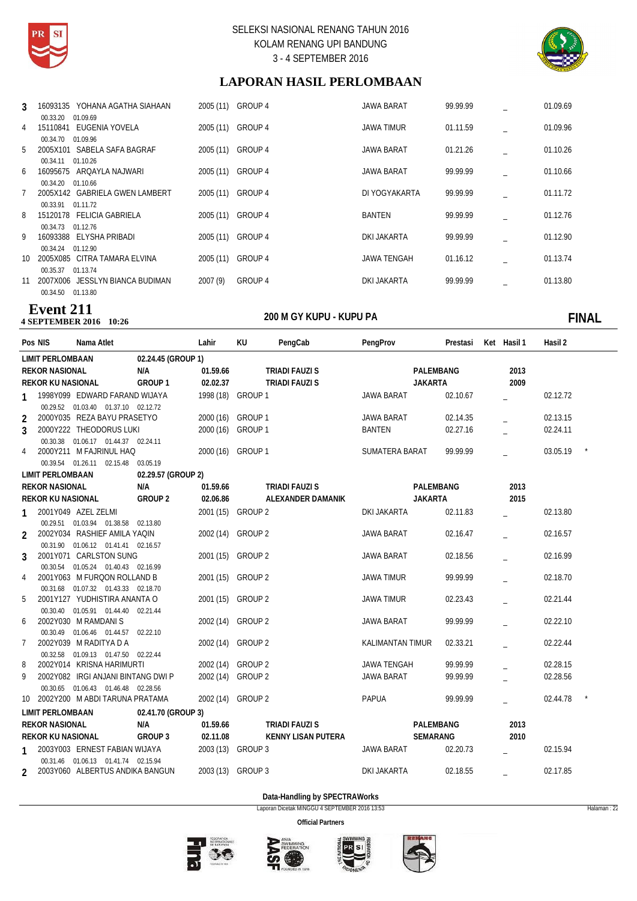| Pos | NIS | Nama Atlet | Lahir | KU | PengCab | PengProv | Prestasi | Ket | Hasil 1 | Hasil 2 |
|---|---|---|---|---|---|---|---|---|---|---|
| 3 | 16093135 | YOHANA AGATHA SIAHAAN | 2005 (11) | GROUP 4 | | JAWA BARAT | 99.99.99 | _ | | 01.09.69 |
| | | 00.33.20 01.09.69 | | | | | | | | |
| 4 | 15110841 | EUGENIA YOVELA | 2005 (11) | GROUP 4 | | JAWA TIMUR | 01.11.59 | _ | | 01.09.96 |
| | | 00.34.70 01.09.96 | | | | | | | | |
| 5 | 2005X101 | SABELA SAFA BAGRAF | 2005 (11) | GROUP 4 | | JAWA BARAT | 01.21.26 | _ | | 01.10.26 |
| | | 00.34.11 01.10.26 | | | | | | | | |
| 6 | 16095675 | ARQAYLA NAJWARI | 2005 (11) | GROUP 4 | | JAWA BARAT | 99.99.99 | _ | | 01.10.66 |
| | | 00.34.20 01.10.66 | | | | | | | | |
| 7 | 2005X142 | GABRIELA GWEN LAMBERT | 2005 (11) | GROUP 4 | | DI YOGYAKARTA | 99.99.99 | _ | | 01.11.72 |
| | | 00.33.91 01.11.72 | | | | | | | | |
| 8 | 15120178 | FELICIA GABRIELA | 2005 (11) | GROUP 4 | | BANTEN | 99.99.99 | _ | | 01.12.76 |
| | | 00.34.73 01.12.76 | | | | | | | | |
| 9 | 16093388 | ELYSHA PRIBADI | 2005 (11) | GROUP 4 | | DKI JAKARTA | 99.99.99 | _ | | 01.12.90 |
| | | 00.34.24 01.12.90 | | | | | | | | |
| 10 | 2005X085 | CITRA TAMARA ELVINA | 2005 (11) | GROUP 4 | | JAWA TENGAH | 01.16.12 | _ | | 01.13.74 |
| | | 00.35.37 01.13.74 | | | | | | | | |
| 11 | 2007X006 | JESSLYN BIANCA BUDIMAN | 2007 (9) | GROUP 4 | | DKI JAKARTA | 99.99.99 | _ | | 01.13.80 |
| | | 00.34.50 01.13.80 | | | | | | | | |

## Event 211

**4 SEPTEMBER 2016 10:26** — **200 M GY KUPU - KUPU PA** — **FINAL**

| Pos | NIS | Nama Atlet | Lahir | KU | PengCab | PengProv | Prestasi | Ket | Hasil 1 | Hasil 2 |
|---|---|---|---|---|---|---|---|---|---|---|
| **LIMIT PERLOMBAAN** | | **02.24.45 (GROUP 1)** | | | | | | | | |
| **REKOR NASIONAL** | | **N/A** | **01.59.66** | | **TRIADI FAUZI S** | **PALEMBANG** | | | **2013** | |
| **REKOR KU NASIONAL** | | **GROUP 1** | **02.02.37** | | **TRIADI FAUZI S** | **JAKARTA** | | | **2009** | |
| 1 | 1998Y099 | EDWARD FARAND WIJAYA | 1998 (18) | GROUP 1 | | JAWA BARAT | 02.10.67 | _ | | 02.12.72 |
| | | 00.29.52 01.03.40 01.37.10 02.12.72 | | | | | | | | |
| 2 | 2000Y035 | REZA BAYU PRASETYO | 2000 (16) | GROUP 1 | | JAWA BARAT | 02.14.35 | _ | | 02.13.15 |
| 3 | 2000Y222 | THEODORUS LUKI | 2000 (16) | GROUP 1 | | BANTEN | 02.27.16 | _ | | 02.24.11 |
| | | 00.30.38 01.06.17 01.44.37 02.24.11 | | | | | | | | |
| 4 | 2000Y211 | M FAJRINUL HAQ | 2000 (16) | GROUP 1 | | SUMATERA BARAT | 99.99.99 | _ | | 03.05.19 * |
| | | 00.39.54 01.26.11 02.15.48 03.05.19 | | | | | | | | |
| **LIMIT PERLOMBAAN** | | **02.29.57 (GROUP 2)** | | | | | | | | |
| **REKOR NASIONAL** | | **N/A** | **01.59.66** | | **TRIADI FAUZI S** | **PALEMBANG** | | | **2013** | |
| **REKOR KU NASIONAL** | | **GROUP 2** | **02.06.86** | | **ALEXANDER DAMANIK** | **JAKARTA** | | | **2015** | |
| 1 | 2001Y049 | AZEL ZELMI | 2001 (15) | GROUP 2 | | DKI JAKARTA | 02.11.83 | _ | | 02.13.80 |
| | | 00.29.51 01.03.94 01.38.58 02.13.80 | | | | | | | | |
| 2 | 2002Y034 | RASHIEF AMILA YAQIN | 2002 (14) | GROUP 2 | | JAWA BARAT | 02.16.47 | _ | | 02.16.57 |
| | | 00.31.90 01.06.12 01.41.41 02.16.57 | | | | | | | | |
| 3 | 2001Y071 | CARLSTON SUNG | 2001 (15) | GROUP 2 | | JAWA BARAT | 02.18.56 | _ | | 02.16.99 |
| | | 00.30.54 01.05.24 01.40.43 02.16.99 | | | | | | | | |
| 4 | 2001Y063 | M FURQON ROLLAND B | 2001 (15) | GROUP 2 | | JAWA TIMUR | 99.99.99 | _ | | 02.18.70 |
| | | 00.31.68 01.07.32 01.43.33 02.18.70 | | | | | | | | |
| 5 | 2001Y127 | YUDHISTIRA ANANTA O | 2001 (15) | GROUP 2 | | JAWA TIMUR | 02.23.43 | _ | | 02.21.44 |
| | | 00.30.40 01.05.91 01.44.40 02.21.44 | | | | | | | | |
| 6 | 2002Y030 | M RAMDANI S | 2002 (14) | GROUP 2 | | JAWA BARAT | 99.99.99 | _ | | 02.22.10 |
| | | 00.30.49 01.06.46 01.44.57 02.22.10 | | | | | | | | |
| 7 | 2002Y039 | M RADITYA D A | 2002 (14) | GROUP 2 | | KALIMANTAN TIMUR | 02.33.21 | _ | | 02.22.44 |
| | | 00.32.58 01.09.13 01.47.50 02.22.44 | | | | | | | | |
| 8 | 2002Y014 | KRISNA HARIMURTI | 2002 (14) | GROUP 2 | | JAWA TENGAH | 99.99.99 | _ | | 02.28.15 |
| 9 | 2002Y082 | IRGI ANJANI BINTANG DWI P | 2002 (14) | GROUP 2 | | JAWA BARAT | 99.99.99 | _ | | 02.28.56 |
| | | 00.30.65 01.06.43 01.46.48 02.28.56 | | | | | | | | |
| 10 | 2002Y200 | M ABDI TARUNA PRATAMA | 2002 (14) | GROUP 2 | | PAPUA | 99.99.99 | _ | | 02.44.78 * |
| **LIMIT PERLOMBAAN** | | **02.41.70 (GROUP 3)** | | | | | | | | |
| **REKOR NASIONAL** | | **N/A** | **01.59.66** | | **TRIADI FAUZI S** | **PALEMBANG** | | | **2013** | |
| **REKOR KU NASIONAL** | | **GROUP 3** | **02.11.08** | | **KENNY LISAN PUTERA** | **SEMARANG** | | | **2010** | |
| 1 | 2003Y003 | ERNEST FABIAN WIJAYA | 2003 (13) | GROUP 3 | | JAWA BARAT | 02.20.73 | _ | | 02.15.94 |
| | | 00.31.46 01.06.13 01.41.74 02.15.94 | | | | | | | | |
| 2 | 2003Y060 | ALBERTUS ANDIKA BANGUN | 2003 (13) | GROUP 3 | | DKI JAKARTA | 02.18.55 | _ | | 02.17.85 |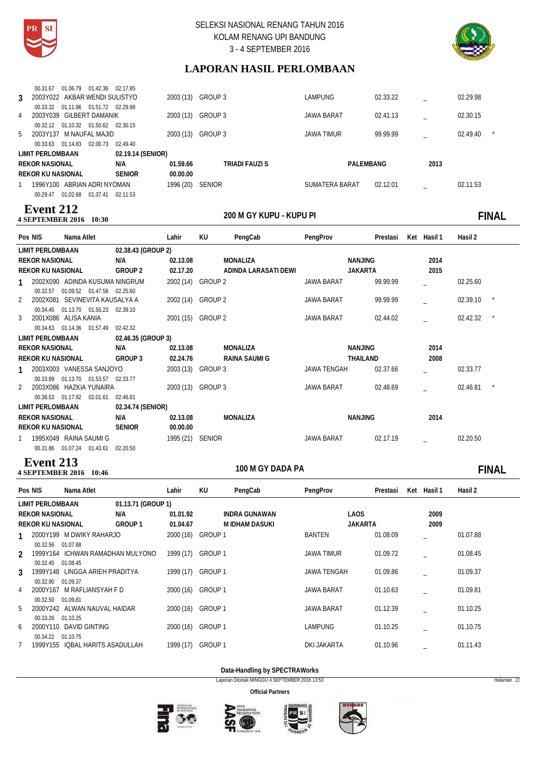| Pos | NIS / Nama Atlet | Lahir | KU | PengCab | PengProv | Prestasi | Ket | Hasil 1 | Hasil 2 |
|---|---|---|---|---|---|---|---|---|---|
| | 00.31.67 01.06.79 01.42.36 02.17.85 | | | | | | | | |
| 3 | 2003Y022 AKBAR WENDI SULISTYO | 2003 (13) | GROUP 3 | | LAMPUNG | 02.33.22 | | _ | 02.29.98 |
| | 00.33.32 01.11.96 01.51.72 02.29.98 | | | | | | | | |
| 4 | 2003Y039 GILBERT DAMANIK | 2003 (13) | GROUP 3 | | JAWA BARAT | 02.41.13 | | _ | 02.30.15 |
| | 00.32.12 01.10.32 01.50.62 02.30.15 | | | | | | | | |
| 5 | 2003Y137 M NAUFAL MAJID | 2003 (13) | GROUP 3 | | JAWA TIMUR | 99.99.99 | | _ | 02.49.40 * |
| | 00.33.63 01.14.83 02.00.73 02.49.40 | | | | | | | | |
| **LIMIT PERLOMBAAN** | **02.19.14 (SENIOR)** | | | | | | | | |
| **REKOR NASIONAL** | **N/A** | **01.59.66** | | **TRIADI FAUZI S** | **PALEMBANG** | | | **2013** | |
| **REKOR KU NASIONAL** | **SENIOR** | **00.00.00** | | | | | | | |
| 1 | 1996Y100 ABRIAN ADRI NYOMAN | 1996 (20) | SENIOR | | SUMATERA BARAT | 02.12.01 | | _ | 02.11.53 |
| | 00.29.47 01.02.68 01.37.41 02.11.53 | | | | | | | | |

## Event 212
**4 SEPTEMBER 2016 10:30** — **200 M GY KUPU - KUPU PI** — **FINAL**

| Pos | NIS / Nama Atlet | Lahir | KU | PengCab | PengProv | Prestasi | Ket | Hasil 1 | Hasil 2 |
|---|---|---|---|---|---|---|---|---|---|
| **LIMIT PERLOMBAAN** | **02.38.43 (GROUP 2)** | | | | | | | | |
| **REKOR NASIONAL** | **N/A** | **02.13.08** | | **MONALIZA** | **NANJING** | | | **2014** | |
| **REKOR KU NASIONAL** | **GROUP 2** | **02.17.20** | | **ADINDA LARASATI DEWI** | **JAKARTA** | | | **2015** | |
| 1 | 2002X090 ADINDA KUSUMA NINGRUM | 2002 (14) | GROUP 2 | | JAWA BARAT | 99.99.99 | | _ | 02.25.60 |
| | 00.32.57 01.09.52 01.47.58 02.25.60 | | | | | | | | |
| 2 | 2002X081 SEVINEVITA KAUSALYA A | 2002 (14) | GROUP 2 | | JAWA BARAT | 99.99.99 | | _ | 02.39.10 * |
| | 00.34.45 01.13.70 01.55.23 02.39.10 | | | | | | | | |
| 3 | 2001X086 ALISA KANIA | 2001 (15) | GROUP 2 | | JAWA BARAT | 02.44.02 | | _ | 02.42.32 * |
| | 00.34.63 01.14.36 01.57.49 02.42.32 | | | | | | | | |
| **LIMIT PERLOMBAAN** | **02.46.35 (GROUP 3)** | | | | | | | | |
| **REKOR NASIONAL** | **N/A** | **02.13.08** | | **MONALIZA** | **NANJING** | | | **2014** | |
| **REKOR KU NASIONAL** | **GROUP 3** | **02.24.76** | | **RAINA SAUMI G** | **THAILAND** | | | **2008** | |
| 1 | 2003X003 VANESSA SANJOYO | 2003 (13) | GROUP 3 | | JAWA TENGAH | 02.37.66 | | _ | 02.33.77 |
| | 00.33.89 01.13.70 01.53.57 02.33.77 | | | | | | | | |
| 2 | 2003X086 HAZKIA YUNAIRA | 2003 (13) | GROUP 3 | | JAWA BARAT | 02.48.69 | | _ | 02.46.81 * |
| | 00.36.53 01.17.92 02.01.61 02.46.81 | | | | | | | | |
| **LIMIT PERLOMBAAN** | **02.34.74 (SENIOR)** | | | | | | | | |
| **REKOR NASIONAL** | **N/A** | **02.13.08** | | **MONALIZA** | **NANJING** | | | **2014** | |
| **REKOR KU NASIONAL** | **SENIOR** | **00.00.00** | | | | | | | |
| 1 | 1995X049 RAINA SAUMI G | 1995 (21) | SENIOR | | JAWA BARAT | 02.17.19 | | _ | 02.20.50 |
| | 00.31.86 01.07.24 01.43.61 02.20.50 | | | | | | | | |

## Event 213
**4 SEPTEMBER 2016 10:46** — **100 M GY DADA PA** — **FINAL**

| Pos | NIS / Nama Atlet | Lahir | KU | PengCab | PengProv | Prestasi | Ket | Hasil 1 | Hasil 2 |
|---|---|---|---|---|---|---|---|---|---|
| **LIMIT PERLOMBAAN** | **01.13.71 (GROUP 1)** | | | | | | | | |
| **REKOR NASIONAL** | **N/A** | **01.01.92** | | **INDRA GUNAWAN** | **LAOS** | | | **2009** | |
| **REKOR KU NASIONAL** | **GROUP 1** | **01.04.67** | | **M IDHAM DASUKI** | **JAKARTA** | | | **2009** | |
| 1 | 2000Y199 M DWIKY RAHARJO | 2000 (16) | GROUP 1 | | BANTEN | 01.08.09 | | _ | 01.07.88 |
| | 00.32.56 01.07.88 | | | | | | | | |
| 2 | 1999Y164 ICHWAN RAMADHAN MULYONO | 1999 (17) | GROUP 1 | | JAWA TIMUR | 01.09.72 | | _ | 01.08.45 |
| | 00.32.45 01.08.45 | | | | | | | | |
| 3 | 1999Y148 LINGGA ARIEH PRADITYA | 1999 (17) | GROUP 1 | | JAWA TENGAH | 01.09.86 | | _ | 01.09.37 |
| | 00.32.90 01.09.37 | | | | | | | | |
| 4 | 2000Y167 M RAFLIANSYAH F D | 2000 (16) | GROUP 1 | | JAWA BARAT | 01.10.63 | | _ | 01.09.81 |
| | 00.32.50 01.09.81 | | | | | | | | |
| 5 | 2000Y242 ALWAN NAUVAL HAIDAR | 2000 (16) | GROUP 1 | | JAWA BARAT | 01.12.39 | | _ | 01.10.25 |
| | 00.33.26 01.10.25 | | | | | | | | |
| 6 | 2000Y110 DAVID GINTING | 2000 (16) | GROUP 1 | | LAMPUNG | 01.10.25 | | _ | 01.10.75 |
| | 00.34.22 01.10.75 | | | | | | | | |
| 7 | 1999Y155 IQBAL HARITS ASADULLAH | 1999 (17) | GROUP 1 | | DKI JAKARTA | 01.10.96 | | _ | 01.11.43 |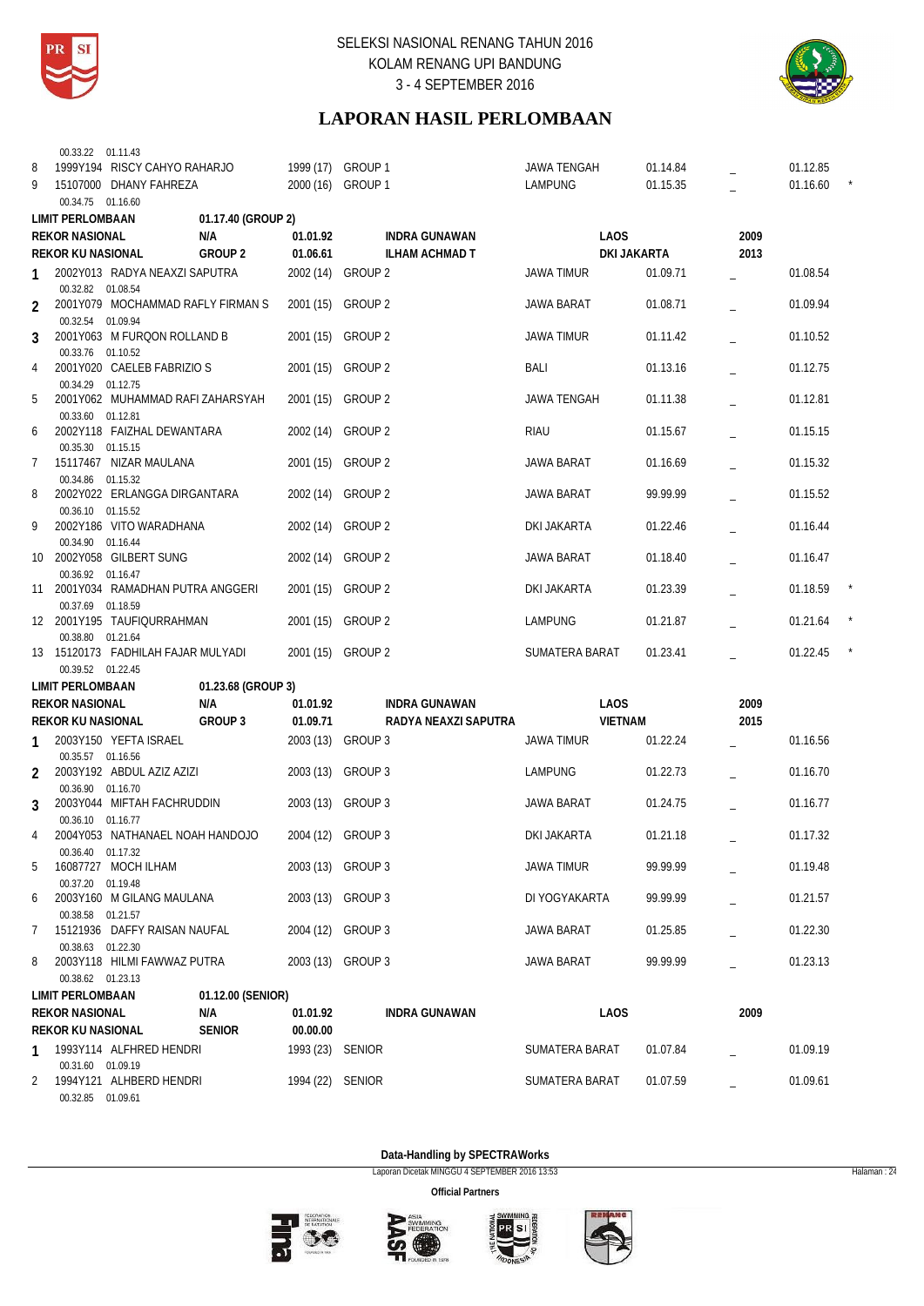# LAPORAN HASIL PERLOMBAAN

| | | | | | | | |
|---|---|---|---|---|---|---|---|
| | 00.33.22 01.11.43 | | | | | | |
| 8 | 1999Y194 RISCY CAHYO RAHARJO | 1999 (17) | GROUP 1 | JAWA TENGAH | 01.14.84 | _ | 01.12.85 |
| 9 | 15107000 DHANY FAHREZA | 2000 (16) | GROUP 1 | LAMPUNG | 01.15.35 | _ | 01.16.60 * |
| | 00.34.75 01.16.60 | | | | | | |

**LIMIT PERLOMBAAN** 01.17.40 (GROUP 2)

| | | | | | |
|---|---|---|---|---|---|
| **REKOR NASIONAL** | N/A | 01.01.92 | INDRA GUNAWAN | LAOS | 2009 |
| **REKOR KU NASIONAL** | GROUP 2 | 01.06.61 | ILHAM ACHMAD T | DKI JAKARTA | 2013 |

| | | | | | | | |
|---|---|---|---|---|---|---|---|
| 1 | 2002Y013 RADYA NEAXZI SAPUTRA | 2002 (14) | GROUP 2 | JAWA TIMUR | 01.09.71 | _ | 01.08.54 |
| | 00.32.82 01.08.54 | | | | | | |
| 2 | 2001Y079 MOCHAMMAD RAFLY FIRMAN S | 2001 (15) | GROUP 2 | JAWA BARAT | 01.08.71 | _ | 01.09.94 |
| | 00.32.54 01.09.94 | | | | | | |
| 3 | 2001Y063 M FURQON ROLLAND B | 2001 (15) | GROUP 2 | JAWA TIMUR | 01.11.42 | _ | 01.10.52 |
| | 00.33.76 01.10.52 | | | | | | |
| 4 | 2001Y020 CAELEB FABRIZIO S | 2001 (15) | GROUP 2 | BALI | 01.13.16 | _ | 01.12.75 |
| | 00.34.29 01.12.75 | | | | | | |
| 5 | 2001Y062 MUHAMMAD RAFI ZAHARSYAH | 2001 (15) | GROUP 2 | JAWA TENGAH | 01.11.38 | _ | 01.12.81 |
| | 00.33.60 01.12.81 | | | | | | |
| 6 | 2002Y118 FAIZHAL DEWANTARA | 2002 (14) | GROUP 2 | RIAU | 01.15.67 | _ | 01.15.15 |
| | 00.35.30 01.15.15 | | | | | | |
| 7 | 15117467 NIZAR MAULANA | 2001 (15) | GROUP 2 | JAWA BARAT | 01.16.69 | _ | 01.15.32 |
| | 00.34.86 01.15.32 | | | | | | |
| 8 | 2002Y022 ERLANGGA DIRGANTARA | 2002 (14) | GROUP 2 | JAWA BARAT | 99.99.99 | _ | 01.15.52 |
| | 00.36.10 01.15.52 | | | | | | |
| 9 | 2002Y186 VITO WARADHANA | 2002 (14) | GROUP 2 | DKI JAKARTA | 01.22.46 | _ | 01.16.44 |
| | 00.34.90 01.16.44 | | | | | | |
| 10 | 2002Y058 GILBERT SUNG | 2002 (14) | GROUP 2 | JAWA BARAT | 01.18.40 | _ | 01.16.47 |
| | 00.36.92 01.16.47 | | | | | | |
| 11 | 2001Y034 RAMADHAN PUTRA ANGGERI | 2001 (15) | GROUP 2 | DKI JAKARTA | 01.23.39 | _ | 01.18.59 * |
| | 00.37.69 01.18.59 | | | | | | |
| 12 | 2001Y195 TAUFIQURRAHMAN | 2001 (15) | GROUP 2 | LAMPUNG | 01.21.87 | _ | 01.21.64 * |
| | 00.38.80 01.21.64 | | | | | | |
| 13 | 15120173 FADHILAH FAJAR MULYADI | 2001 (15) | GROUP 2 | SUMATERA BARAT | 01.23.41 | _ | 01.22.45 * |
| | 00.39.52 01.22.45 | | | | | | |

**LIMIT PERLOMBAAN** 01.23.68 (GROUP 3)

| | | | | | |
|---|---|---|---|---|---|
| **REKOR NASIONAL** | N/A | 01.01.92 | INDRA GUNAWAN | LAOS | 2009 |
| **REKOR KU NASIONAL** | GROUP 3 | 01.09.71 | RADYA NEAXZI SAPUTRA | VIETNAM | 2015 |

| | | | | | | | |
|---|---|---|---|---|---|---|---|
| 1 | 2003Y150 YEFTA ISRAEL | 2003 (13) | GROUP 3 | JAWA TIMUR | 01.22.24 | _ | 01.16.56 |
| | 00.35.57 01.16.56 | | | | | | |
| 2 | 2003Y192 ABDUL AZIZ AZIZI | 2003 (13) | GROUP 3 | LAMPUNG | 01.22.73 | _ | 01.16.70 |
| | 00.36.90 01.16.70 | | | | | | |
| 3 | 2003Y044 MIFTAH FACHRUDDIN | 2003 (13) | GROUP 3 | JAWA BARAT | 01.24.75 | _ | 01.16.77 |
| | 00.36.10 01.16.77 | | | | | | |
| 4 | 2004Y053 NATHANAEL NOAH HANDOJO | 2004 (12) | GROUP 3 | DKI JAKARTA | 01.21.18 | _ | 01.17.32 |
| | 00.36.40 01.17.32 | | | | | | |
| 5 | 16087727 MOCH ILHAM | 2003 (13) | GROUP 3 | JAWA TIMUR | 99.99.99 | _ | 01.19.48 |
| | 00.37.20 01.19.48 | | | | | | |
| 6 | 2003Y160 M GILANG MAULANA | 2003 (13) | GROUP 3 | DI YOGYAKARTA | 99.99.99 | _ | 01.21.57 |
| | 00.38.58 01.21.57 | | | | | | |
| 7 | 15121936 DAFFY RAISAN NAUFAL | 2004 (12) | GROUP 3 | JAWA BARAT | 01.25.85 | _ | 01.22.30 |
| | 00.38.63 01.22.30 | | | | | | |
| 8 | 2003Y118 HILMI FAWWAZ PUTRA | 2003 (13) | GROUP 3 | JAWA BARAT | 99.99.99 | _ | 01.23.13 |
| | 00.38.62 01.23.13 | | | | | | |

**LIMIT PERLOMBAAN** 01.12.00 (SENIOR)

| | | | | | |
|---|---|---|---|---|---|
| **REKOR NASIONAL** | N/A | 01.01.92 | INDRA GUNAWAN | LAOS | 2009 |
| **REKOR KU NASIONAL** | SENIOR | 00.00.00 | | | |

| | | | | | | | |
|---|---|---|---|---|---|---|---|
| 1 | 1993Y114 ALFHRED HENDRI | 1993 (23) | SENIOR | SUMATERA BARAT | 01.07.84 | _ | 01.09.19 |
| | 00.31.60 01.09.19 | | | | | | |
| 2 | 1994Y121 ALHBERD HENDRI | 1994 (22) | SENIOR | SUMATERA BARAT | 01.07.59 | _ | 01.09.61 |
| | 00.32.85 01.09.61 | | | | | | |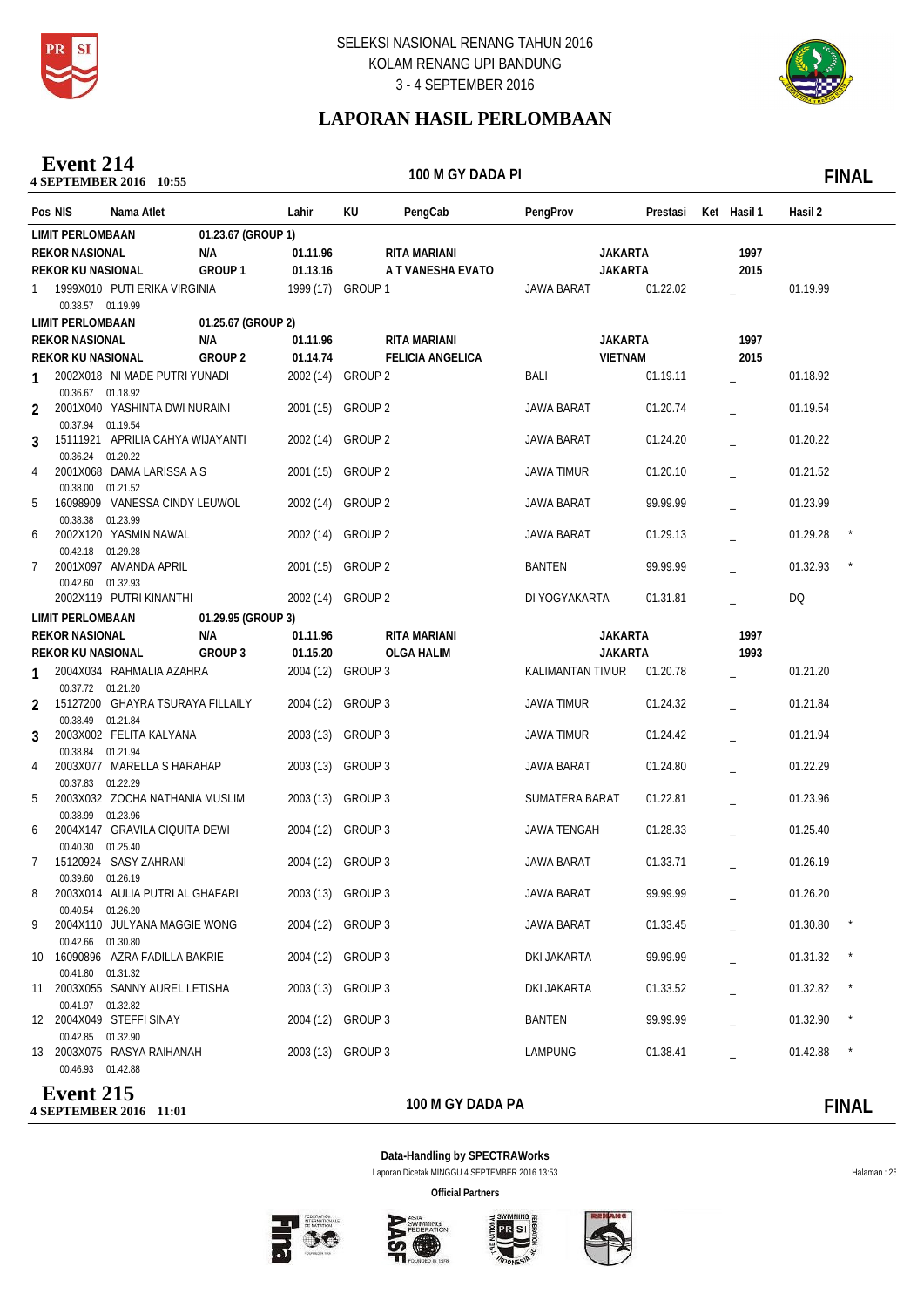SELEKSI NASIONAL RENANG TAHUN 2016
KOLAM RENANG UPI BANDUNG
3 - 4 SEPTEMBER 2016

## LAPORAN HASIL PERLOMBAAN

## Event 214
**4 SEPTEMBER 2016 10:55**

**100 M GY DADA PI** — **FINAL**

| Pos | NIS | Nama Atlet | Lahir | KU | PengCab | PengProv | Prestasi | Ket | Hasil 1 | Hasil 2 | |
|---|---|---|---|---|---|---|---|---|---|---|---|
| **LIMIT PERLOMBAAN** | | 01.23.67 (GROUP 1) | | | | | | | | | |
| **REKOR NASIONAL** | | N/A | 01.11.96 | | RITA MARIANI | JAKARTA | | | 1997 | | |
| **REKOR KU NASIONAL** | | GROUP 1 | 01.13.16 | | A T VANESHA EVATO | JAKARTA | | | 2015 | | |
| 1 | 1999X010 | PUTI ERIKA VIRGINIA | 1999 (17) | GROUP 1 | | JAWA BARAT | 01.22.02 | | _ | 01.19.99 | |
| | | 00.38.57 01.19.99 | | | | | | | | | |
| **LIMIT PERLOMBAAN** | | 01.25.67 (GROUP 2) | | | | | | | | | |
| **REKOR NASIONAL** | | N/A | 01.11.96 | | RITA MARIANI | JAKARTA | | | 1997 | | |
| **REKOR KU NASIONAL** | | GROUP 2 | 01.14.74 | | FELICIA ANGELICA | VIETNAM | | | 2015 | | |
| 1 | 2002X018 | NI MADE PUTRI YUNADI | 2002 (14) | GROUP 2 | | BALI | 01.19.11 | | _ | 01.18.92 | |
| | | 00.36.67 01.18.92 | | | | | | | | | |
| 2 | 2001X040 | YASHINTA DWI NURAINI | 2001 (15) | GROUP 2 | | JAWA BARAT | 01.20.74 | | _ | 01.19.54 | |
| | | 00.37.94 01.19.54 | | | | | | | | | |
| 3 | 15111921 | APRILIA CAHYA WIJAYANTI | 2002 (14) | GROUP 2 | | JAWA BARAT | 01.24.20 | | _ | 01.20.22 | |
| | | 00.36.24 01.20.22 | | | | | | | | | |
| 4 | 2001X068 | DAMA LARISSA A S | 2001 (15) | GROUP 2 | | JAWA TIMUR | 01.20.10 | | _ | 01.21.52 | |
| | | 00.38.00 01.21.52 | | | | | | | | | |
| 5 | 16098909 | VANESSA CINDY LEUWOL | 2002 (14) | GROUP 2 | | JAWA BARAT | 99.99.99 | | _ | 01.23.99 | |
| | | 00.38.38 01.23.99 | | | | | | | | | |
| 6 | 2002X120 | YASMIN NAWAL | 2002 (14) | GROUP 2 | | JAWA BARAT | 01.29.13 | | _ | 01.29.28 | * |
| | | 00.42.18 01.29.28 | | | | | | | | | |
| 7 | 2001X097 | AMANDA APRIL | 2001 (15) | GROUP 2 | | BANTEN | 99.99.99 | | _ | 01.32.93 | * |
| | | 00.42.60 01.32.93 | | | | | | | | | |
| | 2002X119 | PUTRI KINANTHI | 2002 (14) | GROUP 2 | | DI YOGYAKARTA | 01.31.81 | | _ | DQ | |
| **LIMIT PERLOMBAAN** | | 01.29.95 (GROUP 3) | | | | | | | | | |
| **REKOR NASIONAL** | | N/A | 01.11.96 | | RITA MARIANI | JAKARTA | | | 1997 | | |
| **REKOR KU NASIONAL** | | GROUP 3 | 01.15.20 | | OLGA HALIM | JAKARTA | | | 1993 | | |
| 1 | 2004X034 | RAHMALIA AZAHRA | 2004 (12) | GROUP 3 | | KALIMANTAN TIMUR | 01.20.78 | | _ | 01.21.20 | |
| | | 00.37.72 01.21.20 | | | | | | | | | |
| 2 | 15127200 | GHAYRA TSURAYA FILLAILY | 2004 (12) | GROUP 3 | | JAWA TIMUR | 01.24.32 | | _ | 01.21.84 | |
| | | 00.38.49 01.21.84 | | | | | | | | | |
| 3 | 2003X002 | FELITA KALYANA | 2003 (13) | GROUP 3 | | JAWA TIMUR | 01.24.42 | | _ | 01.21.94 | |
| | | 00.38.84 01.21.94 | | | | | | | | | |
| 4 | 2003X077 | MARELLA S HARAHAP | 2003 (13) | GROUP 3 | | JAWA BARAT | 01.24.80 | | _ | 01.22.29 | |
| | | 00.37.83 01.22.29 | | | | | | | | | |
| 5 | 2003X032 | ZOCHA NATHANIA MUSLIM | 2003 (13) | GROUP 3 | | SUMATERA BARAT | 01.22.81 | | _ | 01.23.96 | |
| | | 00.38.99 01.23.96 | | | | | | | | | |
| 6 | 2004X147 | GRAVILA CIQUITA DEWI | 2004 (12) | GROUP 3 | | JAWA TENGAH | 01.28.33 | | _ | 01.25.40 | |
| | | 00.40.30 01.25.40 | | | | | | | | | |
| 7 | 15120924 | SASY ZAHRANI | 2004 (12) | GROUP 3 | | JAWA BARAT | 01.33.71 | | _ | 01.26.19 | |
| | | 00.39.60 01.26.19 | | | | | | | | | |
| 8 | 2003X014 | AULIA PUTRI AL GHAFARI | 2003 (13) | GROUP 3 | | JAWA BARAT | 99.99.99 | | _ | 01.26.20 | |
| | | 00.40.54 01.26.20 | | | | | | | | | |
| 9 | 2004X110 | JULYANA MAGGIE WONG | 2004 (12) | GROUP 3 | | JAWA BARAT | 01.33.45 | | _ | 01.30.80 | * |
| | | 00.42.66 01.30.80 | | | | | | | | | |
| 10 | 16090896 | AZRA FADILLA BAKRIE | 2004 (12) | GROUP 3 | | DKI JAKARTA | 99.99.99 | | _ | 01.31.32 | * |
| | | 00.41.80 01.31.32 | | | | | | | | | |
| 11 | 2003X055 | SANNY AUREL LETISHA | 2003 (13) | GROUP 3 | | DKI JAKARTA | 01.33.52 | | _ | 01.32.82 | * |
| | | 00.41.97 01.32.82 | | | | | | | | | |
| 12 | 2004X049 | STEFFI SINAY | 2004 (12) | GROUP 3 | | BANTEN | 99.99.99 | | _ | 01.32.90 | * |
| | | 00.42.85 01.32.90 | | | | | | | | | |
| 13 | 2003X075 | RASYA RAIHANAH | 2003 (13) | GROUP 3 | | LAMPUNG | 01.38.41 | | _ | 01.42.88 | * |
| | | 00.46.93 01.42.88 | | | | | | | | | |

## Event 215
**4 SEPTEMBER 2016 11:01**

**100 M GY DADA PA** — **FINAL**

**Data-Handling by SPECTRAWorks**

Laporan Dicetak MINGGU 4 SEPTEMBER 2016 13:53

**Official Partners**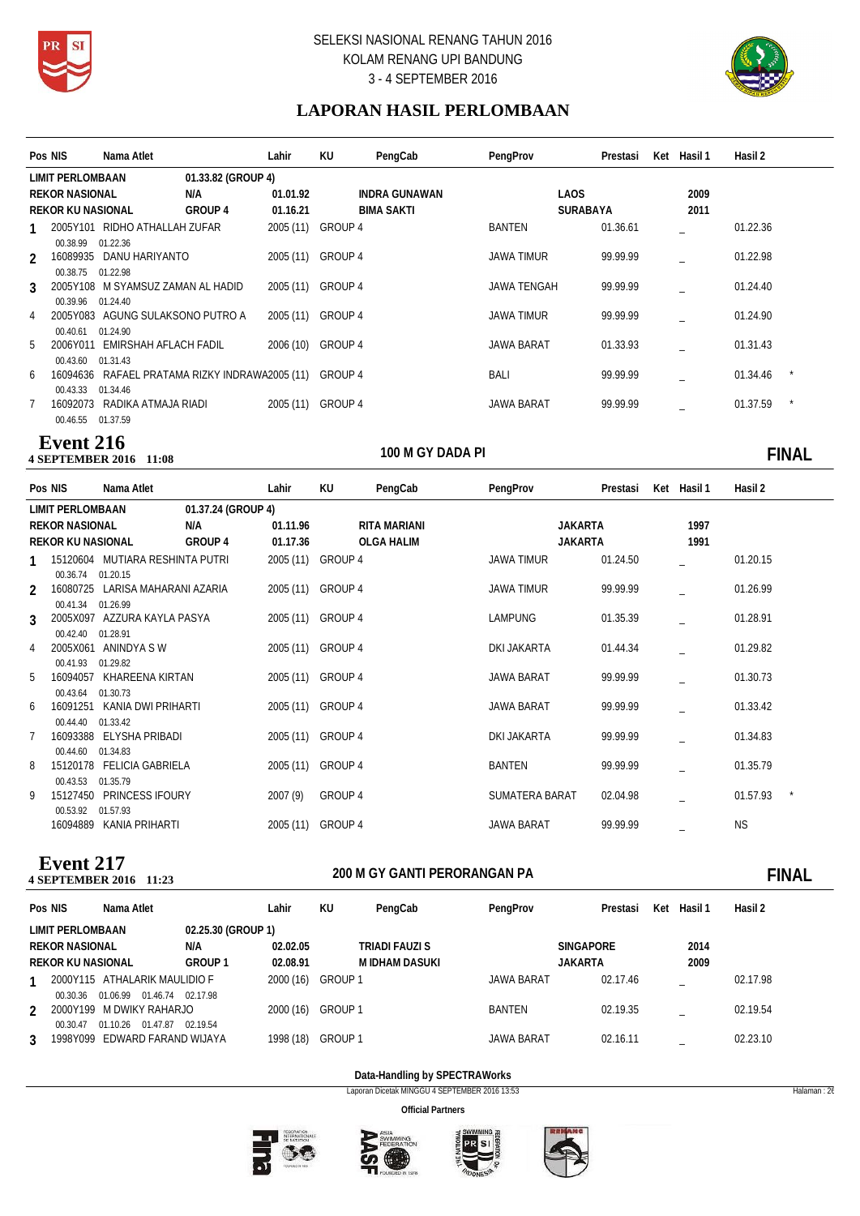| Pos | NIS | Nama Atlet | Lahir | KU | PengCab | PengProv | Prestasi | Ket | Hasil 1 | Hasil 2 |
|---|---|---|---|---|---|---|---|---|---|---|
| LIMIT PERLOMBAAN | | 01.33.82 (GROUP 4) | | | | | | | | |
| REKOR NASIONAL | | N/A | 01.01.92 | | INDRA GUNAWAN | LAOS | | | 2009 | |
| REKOR KU NASIONAL | | GROUP 4 | 01.16.21 | | BIMA SAKTI | SURABAYA | | | 2011 | |
| 1 | 2005Y101 | RIDHO ATHALLAH ZUFAR | 2005 (11) | GROUP 4 | | BANTEN | 01.36.61 | | _ | 01.22.36 |
| | 00.38.99 01.22.36 | | | | | | | | | |
| 2 | 16089935 | DANU HARIYANTO | 2005 (11) | GROUP 4 | | JAWA TIMUR | 99.99.99 | | _ | 01.22.98 |
| | 00.38.75 01.22.98 | | | | | | | | | |
| 3 | 2005Y108 | M SYAMSUZ ZAMAN AL HADID | 2005 (11) | GROUP 4 | | JAWA TENGAH | 99.99.99 | | _ | 01.24.40 |
| | 00.39.96 01.24.40 | | | | | | | | | |
| 4 | 2005Y083 | AGUNG SULAKSONO PUTRO A | 2005 (11) | GROUP 4 | | JAWA TIMUR | 99.99.99 | | _ | 01.24.90 |
| | 00.40.61 01.24.90 | | | | | | | | | |
| 5 | 2006Y011 | EMIRSHAH AFLACH FADIL | 2006 (10) | GROUP 4 | | JAWA BARAT | 01.33.93 | | _ | 01.31.43 |
| | 00.43.60 01.31.43 | | | | | | | | | |
| 6 | 16094636 | RAFAEL PRATAMA RIZKY INDRAWA | 2005 (11) | GROUP 4 | | BALI | 99.99.99 | | _ | 01.34.46 * |
| | 00.43.33 01.34.46 | | | | | | | | | |
| 7 | 16092073 | RADIKA ATMAJA RIADI | 2005 (11) | GROUP 4 | | JAWA BARAT | 99.99.99 | | _ | 01.37.59 * |
| | 00.46.55 01.37.59 | | | | | | | | | |

## Event 216
**4 SEPTEMBER 2016 11:08** — 100 M GY DADA PI — **FINAL**

| Pos | NIS | Nama Atlet | Lahir | KU | PengCab | PengProv | Prestasi | Ket | Hasil 1 | Hasil 2 |
|---|---|---|---|---|---|---|---|---|---|---|
| LIMIT PERLOMBAAN | | 01.37.24 (GROUP 4) | | | | | | | | |
| REKOR NASIONAL | | N/A | 01.11.96 | | RITA MARIANI | JAKARTA | | | 1997 | |
| REKOR KU NASIONAL | | GROUP 4 | 01.17.36 | | OLGA HALIM | JAKARTA | | | 1991 | |
| 1 | 15120604 | MUTIARA RESHINTA PUTRI | 2005 (11) | GROUP 4 | | JAWA TIMUR | 01.24.50 | | _ | 01.20.15 |
| | 00.36.74 01.20.15 | | | | | | | | | |
| 2 | 16080725 | LARISA MAHARANI AZARIA | 2005 (11) | GROUP 4 | | JAWA TIMUR | 99.99.99 | | _ | 01.26.99 |
| | 00.41.34 01.26.99 | | | | | | | | | |
| 3 | 2005X097 | AZZURA KAYLA PASYA | 2005 (11) | GROUP 4 | | LAMPUNG | 01.35.39 | | _ | 01.28.91 |
| | 00.42.40 01.28.91 | | | | | | | | | |
| 4 | 2005X061 | ANINDYA S W | 2005 (11) | GROUP 4 | | DKI JAKARTA | 01.44.34 | | _ | 01.29.82 |
| | 00.41.93 01.29.82 | | | | | | | | | |
| 5 | 16094057 | KHAREENA KIRTAN | 2005 (11) | GROUP 4 | | JAWA BARAT | 99.99.99 | | _ | 01.30.73 |
| | 00.43.64 01.30.73 | | | | | | | | | |
| 6 | 16091251 | KANIA DWI PRIHARTI | 2005 (11) | GROUP 4 | | JAWA BARAT | 99.99.99 | | _ | 01.33.42 |
| | 00.44.40 01.33.42 | | | | | | | | | |
| 7 | 16093388 | ELYSHA PRIBADI | 2005 (11) | GROUP 4 | | DKI JAKARTA | 99.99.99 | | _ | 01.34.83 |
| | 00.44.60 01.34.83 | | | | | | | | | |
| 8 | 15120178 | FELICIA GABRIELA | 2005 (11) | GROUP 4 | | BANTEN | 99.99.99 | | _ | 01.35.79 |
| | 00.43.53 01.35.79 | | | | | | | | | |
| 9 | 15127450 | PRINCESS IFOURY | 2007 (9) | GROUP 4 | | SUMATERA BARAT | 02.04.98 | | _ | 01.57.93 * |
| | 00.53.92 01.57.93 | | | | | | | | | |
| | 16094889 | KANIA PRIHARTI | 2005 (11) | GROUP 4 | | JAWA BARAT | 99.99.99 | | _ | NS |

## Event 217
**4 SEPTEMBER 2016 11:23** — 200 M GY GANTI PERORANGAN PA — **FINAL**

| Pos | NIS | Nama Atlet | Lahir | KU | PengCab | PengProv | Prestasi | Ket | Hasil 1 | Hasil 2 |
|---|---|---|---|---|---|---|---|---|---|---|
| LIMIT PERLOMBAAN | | 02.25.30 (GROUP 1) | | | | | | | | |
| REKOR NASIONAL | | N/A | 02.02.05 | | TRIADI FAUZI S | SINGAPORE | | | 2014 | |
| REKOR KU NASIONAL | | GROUP 1 | 02.08.91 | | M IDHAM DASUKI | JAKARTA | | | 2009 | |
| 1 | 2000Y115 | ATHALARIK MAULIDIO F | 2000 (16) | GROUP 1 | | JAWA BARAT | 02.17.46 | | _ | 02.17.98 |
| | 00.30.36 01.06.99 01.46.74 02.17.98 | | | | | | | | | |
| 2 | 2000Y199 | M DWIKY RAHARJO | 2000 (16) | GROUP 1 | | BANTEN | 02.19.35 | | _ | 02.19.54 |
| | 00.30.47 01.10.26 01.47.87 02.19.54 | | | | | | | | | |
| 3 | 1998Y099 | EDWARD FARAND WIJAYA | 1998 (18) | GROUP 1 | | JAWA BARAT | 02.16.11 | | _ | 02.23.10 |

Data-Handling by SPECTRAWorks

Laporan Dicetak MINGGU 4 SEPTEMBER 2016 13:53

Official Partners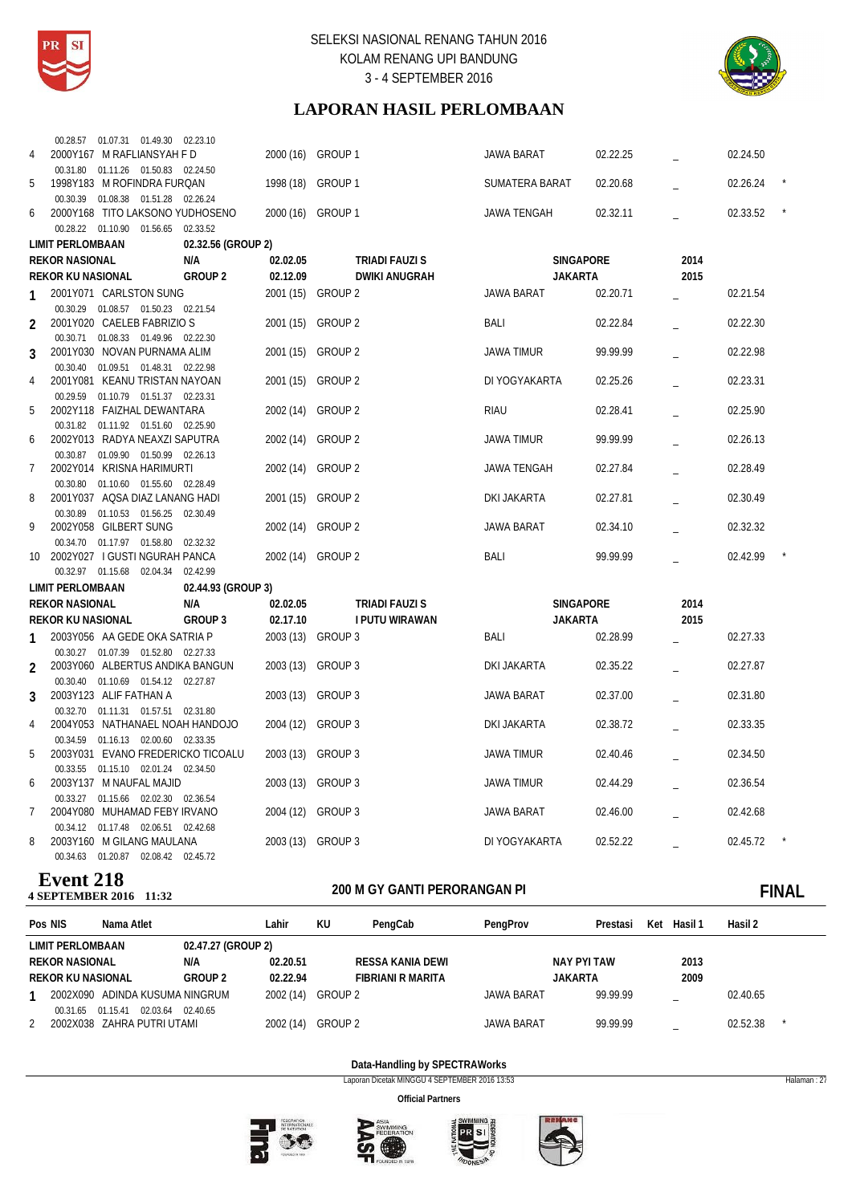| Pos | NIS / Nama Atlet | Lahir | KU | PengProv | Prestasi | Ket | Hasil 1 | Hasil 2 |
|---|---|---|---|---|---|---|---|---|
| | 00.28.57 01.07.31 01.49.30 02.23.10 | | | | | | | |
| 4 | 2000Y167 M RAFLIANSYAH F D | 2000 (16) | GROUP 1 | JAWA BARAT | 02.22.25 | | _ | 02.24.50 |
| | 00.31.80 01.11.26 01.50.83 02.24.50 | | | | | | | |
| 5 | 1998Y183 M ROFINDRA FURQAN | 1998 (18) | GROUP 1 | SUMATERA BARAT | 02.20.68 | | _ | 02.26.24 * |
| | 00.30.39 01.08.38 01.51.28 02.26.24 | | | | | | | |
| 6 | 2000Y168 TITO LAKSONO YUDHOSENO | 2000 (16) | GROUP 1 | JAWA TENGAH | 02.32.11 | | _ | 02.33.52 * |
| | 00.28.22 01.10.90 01.56.65 02.33.52 | | | | | | | |

| | | | | | |
|---|---|---|---|---|---|
| LIMIT PERLOMBAAN | 02.32.56 (GROUP 2) | | | | |
| REKOR NASIONAL | N/A | 02.02.05 | TRIADI FAUZI S | SINGAPORE | 2014 |
| REKOR KU NASIONAL | GROUP 2 | 02.12.09 | DWIKI ANUGRAH | JAKARTA | 2015 |

| Pos | NIS / Nama Atlet | Lahir | KU | PengProv | Prestasi | Hasil 1 | Hasil 2 |
|---|---|---|---|---|---|---|---|
| 1 | 2001Y071 CARLSTON SUNG | 2001 (15) | GROUP 2 | JAWA BARAT | 02.20.71 | _ | 02.21.54 |
| | 00.30.29 01.08.57 01.50.23 02.21.54 | | | | | | |
| 2 | 2001Y020 CAELEB FABRIZIO S | 2001 (15) | GROUP 2 | BALI | 02.22.84 | _ | 02.22.30 |
| | 00.30.71 01.08.33 01.49.96 02.22.30 | | | | | | |
| 3 | 2001Y030 NOVAN PURNAMA ALIM | 2001 (15) | GROUP 2 | JAWA TIMUR | 99.99.99 | _ | 02.22.98 |
| | 00.30.40 01.09.51 01.48.31 02.22.98 | | | | | | |
| 4 | 2001Y081 KEANU TRISTAN NAYOAN | 2001 (15) | GROUP 2 | DI YOGYAKARTA | 02.25.26 | _ | 02.23.31 |
| | 00.29.59 01.10.79 01.51.37 02.23.31 | | | | | | |
| 5 | 2002Y118 FAIZHAL DEWANTARA | 2002 (14) | GROUP 2 | RIAU | 02.28.41 | _ | 02.25.90 |
| | 00.31.82 01.11.92 01.51.60 02.25.90 | | | | | | |
| 6 | 2002Y013 RADYA NEAXZI SAPUTRA | 2002 (14) | GROUP 2 | JAWA TIMUR | 99.99.99 | _ | 02.26.13 |
| | 00.30.87 01.09.90 01.50.99 02.26.13 | | | | | | |
| 7 | 2002Y014 KRISNA HARIMURTI | 2002 (14) | GROUP 2 | JAWA TENGAH | 02.27.84 | _ | 02.28.49 |
| | 00.30.80 01.10.60 01.55.60 02.28.49 | | | | | | |
| 8 | 2001Y037 AQSA DIAZ LANANG HADI | 2001 (15) | GROUP 2 | DKI JAKARTA | 02.27.81 | _ | 02.30.49 |
| | 00.30.89 01.10.53 01.56.25 02.30.49 | | | | | | |
| 9 | 2002Y058 GILBERT SUNG | 2002 (14) | GROUP 2 | JAWA BARAT | 02.34.10 | _ | 02.32.32 |
| | 00.34.70 01.17.97 01.58.80 02.32.32 | | | | | | |
| 10 | 2002Y027 I GUSTI NGURAH PANCA | 2002 (14) | GROUP 2 | BALI | 99.99.99 | _ | 02.42.99 * |
| | 00.32.97 01.15.68 02.04.34 02.42.99 | | | | | | |

| | | | | | |
|---|---|---|---|---|---|
| LIMIT PERLOMBAAN | 02.44.93 (GROUP 3) | | | | |
| REKOR NASIONAL | N/A | 02.02.05 | TRIADI FAUZI S | SINGAPORE | 2014 |
| REKOR KU NASIONAL | GROUP 3 | 02.17.10 | I PUTU WIRAWAN | JAKARTA | 2015 |

| Pos | NIS / Nama Atlet | Lahir | KU | PengProv | Prestasi | Hasil 1 | Hasil 2 |
|---|---|---|---|---|---|---|---|
| 1 | 2003Y056 AA GEDE OKA SATRIA P | 2003 (13) | GROUP 3 | BALI | 02.28.99 | _ | 02.27.33 |
| | 00.30.27 01.07.39 01.52.80 02.27.33 | | | | | | |
| 2 | 2003Y060 ALBERTUS ANDIKA BANGUN | 2003 (13) | GROUP 3 | DKI JAKARTA | 02.35.22 | _ | 02.27.87 |
| | 00.30.40 01.10.69 01.54.12 02.27.87 | | | | | | |
| 3 | 2003Y123 ALIF FATHAN A | 2003 (13) | GROUP 3 | JAWA BARAT | 02.37.00 | _ | 02.31.80 |
| | 00.32.70 01.11.31 01.57.51 02.31.80 | | | | | | |
| 4 | 2004Y053 NATHANAEL NOAH HANDOJO | 2004 (12) | GROUP 3 | DKI JAKARTA | 02.38.72 | _ | 02.33.35 |
| | 00.34.59 01.16.13 02.00.60 02.33.35 | | | | | | |
| 5 | 2003Y031 EVANO FREDERICKO TICOALU | 2003 (13) | GROUP 3 | JAWA TIMUR | 02.40.46 | _ | 02.34.50 |
| | 00.33.55 01.15.10 02.01.24 02.34.50 | | | | | | |
| 6 | 2003Y137 M NAUFAL MAJID | 2003 (13) | GROUP 3 | JAWA TIMUR | 02.44.29 | _ | 02.36.54 |
| | 00.33.27 01.15.66 02.02.30 02.36.54 | | | | | | |
| 7 | 2004Y080 MUHAMAD FEBY IRVANO | 2004 (12) | GROUP 3 | JAWA BARAT | 02.46.00 | _ | 02.42.68 |
| | 00.34.12 01.17.48 02.06.51 02.42.68 | | | | | | |
| 8 | 2003Y160 M GILANG MAULANA | 2003 (13) | GROUP 3 | DI YOGYAKARTA | 02.52.22 | _ | 02.45.72 * |
| | 00.34.63 01.20.87 02.08.42 02.45.72 | | | | | | |

## Event 218

**4 SEPTEMBER 2016 11:32** — **200 M GY GANTI PERORANGAN PI** — **FINAL**

| Pos | NIS | Nama Atlet | Lahir | KU | PengCab | PengProv | Prestasi | Ket | Hasil 1 | Hasil 2 |
|---|---|---|---|---|---|---|---|---|---|---|
| LIMIT PERLOMBAAN | | 02.47.27 (GROUP 2) | | | | | | | | |
| REKOR NASIONAL | | N/A | 02.20.51 | | RESSA KANIA DEWI | NAY PYI TAW | | | 2013 | |
| REKOR KU NASIONAL | | GROUP 2 | 02.22.94 | | FIBRIANI R MARITA | JAKARTA | | | 2009 | |
| 1 | 2002X090 | ADINDA KUSUMA NINGRUM | 2002 (14) | GROUP 2 | | JAWA BARAT | 99.99.99 | | _ | 02.40.65 |
| | | 00.31.65 01.15.41 02.03.64 02.40.65 | | | | | | | | |
| 2 | 2002X038 | ZAHRA PUTRI UTAMI | 2002 (14) | GROUP 2 | | JAWA BARAT | 99.99.99 | | _ | 02.52.38 * |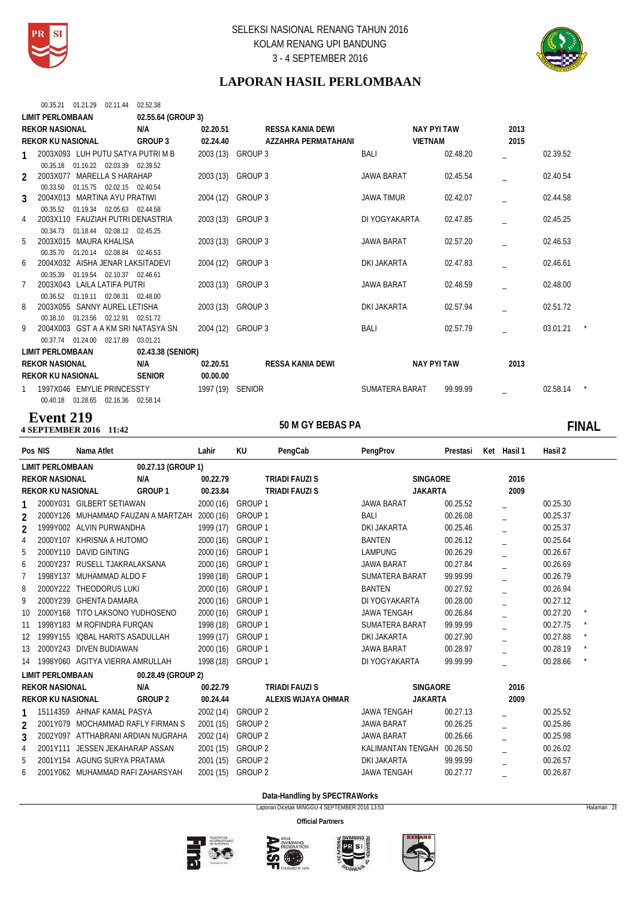# LAPORAN HASIL PERLOMBAAN

00.35.21 01.21.29 02.11.44 02.52.38

| Pos | NIS | Nama Atlet | Lahir | KU | PengCab | PengProv | Prestasi | Ket | Hasil 1 | Hasil 2 | |
|---|---|---|---|---|---|---|---|---|---|---|---|
| **LIMIT PERLOMBAAN** | | **02.55.64 (GROUP 3)** | | | | | | | | | |
| **REKOR NASIONAL** | | **N/A** | **02.20.51** | | **RESSA KANIA DEWI** | **NAY PYI TAW** | | | **2013** | | |
| **REKOR KU NASIONAL** | | **GROUP 3** | **02.24.40** | | **AZZAHRA PERMATAHANI** | **VIETNAM** | | | **2015** | | |
| 1 | 2003X093 | LUH PUTU SATYA PUTRI M B | 2003 (13) | GROUP 3 | | BALI | 02.48.20 | | _ | 02.39.52 | |
| | | 00.35.18 01.16.22 02.03.39 02.39.52 | | | | | | | | | |
| 2 | 2003X077 | MARELLA S HARAHAP | 2003 (13) | GROUP 3 | | JAWA BARAT | 02.45.54 | | _ | 02.40.54 | |
| | | 00.33.50 01.15.75 02.02.15 02.40.54 | | | | | | | | | |
| 3 | 2004X013 | MARTINA AYU PRATIWI | 2004 (12) | GROUP 3 | | JAWA TIMUR | 02.42.07 | | _ | 02.44.58 | |
| | | 00.35.52 01.19.34 02.05.63 02.44.58 | | | | | | | | | |
| 4 | 2003X110 | FAUZIAH PUTRI DENASTRIA | 2003 (13) | GROUP 3 | | DI YOGYAKARTA | 02.47.85 | | _ | 02.45.25 | |
| | | 00.34.73 01.18.44 02.08.12 02.45.25 | | | | | | | | | |
| 5 | 2003X015 | MAURA KHALISA | 2003 (13) | GROUP 3 | | JAWA BARAT | 02.57.20 | | _ | 02.46.53 | |
| | | 00.35.70 01.20.14 02.08.84 02.46.53 | | | | | | | | | |
| 6 | 2004X032 | AISHA JENAR LAKSITADEVI | 2004 (12) | GROUP 3 | | DKI JAKARTA | 02.47.83 | | _ | 02.46.61 | |
| | | 00.35.39 01.19.54 02.10.37 02.46.61 | | | | | | | | | |
| 7 | 2003X043 | LAILA LATIFA PUTRI | 2003 (13) | GROUP 3 | | JAWA BARAT | 02.48.59 | | _ | 02.48.00 | |
| | | 00.36.52 01.19.11 02.08.31 02.48.00 | | | | | | | | | |
| 8 | 2003X055 | SANNY AUREL LETISHA | 2003 (13) | GROUP 3 | | DKI JAKARTA | 02.57.94 | | _ | 02.51.72 | |
| | | 00.38.10 01.23.56 02.12.91 02.51.72 | | | | | | | | | |
| 9 | 2004X003 | GST A A KM SRI NATASYA SN | 2004 (12) | GROUP 3 | | BALI | 02.57.79 | | _ | 03.01.21 | * |
| | | 00.37.74 01.24.00 02.17.89 03.01.21 | | | | | | | | | |
| **LIMIT PERLOMBAAN** | | **02.43.38 (SENIOR)** | | | | | | | | | |
| **REKOR NASIONAL** | | **N/A** | **02.20.51** | | **RESSA KANIA DEWI** | **NAY PYI TAW** | | | **2013** | | |
| **REKOR KU NASIONAL** | | **SENIOR** | **00.00.00** | | | | | | | | |
| 1 | 1997X046 | EMYLIE PRINCESSTY | 1997 (19) | SENIOR | | SUMATERA BARAT | 99.99.99 | | _ | 02.58.14 | * |
| | | 00.40.18 01.28.65 02.16.36 02.58.14 | | | | | | | | | |

## Event 219
**4 SEPTEMBER 2016 11:42** — **50 M GY BEBAS PA** — **FINAL**

| Pos | NIS | Nama Atlet | Lahir | KU | PengCab | PengProv | Prestasi | Ket | Hasil 1 | Hasil 2 | |
|---|---|---|---|---|---|---|---|---|---|---|---|
| **LIMIT PERLOMBAAN** | | **00.27.13 (GROUP 1)** | | | | | | | | | |
| **REKOR NASIONAL** | | **N/A** | **00.22.79** | | **TRIADI FAUZI S** | **SINGAORE** | | | **2016** | | |
| **REKOR KU NASIONAL** | | **GROUP 1** | **00.23.84** | | **TRIADI FAUZI S** | **JAKARTA** | | | **2009** | | |
| 1 | 2000Y031 | GILBERT SETIAWAN | 2000 (16) | GROUP 1 | | JAWA BARAT | 00.25.52 | | _ | 00.25.30 | |
| 2 | 2000Y126 | MUHAMMAD FAUZAN A MARTZAH | 2000 (16) | GROUP 1 | | BALI | 00.26.08 | | _ | 00.25.37 | |
| 2 | 1999Y002 | ALVIN PURWANDHA | 1999 (17) | GROUP 1 | | DKI JAKARTA | 00.25.46 | | _ | 00.25.37 | |
| 4 | 2000Y107 | KHRISNA A HUTOMO | 2000 (16) | GROUP 1 | | BANTEN | 00.26.12 | | _ | 00.25.64 | |
| 5 | 2000Y110 | DAVID GINTING | 2000 (16) | GROUP 1 | | LAMPUNG | 00.26.29 | | _ | 00.26.67 | |
| 6 | 2000Y237 | RUSELL TJAKRALAKSANA | 2000 (16) | GROUP 1 | | JAWA BARAT | 00.27.84 | | _ | 00.26.69 | |
| 7 | 1998Y137 | MUHAMMAD ALDO F | 1998 (18) | GROUP 1 | | SUMATERA BARAT | 99.99.99 | | _ | 00.26.79 | |
| 8 | 2000Y222 | THEODORUS LUKI | 2000 (16) | GROUP 1 | | BANTEN | 00.27.92 | | _ | 00.26.94 | |
| 9 | 2000Y239 | GHENTA DAMARA | 2000 (16) | GROUP 1 | | DI YOGYAKARTA | 00.28.00 | | _ | 00.27.12 | |
| 10 | 2000Y168 | TITO LAKSONO YUDHOSENO | 2000 (16) | GROUP 1 | | JAWA TENGAH | 00.26.84 | | _ | 00.27.20 | * |
| 11 | 1998Y183 | M ROFINDRA FURQAN | 1998 (18) | GROUP 1 | | SUMATERA BARAT | 99.99.99 | | _ | 00.27.75 | * |
| 12 | 1999Y155 | IQBAL HARITS ASADULLAH | 1999 (17) | GROUP 1 | | DKI JAKARTA | 00.27.90 | | _ | 00.27.88 | * |
| 13 | 2000Y243 | DIVEN BUDIAWAN | 2000 (16) | GROUP 1 | | JAWA BARAT | 00.28.97 | | _ | 00.28.19 | * |
| 14 | 1998Y060 | AGITYA VIERRA AMRULLAH | 1998 (18) | GROUP 1 | | DI YOGYAKARTA | 99.99.99 | | _ | 00.28.66 | * |
| **LIMIT PERLOMBAAN** | | **00.28.49 (GROUP 2)** | | | | | | | | | |
| **REKOR NASIONAL** | | **N/A** | **00.22.79** | | **TRIADI FAUZI S** | **SINGAORE** | | | **2016** | | |
| **REKOR KU NASIONAL** | | **GROUP 2** | **00.24.44** | | **ALEXIS WIJAYA OHMAR** | **JAKARTA** | | | **2009** | | |
| 1 | 15114359 | AHNAF KAMAL PASYA | 2002 (14) | GROUP 2 | | JAWA TENGAH | 00.27.13 | | _ | 00.25.52 | |
| 2 | 2001Y079 | MOCHAMMAD RAFLY FIRMAN S | 2001 (15) | GROUP 2 | | JAWA BARAT | 00.26.25 | | _ | 00.25.86 | |
| 3 | 2002Y097 | ATTHABRANI ARDIAN NUGRAHA | 2002 (14) | GROUP 2 | | JAWA BARAT | 00.26.66 | | _ | 00.25.98 | |
| 4 | 2001Y111 | JESSEN JEKAHARAP ASSAN | 2001 (15) | GROUP 2 | | KALIMANTAN TENGAH | 00.26.50 | | _ | 00.26.02 | |
| 5 | 2001Y154 | AGUNG SURYA PRATAMA | 2001 (15) | GROUP 2 | | DKI JAKARTA | 99.99.99 | | _ | 00.26.57 | |
| 6 | 2001Y062 | MUHAMMAD RAFI ZAHARSYAH | 2001 (15) | GROUP 2 | | JAWA TENGAH | 00.27.77 | | _ | 00.26.87 | |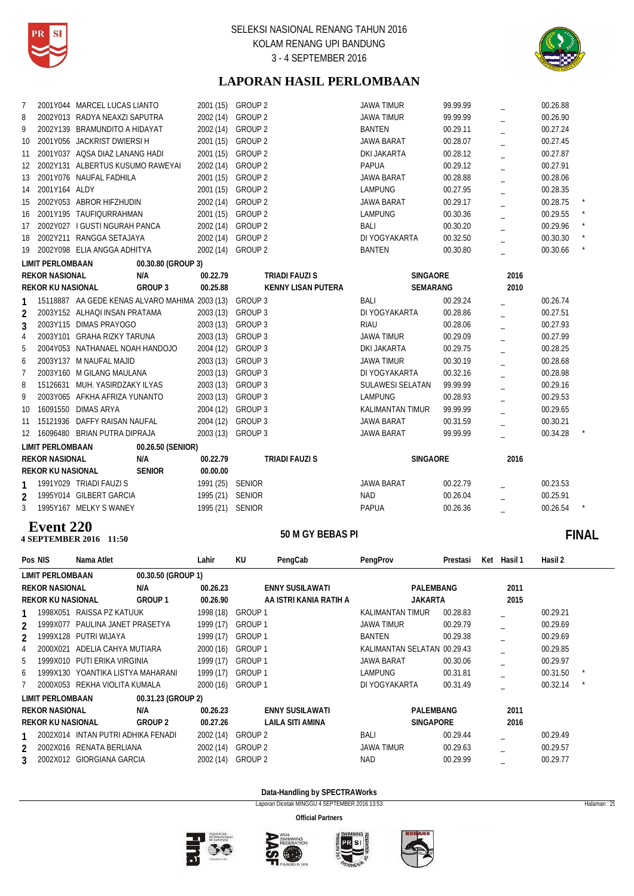# LAPORAN HASIL PERLOMBAAN

| Pos | NIS | Nama Atlet | Lahir | KU | PengCab | PengProv | Prestasi | Ket | Hasil 1 | Hasil 2 | |
|---|---|---|---|---|---|---|---|---|---|---|---|
| 7 | 2001Y044 | MARCEL LUCAS LIANTO | 2001 (15) | GROUP 2 | | JAWA TIMUR | 99.99.99 | | _ | 00.26.88 | |
| 8 | 2002Y013 | RADYA NEAXZI SAPUTRA | 2002 (14) | GROUP 2 | | JAWA TIMUR | 99.99.99 | | _ | 00.26.90 | |
| 9 | 2002Y139 | BRAMUNDITO A HIDAYAT | 2002 (14) | GROUP 2 | | BANTEN | 00.29.11 | | _ | 00.27.24 | |
| 10 | 2001Y056 | JACKRIST DWIERSI H | 2001 (15) | GROUP 2 | | JAWA BARAT | 00.28.07 | | _ | 00.27.45 | |
| 11 | 2001Y037 | AQSA DIAZ LANANG HADI | 2001 (15) | GROUP 2 | | DKI JAKARTA | 00.28.12 | | _ | 00.27.87 | |
| 12 | 2002Y131 | ALBERTUS KUSUMO RAWEYAI | 2002 (14) | GROUP 2 | | PAPUA | 00.29.12 | | _ | 00.27.91 | |
| 13 | 2001Y076 | NAUFAL FADHILA | 2001 (15) | GROUP 2 | | JAWA BARAT | 00.28.88 | | _ | 00.28.06 | |
| 14 | 2001Y164 | ALDY | 2001 (15) | GROUP 2 | | LAMPUNG | 00.27.95 | | _ | 00.28.35 | |
| 15 | 2002Y053 | ABROR HIFZHUDIN | 2002 (14) | GROUP 2 | | JAWA BARAT | 00.29.17 | | _ | 00.28.75 | * |
| 16 | 2001Y195 | TAUFIQURRAHMAN | 2001 (15) | GROUP 2 | | LAMPUNG | 00.30.36 | | _ | 00.29.55 | * |
| 17 | 2002Y027 | I GUSTI NGURAH PANCA | 2002 (14) | GROUP 2 | | BALI | 00.30.20 | | _ | 00.29.96 | * |
| 18 | 2002Y211 | RANGGA SETAJAYA | 2002 (14) | GROUP 2 | | DI YOGYAKARTA | 00.32.50 | | _ | 00.30.30 | * |
| 19 | 2002Y098 | ELIA ANGGA ADHITYA | 2002 (14) | GROUP 2 | | BANTEN | 00.30.80 | | _ | 00.30.66 | * |

| LIMIT PERLOMBAAN | 00.30.80 (GROUP 3) | | | | |
|---|---|---|---|---|---|
| REKOR NASIONAL | N/A | 00.22.79 | TRIADI FAUZI S | SINGAORE | 2016 |
| REKOR KU NASIONAL | GROUP 3 | 00.25.88 | KENNY LISAN PUTERA | SEMARANG | 2010 |

| Pos | NIS | Nama Atlet | Lahir | KU | PengProv | Prestasi | Hasil 1 | Hasil 2 | |
|---|---|---|---|---|---|---|---|---|---|
| 1 | 15118887 | AA GEDE KENAS ALVARO MAHIMA | 2003 (13) | GROUP 3 | BALI | 00.29.24 | _ | 00.26.74 | |
| 2 | 2003Y152 | ALHAQI INSAN PRATAMA | 2003 (13) | GROUP 3 | DI YOGYAKARTA | 00.28.86 | _ | 00.27.51 | |
| 3 | 2003Y115 | DIMAS PRAYOGO | 2003 (13) | GROUP 3 | RIAU | 00.28.06 | _ | 00.27.93 | |
| 4 | 2003Y101 | GRAHA RIZKY TARUNA | 2003 (13) | GROUP 3 | JAWA TIMUR | 00.29.09 | _ | 00.27.99 | |
| 5 | 2004Y053 | NATHANAEL NOAH HANDOJO | 2004 (12) | GROUP 3 | DKI JAKARTA | 00.29.75 | _ | 00.28.25 | |
| 6 | 2003Y137 | M NAUFAL MAJID | 2003 (13) | GROUP 3 | JAWA TIMUR | 00.30.19 | _ | 00.28.68 | |
| 7 | 2003Y160 | M GILANG MAULANA | 2003 (13) | GROUP 3 | DI YOGYAKARTA | 00.32.16 | _ | 00.28.98 | |
| 8 | 15126631 | MUH. YASIRDZAKY ILYAS | 2003 (13) | GROUP 3 | SULAWESI SELATAN | 99.99.99 | _ | 00.29.16 | |
| 9 | 2003Y065 | AFKHA AFRIZA YUNANTO | 2003 (13) | GROUP 3 | LAMPUNG | 00.28.93 | _ | 00.29.53 | |
| 10 | 16091550 | DIMAS ARYA | 2004 (12) | GROUP 3 | KALIMANTAN TIMUR | 99.99.99 | _ | 00.29.65 | |
| 11 | 15121936 | DAFFY RAISAN NAUFAL | 2004 (12) | GROUP 3 | JAWA BARAT | 00.31.59 | _ | 00.30.21 | |
| 12 | 16096480 | BRIAN PUTRA DIPRAJA | 2003 (13) | GROUP 3 | JAWA BARAT | 99.99.99 | _ | 00.34.28 | * |

| LIMIT PERLOMBAAN | 00.26.50 (SENIOR) | | | | |
|---|---|---|---|---|---|
| REKOR NASIONAL | N/A | 00.22.79 | TRIADI FAUZI S | SINGAORE | 2016 |
| REKOR KU NASIONAL | SENIOR | 00.00.00 | | | |

| Pos | NIS | Nama Atlet | Lahir | KU | PengProv | Prestasi | Hasil 1 | Hasil 2 | |
|---|---|---|---|---|---|---|---|---|---|
| 1 | 1991Y029 | TRIADI FAUZI S | 1991 (25) | SENIOR | JAWA BARAT | 00.22.79 | _ | 00.23.53 | |
| 2 | 1995Y014 | GILBERT GARCIA | 1995 (21) | SENIOR | NAD | 00.26.04 | _ | 00.25.91 | |
| 3 | 1995Y167 | MELKY S WANEY | 1995 (21) | SENIOR | PAPUA | 00.26.36 | _ | 00.26.54 | * |

## Event 220

**4 SEPTEMBER 2016 11:50**

**50 M GY BEBAS PI** — **FINAL**

| LIMIT PERLOMBAAN | 00.30.50 (GROUP 1) | | | | |
|---|---|---|---|---|---|
| REKOR NASIONAL | N/A | 00.26.23 | ENNY SUSILAWATI | PALEMBANG | 2011 |
| REKOR KU NASIONAL | GROUP 1 | 00.26.90 | AA ISTRI KANIA RATIH A | JAKARTA | 2015 |

| Pos | NIS | Nama Atlet | Lahir | KU | PengCab | PengProv | Prestasi | Ket | Hasil 1 | Hasil 2 | |
|---|---|---|---|---|---|---|---|---|---|---|---|
| 1 | 1998X051 | RAISSA PZ KATUUK | 1998 (18) | GROUP 1 | | KALIMANTAN TIMUR | 00.28.83 | | _ | 00.29.21 | |
| 2 | 1999X077 | PAULINA JANET PRASETYA | 1999 (17) | GROUP 1 | | JAWA TIMUR | 00.29.79 | | _ | 00.29.69 | |
| 2 | 1999X128 | PUTRI WIJAYA | 1999 (17) | GROUP 1 | | BANTEN | 00.29.38 | | _ | 00.29.69 | |
| 4 | 2000X021 | ADELIA CAHYA MUTIARA | 2000 (16) | GROUP 1 | | KALIMANTAN SELATAN | 00.29.43 | | _ | 00.29.85 | |
| 5 | 1999X010 | PUTI ERIKA VIRGINIA | 1999 (17) | GROUP 1 | | JAWA BARAT | 00.30.06 | | _ | 00.29.97 | |
| 6 | 1999X130 | YOANTIKA LISTYA MAHARANI | 1999 (17) | GROUP 1 | | LAMPUNG | 00.31.81 | | _ | 00.31.50 | * |
| 7 | 2000X053 | REKHA VIOLITA KUMALA | 2000 (16) | GROUP 1 | | DI YOGYAKARTA | 00.31.49 | | _ | 00.32.14 | * |

| LIMIT PERLOMBAAN | 00.31.23 (GROUP 2) | | | | |
|---|---|---|---|---|---|
| REKOR NASIONAL | N/A | 00.26.23 | ENNY SUSILAWATI | PALEMBANG | 2011 |
| REKOR KU NASIONAL | GROUP 2 | 00.27.26 | LAILA SITI AMINA | SINGAPORE | 2016 |

| Pos | NIS | Nama Atlet | Lahir | KU | PengProv | Prestasi | Hasil 1 | Hasil 2 |
|---|---|---|---|---|---|---|---|---|
| 1 | 2002X014 | INTAN PUTRI ADHIKA FENADI | 2002 (14) | GROUP 2 | BALI | 00.29.44 | _ | 00.29.49 |
| 2 | 2002X016 | RENATA BERLIANA | 2002 (14) | GROUP 2 | JAWA TIMUR | 00.29.63 | _ | 00.29.57 |
| 3 | 2002X012 | GIORGIANA GARCIA | 2002 (14) | GROUP 2 | NAD | 00.29.99 | _ | 00.29.77 |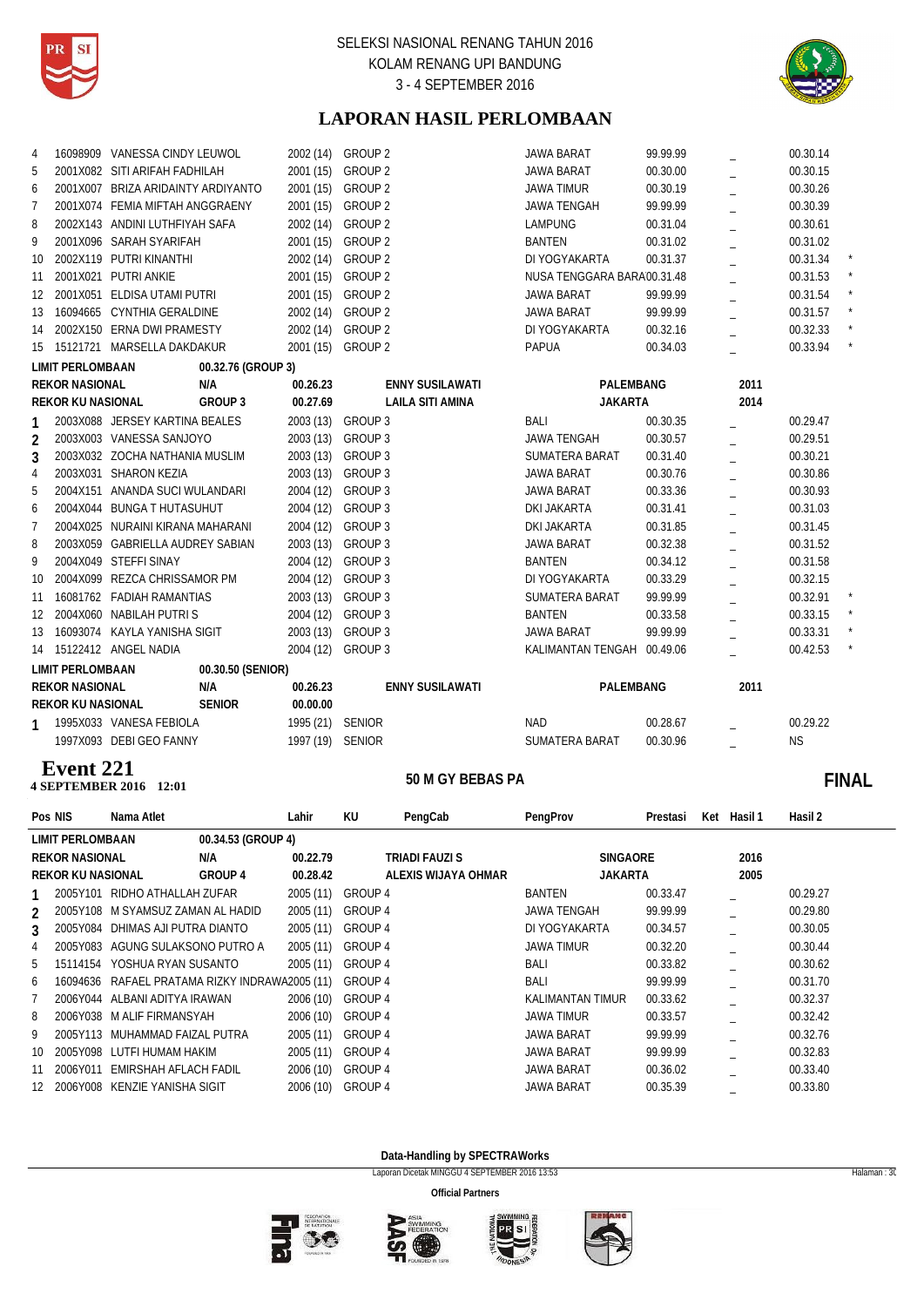# SELEKSI NASIONAL RENANG TAHUN 2016
KOLAM RENANG UPI BANDUNG
3 - 4 SEPTEMBER 2016

## LAPORAN HASIL PERLOMBAAN

| Pos | NIS | Nama Atlet | Lahir | KU | PengCab | PengProv | Prestasi | Ket | Hasil 1 | Hasil 2 | |
|---|---|---|---|---|---|---|---|---|---|---|---|
| 4 | 16098909 | VANESSA CINDY LEUWOL | 2002 (14) | GROUP 2 | | JAWA BARAT | 99.99.99 | | _ | 00.30.14 | |
| 5 | 2001X082 | SITI ARIFAH FADHILAH | 2001 (15) | GROUP 2 | | JAWA BARAT | 00.30.00 | | _ | 00.30.15 | |
| 6 | 2001X007 | BRIZA ARIDAINTY ARDIYANTO | 2001 (15) | GROUP 2 | | JAWA TIMUR | 00.30.19 | | _ | 00.30.26 | |
| 7 | 2001X074 | FEMIA MIFTAH ANGGRAENY | 2001 (15) | GROUP 2 | | JAWA TENGAH | 99.99.99 | | _ | 00.30.39 | |
| 8 | 2002X143 | ANDINI LUTHFIYAH SAFA | 2002 (14) | GROUP 2 | | LAMPUNG | 00.31.04 | | _ | 00.30.61 | |
| 9 | 2001X096 | SARAH SYARIFAH | 2001 (15) | GROUP 2 | | BANTEN | 00.31.02 | | _ | 00.31.02 | |
| 10 | 2002X119 | PUTRI KINANTHI | 2002 (14) | GROUP 2 | | DI YOGYAKARTA | 00.31.37 | | _ | 00.31.34 | * |
| 11 | 2001X021 | PUTRI ANKIE | 2001 (15) | GROUP 2 | | NUSA TENGGARA BARA | 00.31.48 | | _ | 00.31.53 | * |
| 12 | 2001X051 | ELDISA UTAMI PUTRI | 2001 (15) | GROUP 2 | | JAWA BARAT | 99.99.99 | | _ | 00.31.54 | * |
| 13 | 16094665 | CYNTHIA GERALDINE | 2002 (14) | GROUP 2 | | JAWA BARAT | 99.99.99 | | _ | 00.31.57 | * |
| 14 | 2002X150 | ERNA DWI PRAMESTY | 2002 (14) | GROUP 2 | | DI YOGYAKARTA | 00.32.16 | | _ | 00.32.33 | * |
| 15 | 15121721 | MARSELLA DAKDAKUR | 2001 (15) | GROUP 2 | | PAPUA | 00.34.03 | | _ | 00.33.94 | * |

**LIMIT PERLOMBAAN** 00.32.76 (GROUP 3)
**REKOR NASIONAL** N/A 00.26.23 ENNY SUSILAWATI PALEMBANG 2011
**REKOR KU NASIONAL** GROUP 3 00.27.69 LAILA SITI AMINA JAKARTA 2014

| Pos | NIS | Nama Atlet | Lahir | KU | PengCab | PengProv | Prestasi | Ket | Hasil 1 | Hasil 2 | |
|---|---|---|---|---|---|---|---|---|---|---|---|
| 1 | 2003X088 | JERSEY KARTINA BEALES | 2003 (13) | GROUP 3 | | BALI | 00.30.35 | | _ | 00.29.47 | |
| 2 | 2003X003 | VANESSA SANJOYO | 2003 (13) | GROUP 3 | | JAWA TENGAH | 00.30.57 | | _ | 00.29.51 | |
| 3 | 2003X032 | ZOCHA NATHANIA MUSLIM | 2003 (13) | GROUP 3 | | SUMATERA BARAT | 00.31.40 | | _ | 00.30.21 | |
| 4 | 2003X031 | SHARON KEZIA | 2003 (13) | GROUP 3 | | JAWA BARAT | 00.30.76 | | _ | 00.30.86 | |
| 5 | 2004X151 | ANANDA SUCI WULANDARI | 2004 (12) | GROUP 3 | | JAWA BARAT | 00.33.36 | | _ | 00.30.93 | |
| 6 | 2004X044 | BUNGA T HUTASUHUT | 2004 (12) | GROUP 3 | | DKI JAKARTA | 00.31.41 | | _ | 00.31.03 | |
| 7 | 2004X025 | NURAINI KIRANA MAHARANI | 2004 (12) | GROUP 3 | | DKI JAKARTA | 00.31.85 | | _ | 00.31.45 | |
| 8 | 2003X059 | GABRIELLA AUDREY SABIAN | 2003 (13) | GROUP 3 | | JAWA BARAT | 00.32.38 | | _ | 00.31.52 | |
| 9 | 2004X049 | STEFFI SINAY | 2004 (12) | GROUP 3 | | BANTEN | 00.34.12 | | _ | 00.31.58 | |
| 10 | 2004X099 | REZCA CHRISSAMOR PM | 2004 (12) | GROUP 3 | | DI YOGYAKARTA | 00.33.29 | | _ | 00.32.15 | |
| 11 | 16081762 | FADIAH RAMANTIAS | 2003 (13) | GROUP 3 | | SUMATERA BARAT | 99.99.99 | | _ | 00.32.91 | * |
| 12 | 2004X060 | NABILAH PUTRI S | 2004 (12) | GROUP 3 | | BANTEN | 00.33.58 | | _ | 00.33.15 | * |
| 13 | 16093074 | KAYLA YANISHA SIGIT | 2003 (13) | GROUP 3 | | JAWA BARAT | 99.99.99 | | _ | 00.33.31 | * |
| 14 | 15122412 | ANGEL NADIA | 2004 (12) | GROUP 3 | | KALIMANTAN TENGAH | 00.49.06 | | _ | 00.42.53 | * |

**LIMIT PERLOMBAAN** 00.30.50 (SENIOR)
**REKOR NASIONAL** N/A 00.26.23 ENNY SUSILAWATI PALEMBANG 2011
**REKOR KU NASIONAL** SENIOR 00.00.00

| Pos | NIS | Nama Atlet | Lahir | KU | PengCab | PengProv | Prestasi | Ket | Hasil 1 | Hasil 2 |
|---|---|---|---|---|---|---|---|---|---|---|
| 1 | 1995X033 | VANESA FEBIOLA | 1995 (21) | SENIOR | | NAD | 00.28.67 | | _ | 00.29.22 |
| | 1997X093 | DEBI GEO FANNY | 1997 (19) | SENIOR | | SUMATERA BARAT | 00.30.96 | | _ | NS |

## Event 221 — 50 M GY BEBAS PA — FINAL
**4 SEPTEMBER 2016 12:01**

**LIMIT PERLOMBAAN** 00.34.53 (GROUP 4)
**REKOR NASIONAL** N/A 00.22.79 TRIADI FAUZI S SINGAORE 2016
**REKOR KU NASIONAL** GROUP 4 00.28.42 ALEXIS WIJAYA OHMAR JAKARTA 2005

| Pos | NIS | Nama Atlet | Lahir | KU | PengCab | PengProv | Prestasi | Ket | Hasil 1 | Hasil 2 |
|---|---|---|---|---|---|---|---|---|---|---|
| 1 | 2005Y101 | RIDHO ATHALLAH ZUFAR | 2005 (11) | GROUP 4 | | BANTEN | 00.33.47 | | _ | 00.29.27 |
| 2 | 2005Y108 | M SYAMSUZ ZAMAN AL HADID | 2005 (11) | GROUP 4 | | JAWA TENGAH | 99.99.99 | | _ | 00.29.80 |
| 3 | 2005Y084 | DHIMAS AJI PUTRA DIANTO | 2005 (11) | GROUP 4 | | DI YOGYAKARTA | 00.34.57 | | _ | 00.30.05 |
| 4 | 2005Y083 | AGUNG SULAKSONO PUTRO A | 2005 (11) | GROUP 4 | | JAWA TIMUR | 00.32.20 | | _ | 00.30.44 |
| 5 | 15114154 | YOSHUA RYAN SUSANTO | 2005 (11) | GROUP 4 | | BALI | 00.33.82 | | _ | 00.30.62 |
| 6 | 16094636 | RAFAEL PRATAMA RIZKY INDRAWA | 2005 (11) | GROUP 4 | | BALI | 99.99.99 | | _ | 00.31.70 |
| 7 | 2006Y044 | ALBANI ADITYA IRAWAN | 2006 (10) | GROUP 4 | | KALIMANTAN TIMUR | 00.33.62 | | _ | 00.32.37 |
| 8 | 2006Y038 | M ALIF FIRMANSYAH | 2006 (10) | GROUP 4 | | JAWA TIMUR | 00.33.57 | | _ | 00.32.42 |
| 9 | 2005Y113 | MUHAMMAD FAIZAL PUTRA | 2005 (11) | GROUP 4 | | JAWA BARAT | 99.99.99 | | _ | 00.32.76 |
| 10 | 2005Y098 | LUTFI HUMAM HAKIM | 2005 (11) | GROUP 4 | | JAWA BARAT | 99.99.99 | | _ | 00.32.83 |
| 11 | 2006Y011 | EMIRSHAH AFLACH FADIL | 2006 (10) | GROUP 4 | | JAWA BARAT | 00.36.02 | | _ | 00.33.40 |
| 12 | 2006Y008 | KENZIE YANISHA SIGIT | 2006 (10) | GROUP 4 | | JAWA BARAT | 00.35.39 | | _ | 00.33.80 |

Data-Handling by SPECTRAWorks
Laporan Dicetak MINGGU 4 SEPTEMBER 2016 13:53

Official Partners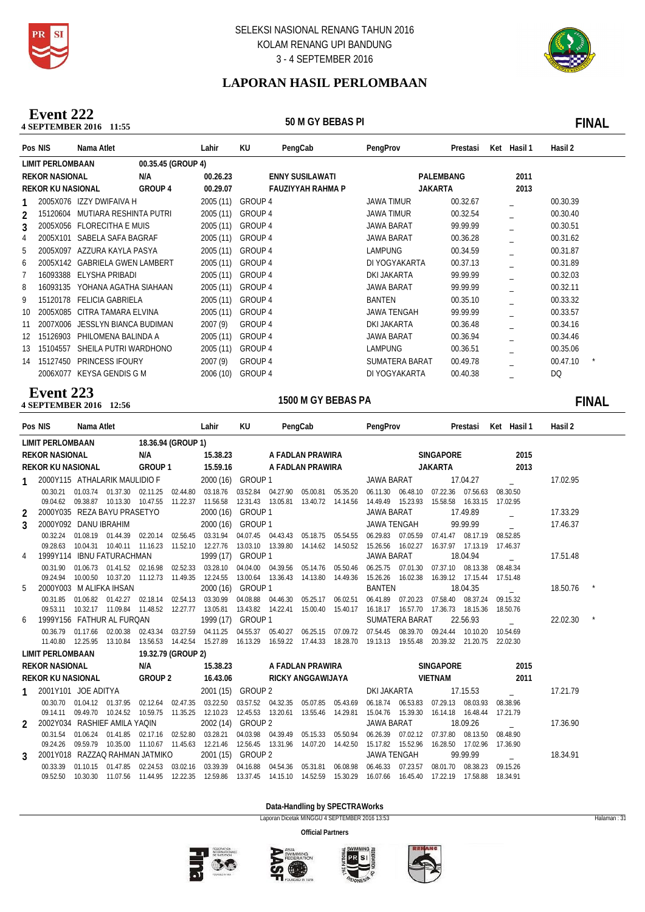SELEKSI NASIONAL RENANG TAHUN 2016
KOLAM RENANG UPI BANDUNG
3 - 4 SEPTEMBER 2016

# LAPORAN HASIL PERLOMBAAN

## Event 222
**4 SEPTEMBER 2016 11:55** — **50 M GY BEBAS PI** — **FINAL**

| Pos | NIS | Nama Atlet | Lahir | KU | PengCab | PengProv | Prestasi | Ket | Hasil 1 | Hasil 2 |
|---|---|---|---|---|---|---|---|---|---|---|
| LIMIT PERLOMBAAN | | | 00.35.45 (GROUP 4) | | | | | | | |
| REKOR NASIONAL | | N/A | 00.26.23 | | ENNY SUSILAWATI | PALEMBANG | | | 2011 | |
| REKOR KU NASIONAL | | GROUP 4 | 00.29.07 | | FAUZIYYAH RAHMA P | JAKARTA | | | 2013 | |
| 1 | 2005X076 | IZZY DWIFAIVA H | 2005 (11) | GROUP 4 | | JAWA TIMUR | 00.32.67 | | _ | 00.30.39 |
| 2 | 15120604 | MUTIARA RESHINTA PUTRI | 2005 (11) | GROUP 4 | | JAWA TIMUR | 00.32.54 | | _ | 00.30.40 |
| 3 | 2005X056 | FLORECITHA E MUIS | 2005 (11) | GROUP 4 | | JAWA BARAT | 99.99.99 | | _ | 00.30.51 |
| 4 | 2005X101 | SABELA SAFA BAGRAF | 2005 (11) | GROUP 4 | | JAWA BARAT | 00.36.28 | | _ | 00.31.62 |
| 5 | 2005X097 | AZZURA KAYLA PASYA | 2005 (11) | GROUP 4 | | LAMPUNG | 00.34.59 | | _ | 00.31.87 |
| 6 | 2005X142 | GABRIELA GWEN LAMBERT | 2005 (11) | GROUP 4 | | DI YOGYAKARTA | 00.37.13 | | _ | 00.31.89 |
| 7 | 16093388 | ELYSHA PRIBADI | 2005 (11) | GROUP 4 | | DKI JAKARTA | 99.99.99 | | _ | 00.32.03 |
| 8 | 16093135 | YOHANA AGATHA SIAHAAN | 2005 (11) | GROUP 4 | | JAWA BARAT | 99.99.99 | | _ | 00.32.11 |
| 9 | 15120178 | FELICIA GABRIELA | 2005 (11) | GROUP 4 | | BANTEN | 00.35.10 | | _ | 00.33.32 |
| 10 | 2005X085 | CITRA TAMARA ELVINA | 2005 (11) | GROUP 4 | | JAWA TENGAH | 99.99.99 | | _ | 00.33.57 |
| 11 | 2007X006 | JESSLYN BIANCA BUDIMAN | 2007 (9) | GROUP 4 | | DKI JAKARTA | 00.36.48 | | _ | 00.34.16 |
| 12 | 15126903 | PHILOMENA BALINDA A | 2005 (11) | GROUP 4 | | JAWA BARAT | 00.36.94 | | _ | 00.34.46 |
| 13 | 15104557 | SHEILA PUTRI WARDHONO | 2005 (11) | GROUP 4 | | LAMPUNG | 00.36.51 | | _ | 00.35.06 |
| 14 | 15127450 | PRINCESS IFOURY | 2007 (9) | GROUP 4 | | SUMATERA BARAT | 00.49.78 | | _ | 00.47.10 * |
| | 2006X077 | KEYSA GENDIS G M | 2006 (10) | GROUP 4 | | DI YOGYAKARTA | 00.40.38 | | _ | DQ |

## Event 223
**4 SEPTEMBER 2016 12:56** — **1500 M GY BEBAS PA** — **FINAL**

| Pos | NIS | Nama Atlet | Lahir | KU | PengCab | PengProv | Prestasi | Ket | Hasil 1 | Hasil 2 |
|---|---|---|---|---|---|---|---|---|---|---|
| LIMIT PERLOMBAAN | | | 18.36.94 (GROUP 1) | | | | | | | |
| REKOR NASIONAL | | N/A | 15.38.23 | | A FADLAN PRAWIRA | SINGAPORE | | | 2015 | |
| REKOR KU NASIONAL | | GROUP 1 | 15.59.16 | | A FADLAN PRAWIRA | JAKARTA | | | 2013 | |
| 1 | 2000Y115 | ATHALARIK MAULIDIO F | 2000 (16) | GROUP 1 | | JAWA BARAT | 17.04.27 | | _ | 17.02.95 |
| | | 00.30.21 01.03.74 01.37.30 02.11.25 02.44.80 03.18.76 03.52.84 04.27.90 05.00.81 05.35.20 06.11.30 06.48.10 07.22.36 07.56.63 08.30.50 09.04.62 09.38.87 10.13.30 10.47.55 11.22.37 11.56.58 12.31.43 13.05.81 13.40.72 14.14.56 14.49.49 15.23.93 15.58.58 16.33.15 17.02.95 | | | | | | | | |
| 2 | 2000Y035 | REZA BAYU PRASETYO | 2000 (16) | GROUP 1 | | JAWA BARAT | 17.49.89 | | _ | 17.33.29 |
| 3 | 2000Y092 | DANU IBRAHIM | 2000 (16) | GROUP 1 | | JAWA TENGAH | 99.99.99 | | _ | 17.46.37 |
| | | 00.32.24 01.08.19 01.44.39 02.20.14 02.56.45 03.31.94 04.07.45 04.43.43 05.18.75 05.54.55 06.29.83 07.05.59 07.41.47 08.17.19 08.52.85 09.28.63 10.04.31 10.40.11 11.16.23 11.52.10 12.27.76 13.03.10 13.39.80 14.14.62 14.50.52 15.26.56 16.02.27 16.37.97 17.13.19 17.46.37 | | | | | | | | |
| 4 | 1999Y114 | IBNU FATURACHMAN | 1999 (17) | GROUP 1 | | JAWA BARAT | 18.04.94 | | _ | 17.51.48 |
| | | 00.31.90 01.06.73 01.41.52 02.16.98 02.52.33 03.28.10 04.04.00 04.39.56 05.14.76 05.50.46 06.25.75 07.01.30 07.37.10 08.13.38 08.48.34 09.24.94 10.00.50 10.37.20 11.12.73 11.49.35 12.24.55 13.00.64 13.36.43 14.13.80 14.49.36 15.26.26 16.02.38 16.39.12 17.15.44 17.51.48 | | | | | | | | |
| 5 | 2000Y003 | M ALIFKA IHSAN | 2000 (16) | GROUP 1 | | BANTEN | 18.04.35 | | _ | 18.50.76 * |
| | | 00.31.85 01.06.82 01.42.27 02.18.14 02.54.13 03.30.99 04.08.88 04.46.30 05.25.17 06.02.51 06.41.89 07.20.23 07.58.40 08.37.24 09.15.32 09.53.11 10.32.17 11.09.84 11.48.52 12.27.77 13.05.81 13.43.82 14.22.41 15.00.40 15.40.17 16.18.17 16.57.70 17.36.73 18.15.36 18.50.76 | | | | | | | | |
| 6 | 1999Y156 | FATHUR AL FURQAN | 1999 (17) | GROUP 1 | | SUMATERA BARAT | 22.56.93 | | _ | 22.02.30 * |
| | | 00.36.79 01.17.66 02.00.38 02.43.34 03.27.59 04.11.25 04.55.37 05.40.27 06.25.15 07.09.72 07.54.45 08.39.70 09.24.44 10.10.20 10.54.69 11.40.80 12.25.95 13.10.84 13.56.53 14.42.54 15.27.89 16.13.29 16.59.22 17.44.33 18.28.70 19.13.13 19.55.48 20.39.32 21.20.75 22.02.30 | | | | | | | | |
| LIMIT PERLOMBAAN | | | 19.32.79 (GROUP 2) | | | | | | | |
| REKOR NASIONAL | | N/A | 15.38.23 | | A FADLAN PRAWIRA | SINGAPORE | | | 2015 | |
| REKOR KU NASIONAL | | GROUP 2 | 16.43.06 | | RICKY ANGGAWIJAYA | VIETNAM | | | 2011 | |
| 1 | 2001Y101 | JOE ADITYA | 2001 (15) | GROUP 2 | | DKI JAKARTA | 17.15.53 | | _ | 17.21.79 |
| | | 00.30.70 01.04.12 01.37.95 02.12.64 02.47.35 03.22.50 03.57.52 04.32.35 05.07.85 05.43.69 06.18.74 06.53.83 07.29.13 08.03.93 08.38.96 09.14.11 09.49.70 10.24.52 10.59.75 11.35.25 12.10.23 12.45.53 13.20.61 13.55.46 14.29.81 15.04.76 15.39.30 16.14.18 16.48.44 17.21.79 | | | | | | | | |
| 2 | 2002Y034 | RASHIEF AMILA YAQIN | 2002 (14) | GROUP 2 | | JAWA BARAT | 18.09.26 | | _ | 17.36.90 |
| | | 00.31.54 01.06.24 01.41.85 02.17.16 02.52.80 03.28.21 04.03.98 04.39.49 05.15.33 05.50.94 06.26.39 07.02.12 07.37.80 08.13.50 08.48.90 09.24.26 09.59.79 10.35.00 11.10.67 11.45.63 12.21.46 12.56.45 13.31.96 14.07.20 14.42.50 15.17.82 15.52.96 16.28.50 17.02.96 17.36.90 | | | | | | | | |
| 3 | 2001Y018 | RAZZAQ RAHMAN JATMIKO | 2001 (15) | GROUP 2 | | JAWA TENGAH | 99.99.99 | | _ | 18.34.91 |
| | | 00.33.39 01.10.15 01.47.85 02.24.53 03.02.16 03.39.39 04.16.88 04.54.36 05.31.81 06.08.98 06.46.33 07.23.57 08.01.70 08.38.23 09.15.26 09.52.50 10.30.30 11.07.56 11.44.95 12.22.35 12.59.86 13.37.45 14.15.10 14.52.59 15.30.29 16.07.66 16.45.40 17.22.19 17.58.88 18.34.91 | | | | | | | | |

Data-Handling by SPECTRAWorks
Laporan Dicetak MINGGU 4 SEPTEMBER 2016 13:53

Official Partners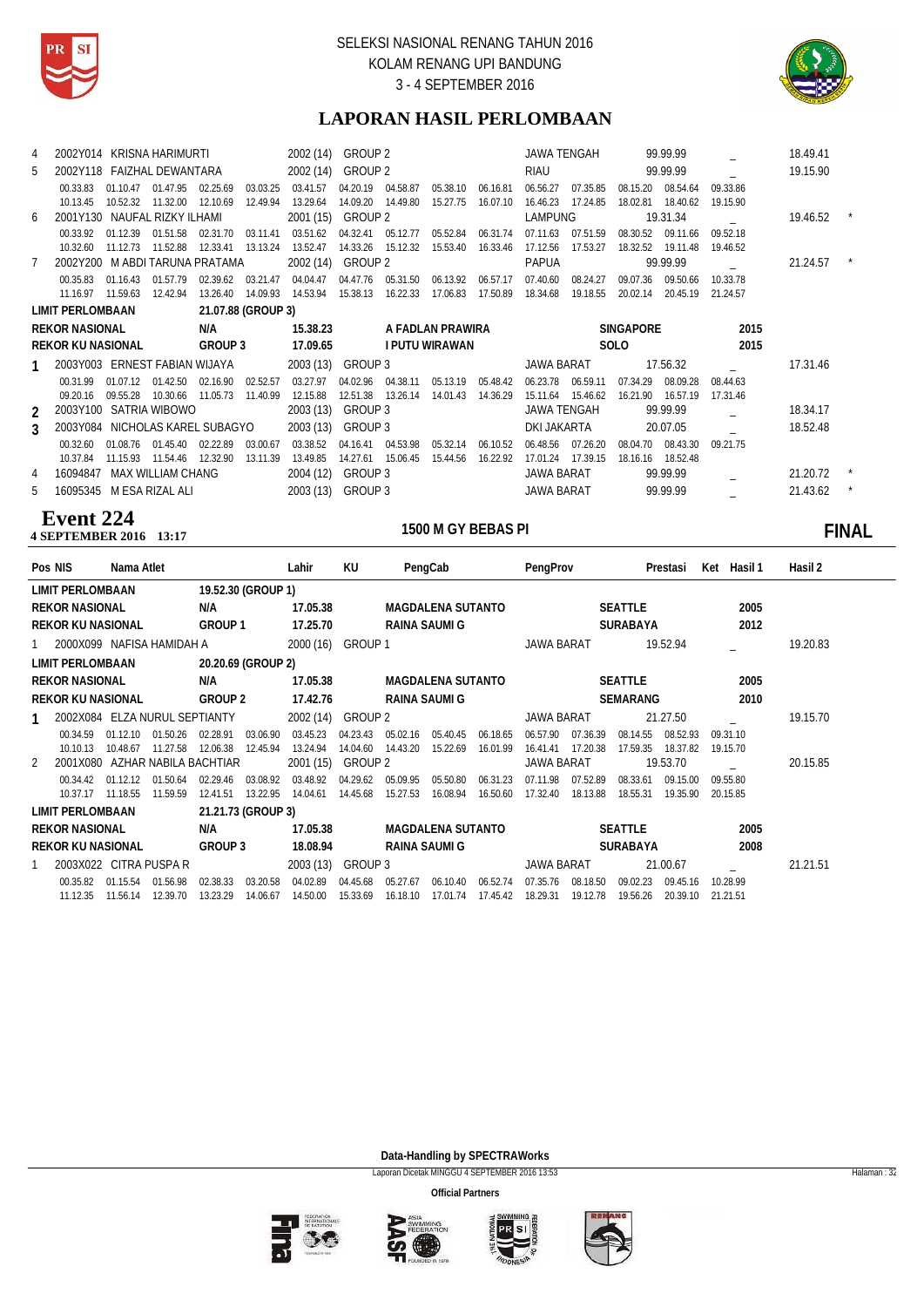# LAPORAN HASIL PERLOMBAAN

SELEKSI NASIONAL RENANG TAHUN 2016
KOLAM RENANG UPI BANDUNG
3 - 4 SEPTEMBER 2016

| Pos | NIS | Nama Atlet | Lahir | KU | PengCab | PengProv | Prestasi | Ket | Hasil 1 | Hasil 2 |
|---|---|---|---|---|---|---|---|---|---|---|
| 4 | 2002Y014 | KRISNA HARIMURTI | 2002 (14) | GROUP 2 | | JAWA TENGAH | 99.99.99 | _ | | 18.49.41 |
| 5 | 2002Y118 | FAIZHAL DEWANTARA | 2002 (14) | GROUP 2 | | RIAU | 99.99.99 | _ | | 19.15.90 |

00.33.83 01.10.47 01.47.95 02.25.69 03.03.25 03.41.57 04.20.19 04.58.87 05.38.10 06.16.81 06.56.27 07.35.85 08.15.20 08.54.64 09.33.86
10.13.45 10.52.32 11.32.00 12.10.69 12.49.94 13.29.64 14.09.20 14.49.80 15.27.75 16.07.10 16.46.23 17.24.85 18.02.81 18.40.62 19.15.90

| Pos | NIS | Nama Atlet | Lahir | KU | PengCab | PengProv | Prestasi | Ket | Hasil 1 | Hasil 2 |
|---|---|---|---|---|---|---|---|---|---|---|
| 6 | 2001Y130 | NAUFAL RIZKY ILHAMI | 2001 (15) | GROUP 2 | | LAMPUNG | 19.31.34 | _ | | 19.46.52 * |

00.33.92 01.12.39 01.51.58 02.31.70 03.11.41 03.51.62 04.32.41 05.12.77 05.52.84 06.31.74 07.11.63 07.51.59 08.30.52 09.11.66 09.52.18
10.32.60 11.12.73 11.52.88 12.33.41 13.13.24 13.52.47 14.33.26 15.12.32 15.53.40 16.33.46 17.12.56 17.53.27 18.32.52 19.11.48 19.46.52

| Pos | NIS | Nama Atlet | Lahir | KU | PengCab | PengProv | Prestasi | Ket | Hasil 1 | Hasil 2 |
|---|---|---|---|---|---|---|---|---|---|---|
| 7 | 2002Y200 | M ABDI TARUNA PRATAMA | 2002 (14) | GROUP 2 | | PAPUA | 99.99.99 | _ | | 21.24.57 * |

00.35.83 01.16.43 01.57.79 02.39.62 03.21.47 04.04.47 04.47.76 05.31.50 06.13.92 06.57.17 07.40.60 08.24.27 09.07.36 09.50.66 10.33.78
11.16.97 11.59.63 12.42.94 13.26.40 14.09.93 14.53.94 15.38.13 16.22.33 17.06.83 17.50.89 18.34.68 19.18.55 20.02.14 20.45.19 21.24.57

**LIMIT PERLOMBAAN** 21.07.88 (GROUP 3)

| | | | | | |
|---|---|---|---|---|---|
| **REKOR NASIONAL** | N/A | 15.38.23 | A FADLAN PRAWIRA | SINGAPORE | 2015 |
| **REKOR KU NASIONAL** | GROUP 3 | 17.09.65 | I PUTU WIRAWAN | SOLO | 2015 |

| Pos | NIS | Nama Atlet | Lahir | KU | PengCab | PengProv | Prestasi | Ket | Hasil 1 | Hasil 2 |
|---|---|---|---|---|---|---|---|---|---|---|
| 1 | 2003Y003 | ERNEST FABIAN WIJAYA | 2003 (13) | GROUP 3 | | JAWA BARAT | 17.56.32 | _ | | 17.31.46 |

00.31.99 01.07.12 01.42.50 02.16.90 02.52.57 03.27.97 04.02.96 04.38.11 05.13.19 05.48.42 06.23.78 06.59.11 07.34.29 08.09.28 08.44.63
09.20.16 09.55.28 10.30.66 11.05.73 11.40.99 12.15.88 12.51.38 13.26.14 14.01.43 14.36.29 15.11.64 15.46.62 16.21.90 16.57.19 17.31.46

| Pos | NIS | Nama Atlet | Lahir | KU | PengCab | PengProv | Prestasi | Ket | Hasil 1 | Hasil 2 |
|---|---|---|---|---|---|---|---|---|---|---|
| 2 | 2003Y100 | SATRIA WIBOWO | 2003 (13) | GROUP 3 | | JAWA TENGAH | 99.99.99 | _ | | 18.34.17 |
| 3 | 2003Y084 | NICHOLAS KAREL SUBAGYO | 2003 (13) | GROUP 3 | | DKI JAKARTA | 20.07.05 | _ | | 18.52.48 |

00.32.60 01.08.76 01.45.40 02.22.89 03.00.67 03.38.52 04.16.41 04.53.98 05.32.14 06.10.52 06.48.56 07.26.20 08.04.70 08.43.30 09.21.75
10.37.84 11.15.93 11.54.46 12.32.90 13.11.39 13.49.85 14.27.61 15.06.45 15.44.56 16.22.92 17.01.24 17.39.15 18.16.16 18.52.48

| Pos | NIS | Nama Atlet | Lahir | KU | PengCab | PengProv | Prestasi | Ket | Hasil 1 | Hasil 2 |
|---|---|---|---|---|---|---|---|---|---|---|
| 4 | 16094847 | MAX WILLIAM CHANG | 2004 (12) | GROUP 3 | | JAWA BARAT | 99.99.99 | _ | | 21.20.72 * |
| 5 | 16095345 | M ESA RIZAL ALI | 2003 (13) | GROUP 3 | | JAWA BARAT | 99.99.99 | _ | | 21.43.62 * |

## Event 224
**4 SEPTEMBER 2016 13:17** — **1500 M GY BEBAS PI** — **FINAL**

**LIMIT PERLOMBAAN** 19.52.30 (GROUP 1)

| | | | | | |
|---|---|---|---|---|---|
| **REKOR NASIONAL** | N/A | 17.05.38 | MAGDALENA SUTANTO | SEATTLE | 2005 |
| **REKOR KU NASIONAL** | GROUP 1 | 17.25.70 | RAINA SAUMI G | SURABAYA | 2012 |

| Pos | NIS | Nama Atlet | Lahir | KU | PengCab | PengProv | Prestasi | Ket | Hasil 1 | Hasil 2 |
|---|---|---|---|---|---|---|---|---|---|---|
| 1 | 2000X099 | NAFISA HAMIDAH A | 2000 (16) | GROUP 1 | | JAWA BARAT | 19.52.94 | _ | | 19.20.83 |

**LIMIT PERLOMBAAN** 20.20.69 (GROUP 2)

| | | | | | |
|---|---|---|---|---|---|
| **REKOR NASIONAL** | N/A | 17.05.38 | MAGDALENA SUTANTO | SEATTLE | 2005 |
| **REKOR KU NASIONAL** | GROUP 2 | 17.42.76 | RAINA SAUMI G | SEMARANG | 2010 |

| Pos | NIS | Nama Atlet | Lahir | KU | PengCab | PengProv | Prestasi | Ket | Hasil 1 | Hasil 2 |
|---|---|---|---|---|---|---|---|---|---|---|
| 1 | 2002X084 | ELZA NURUL SEPTIANTY | 2002 (14) | GROUP 2 | | JAWA BARAT | 21.27.50 | _ | | 19.15.70 |

00.34.59 01.12.10 01.50.26 02.28.91 03.06.90 03.45.23 04.23.43 05.02.16 05.40.45 06.18.65 06.57.90 07.36.39 08.14.55 08.52.93 09.31.10
10.10.13 10.48.67 11.27.58 12.06.38 12.45.94 13.24.94 14.04.60 14.43.20 15.22.69 16.01.99 16.41.41 17.20.38 17.59.35 18.37.82 19.15.70

| Pos | NIS | Nama Atlet | Lahir | KU | PengCab | PengProv | Prestasi | Ket | Hasil 1 | Hasil 2 |
|---|---|---|---|---|---|---|---|---|---|---|
| 2 | 2001X080 | AZHAR NABILA BACHTIAR | 2001 (15) | GROUP 2 | | JAWA BARAT | 19.53.70 | _ | | 20.15.85 |

00.34.42 01.12.12 01.50.64 02.29.46 03.08.92 03.48.92 04.29.62 05.09.95 05.50.80 06.31.23 07.11.98 07.52.89 08.33.61 09.15.00 09.55.80
10.37.17 11.18.55 11.59.59 12.41.51 13.22.95 14.04.61 14.45.68 15.27.53 16.08.94 16.50.60 17.32.40 18.13.88 18.55.31 19.35.90 20.15.85

**LIMIT PERLOMBAAN** 21.21.73 (GROUP 3)

| | | | | | |
|---|---|---|---|---|---|
| **REKOR NASIONAL** | N/A | 17.05.38 | MAGDALENA SUTANTO | SEATTLE | 2005 |
| **REKOR KU NASIONAL** | GROUP 3 | 18.08.94 | RAINA SAUMI G | SURABAYA | 2008 |

| Pos | NIS | Nama Atlet | Lahir | KU | PengCab | PengProv | Prestasi | Ket | Hasil 1 | Hasil 2 |
|---|---|---|---|---|---|---|---|---|---|---|
| 1 | 2003X022 | CITRA PUSPA R | 2003 (13) | GROUP 3 | | JAWA BARAT | 21.00.67 | _ | | 21.21.51 |

00.35.82 01.15.54 01.56.98 02.38.33 03.20.58 04.02.89 04.45.68 05.27.67 06.10.40 06.52.74 07.35.76 08.18.50 09.02.23 09.45.16 10.28.99
11.12.35 11.56.14 12.39.70 13.23.29 14.06.67 14.50.00 15.33.69 16.18.10 17.01.74 17.45.42 18.29.31 19.12.78 19.56.26 20.39.10 21.21.51

Data-Handling by SPECTRAWorks

Laporan Dicetak MINGGU 4 SEPTEMBER 2016 13:53

Official Partners